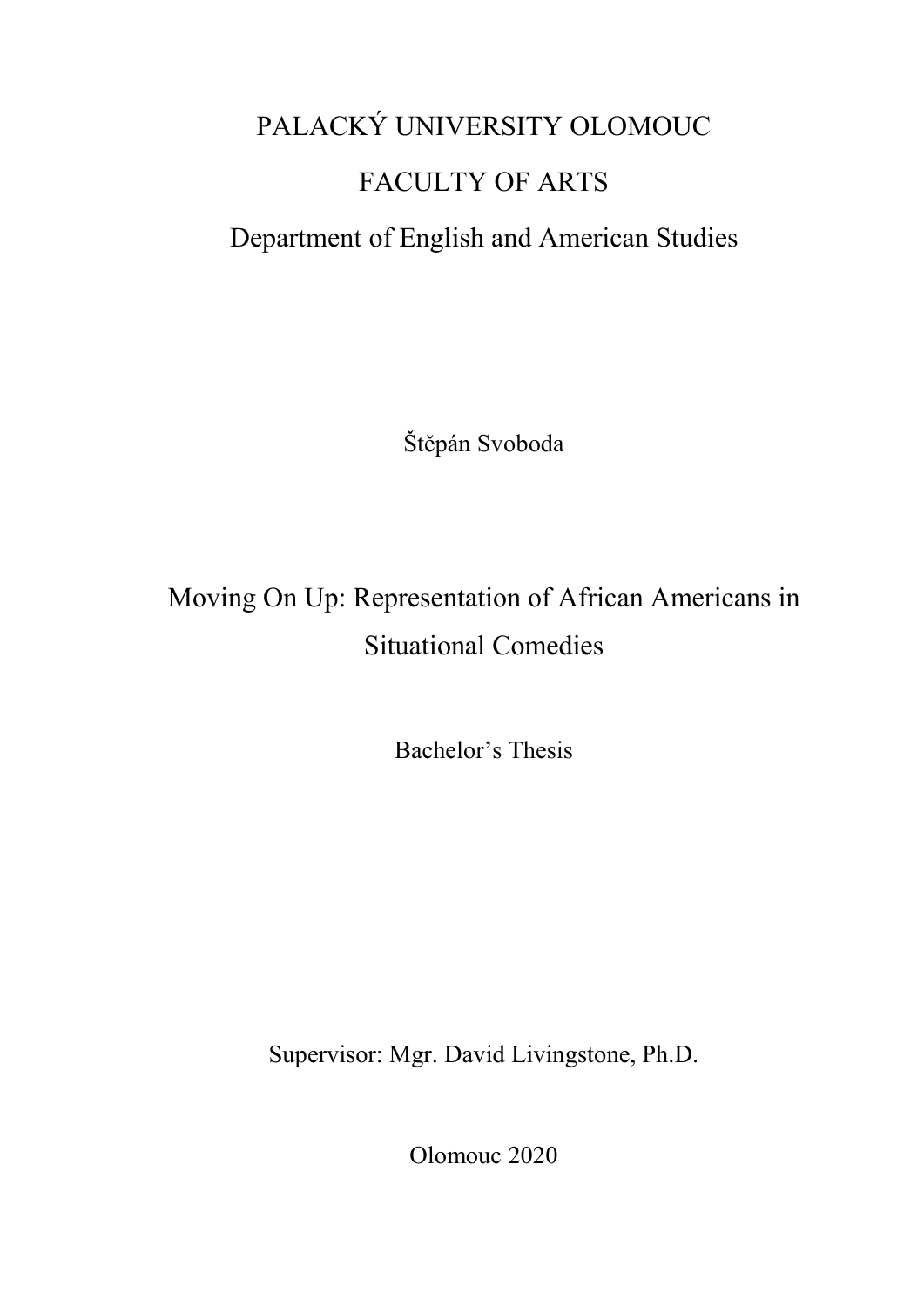PALACKÝ UNIVERSITY OLOMOUC

FACULTY OF ARTS

Department of English and American Studies

Štěpán Svoboda

# Moving On Up: Representation of African Americans in Situational Comedies

Bachelor's Thesis

Supervisor: Mgr. David Livingstone, Ph.D.

Olomouc 2020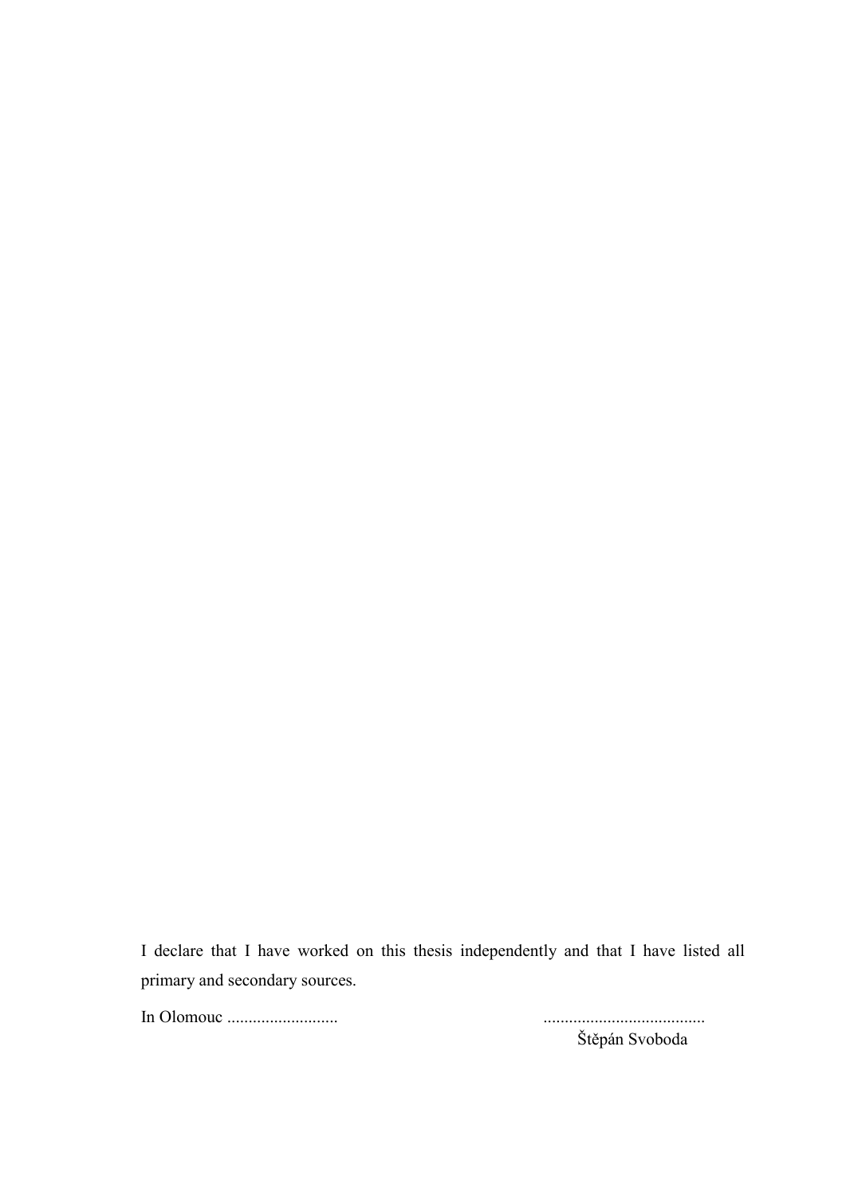I declare that I have worked on this thesis independently and that I have listed all primary and secondary sources.

In Olomouc ..........................                                              .....................................

Štěpán Svoboda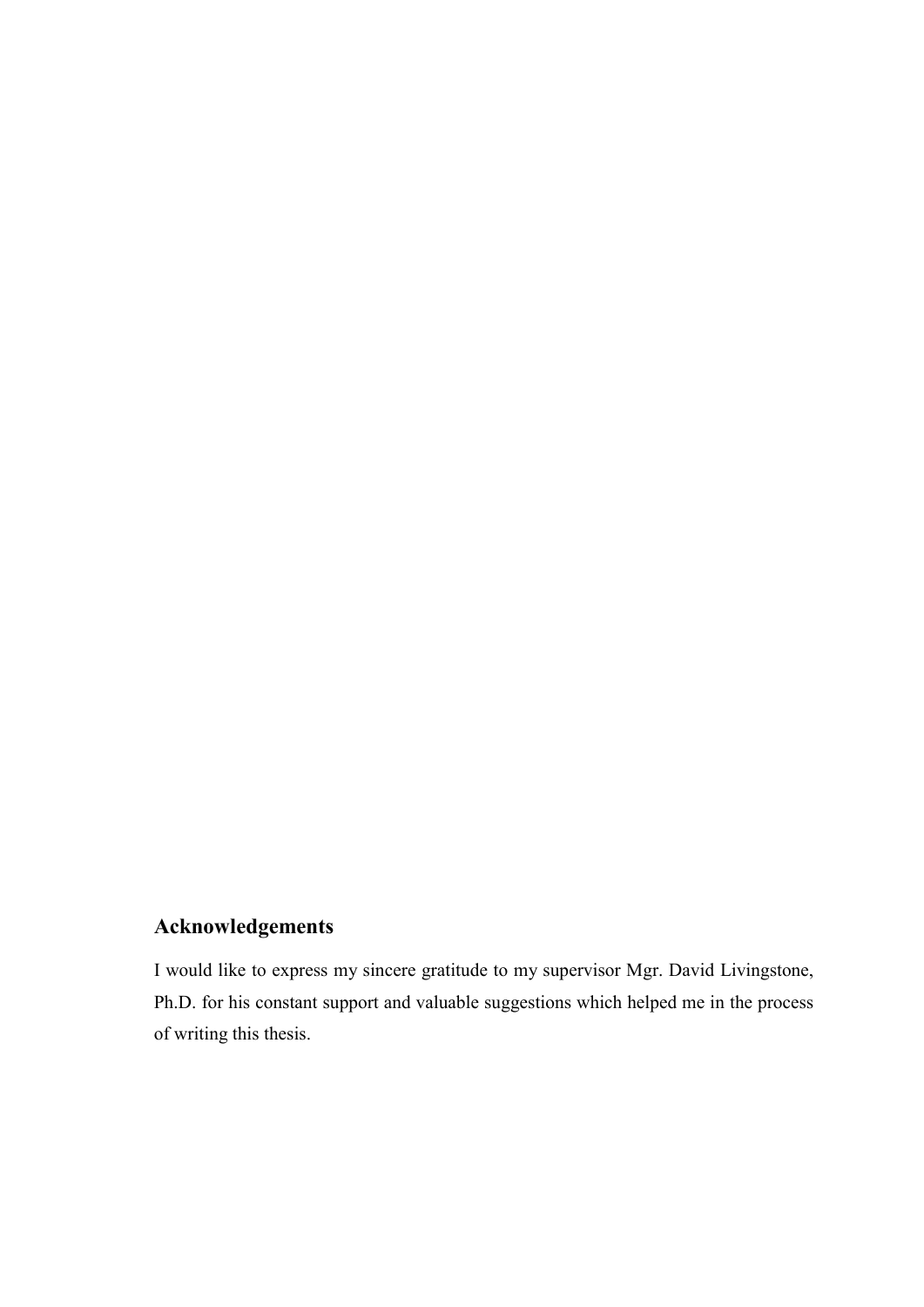## Acknowledgements

I would like to express my sincere gratitude to my supervisor Mgr. David Livingstone, Ph.D. for his constant support and valuable suggestions which helped me in the process of writing this thesis.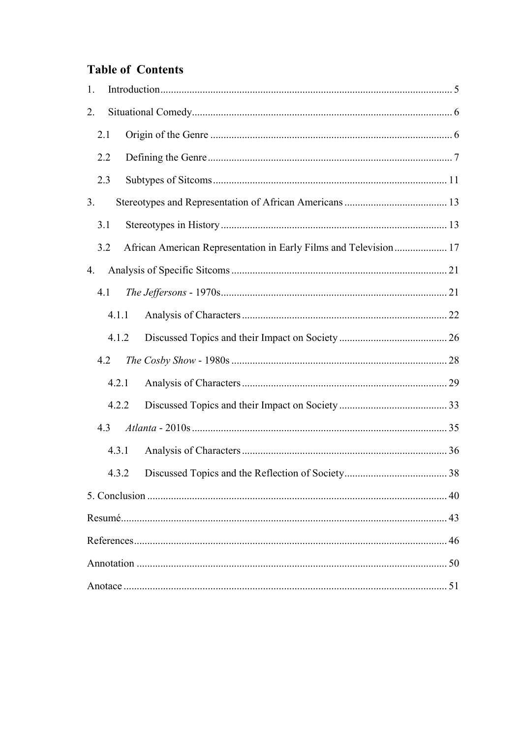# Table of Contents

1. Introduction ... 5
2. Situational Comedy ... 6
   - 2.1 Origin of the Genre ... 6
   - 2.2 Defining the Genre ... 7
   - 2.3 Subtypes of Sitcoms ... 11
3. Stereotypes and Representation of African Americans ... 13
   - 3.1 Stereotypes in History ... 13
   - 3.2 African American Representation in Early Films and Television ... 17
4. Analysis of Specific Sitcoms ... 21
   - 4.1 *The Jeffersons* - 1970s ... 21
     - 4.1.1 Analysis of Characters ... 22
     - 4.1.2 Discussed Topics and their Impact on Society ... 26
   - 4.2 *The Cosby Show* - 1980s ... 28
     - 4.2.1 Analysis of Characters ... 29
     - 4.2.2 Discussed Topics and their Impact on Society ... 33
   - 4.3 *Atlanta* - 2010s ... 35
     - 4.3.1 Analysis of Characters ... 36
     - 4.3.2 Discussed Topics and the Reflection of Society ... 38

5. Conclusion ... 40

Resumé ... 43

References ... 46

Annotation ... 50

Anotace ... 51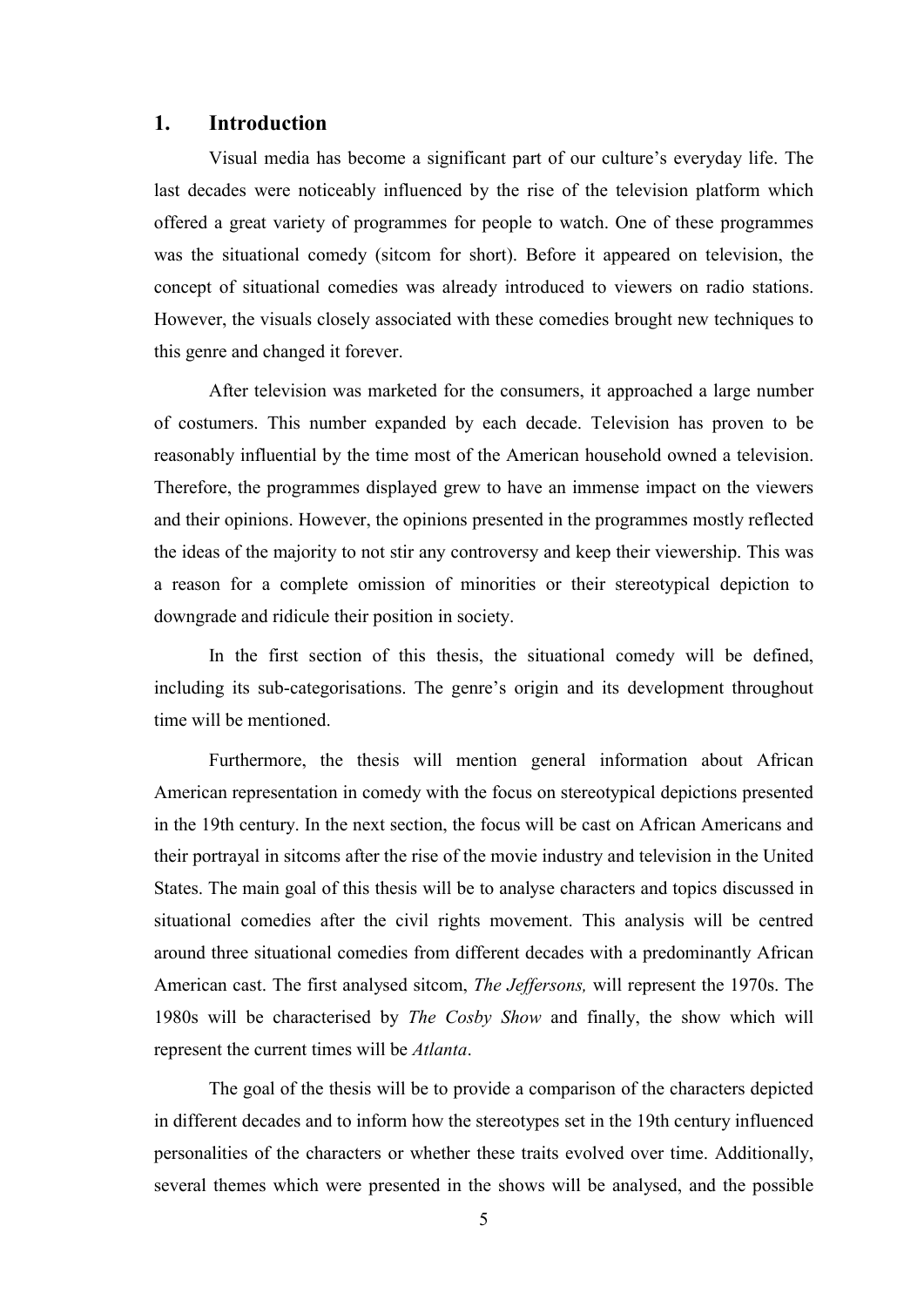# 1. Introduction

Visual media has become a significant part of our culture's everyday life. The last decades were noticeably influenced by the rise of the television platform which offered a great variety of programmes for people to watch. One of these programmes was the situational comedy (sitcom for short). Before it appeared on television, the concept of situational comedies was already introduced to viewers on radio stations. However, the visuals closely associated with these comedies brought new techniques to this genre and changed it forever.

After television was marketed for the consumers, it approached a large number of costumers. This number expanded by each decade. Television has proven to be reasonably influential by the time most of the American household owned a television. Therefore, the programmes displayed grew to have an immense impact on the viewers and their opinions. However, the opinions presented in the programmes mostly reflected the ideas of the majority to not stir any controversy and keep their viewership. This was a reason for a complete omission of minorities or their stereotypical depiction to downgrade and ridicule their position in society.

In the first section of this thesis, the situational comedy will be defined, including its sub-categorisations. The genre's origin and its development throughout time will be mentioned.

Furthermore, the thesis will mention general information about African American representation in comedy with the focus on stereotypical depictions presented in the 19th century. In the next section, the focus will be cast on African Americans and their portrayal in sitcoms after the rise of the movie industry and television in the United States. The main goal of this thesis will be to analyse characters and topics discussed in situational comedies after the civil rights movement. This analysis will be centred around three situational comedies from different decades with a predominantly African American cast. The first analysed sitcom, *The Jeffersons,* will represent the 1970s. The 1980s will be characterised by *The Cosby Show* and finally, the show which will represent the current times will be *Atlanta*.

The goal of the thesis will be to provide a comparison of the characters depicted in different decades and to inform how the stereotypes set in the 19th century influenced personalities of the characters or whether these traits evolved over time. Additionally, several themes which were presented in the shows will be analysed, and the possible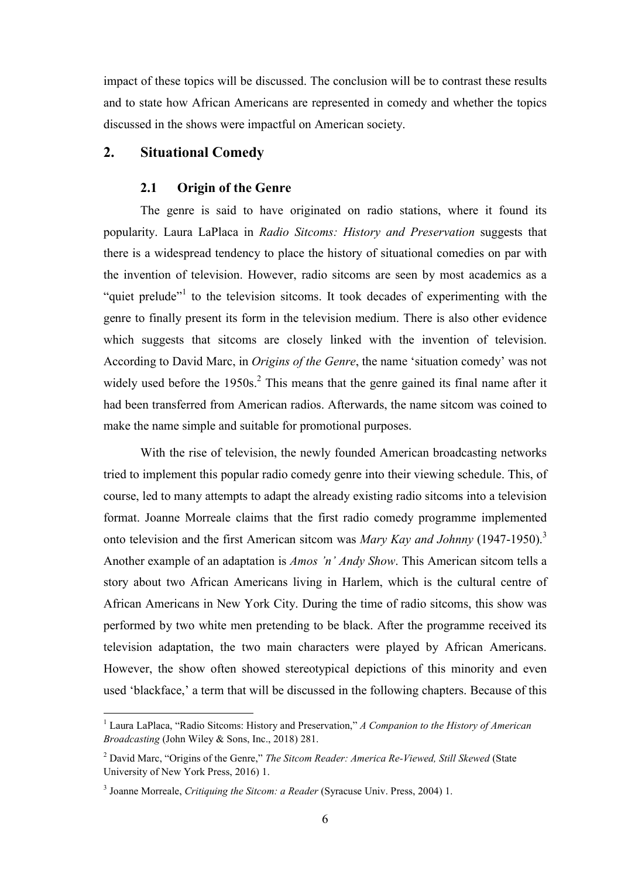impact of these topics will be discussed. The conclusion will be to contrast these results and to state how African Americans are represented in comedy and whether the topics discussed in the shows were impactful on American society.

## 2. Situational Comedy

### 2.1 Origin of the Genre

The genre is said to have originated on radio stations, where it found its popularity. Laura LaPlaca in *Radio Sitcoms: History and Preservation* suggests that there is a widespread tendency to place the history of situational comedies on par with the invention of television. However, radio sitcoms are seen by most academics as a "quiet prelude"[1] to the television sitcoms. It took decades of experimenting with the genre to finally present its form in the television medium. There is also other evidence which suggests that sitcoms are closely linked with the invention of television. According to David Marc, in *Origins of the Genre*, the name 'situation comedy' was not widely used before the 1950s.[2] This means that the genre gained its final name after it had been transferred from American radios. Afterwards, the name sitcom was coined to make the name simple and suitable for promotional purposes.

With the rise of television, the newly founded American broadcasting networks tried to implement this popular radio comedy genre into their viewing schedule. This, of course, led to many attempts to adapt the already existing radio sitcoms into a television format. Joanne Morreale claims that the first radio comedy programme implemented onto television and the first American sitcom was *Mary Kay and Johnny* (1947-1950).[3] Another example of an adaptation is *Amos 'n' Andy Show*. This American sitcom tells a story about two African Americans living in Harlem, which is the cultural centre of African Americans in New York City. During the time of radio sitcoms, this show was performed by two white men pretending to be black. After the programme received its television adaptation, the two main characters were played by African Americans. However, the show often showed stereotypical depictions of this minority and even used 'blackface,' a term that will be discussed in the following chapters. Because of this

---

[1] Laura LaPlaca, "Radio Sitcoms: History and Preservation," *A Companion to the History of American Broadcasting* (John Wiley & Sons, Inc., 2018) 281.

[2] David Marc, "Origins of the Genre," *The Sitcom Reader: America Re-Viewed, Still Skewed* (State University of New York Press, 2016) 1.

[3] Joanne Morreale, *Critiquing the Sitcom: a Reader* (Syracuse Univ. Press, 2004) 1.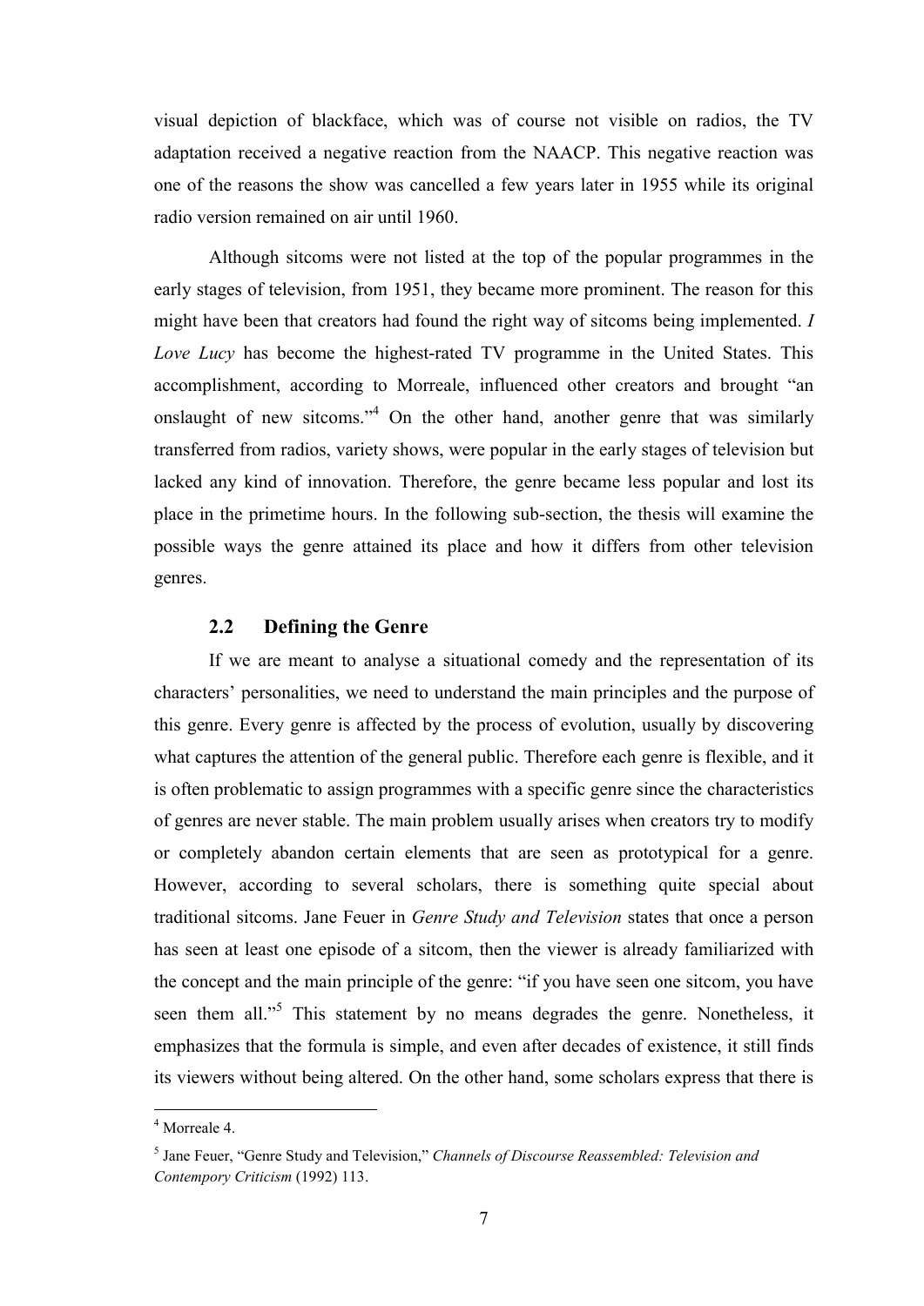visual depiction of blackface, which was of course not visible on radios, the TV adaptation received a negative reaction from the NAACP. This negative reaction was one of the reasons the show was cancelled a few years later in 1955 while its original radio version remained on air until 1960.

Although sitcoms were not listed at the top of the popular programmes in the early stages of television, from 1951, they became more prominent. The reason for this might have been that creators had found the right way of sitcoms being implemented. *I Love Lucy* has become the highest-rated TV programme in the United States. This accomplishment, according to Morreale, influenced other creators and brought "an onslaught of new sitcoms."[4] On the other hand, another genre that was similarly transferred from radios, variety shows, were popular in the early stages of television but lacked any kind of innovation. Therefore, the genre became less popular and lost its place in the primetime hours. In the following sub-section, the thesis will examine the possible ways the genre attained its place and how it differs from other television genres.

### 2.2 Defining the Genre

If we are meant to analyse a situational comedy and the representation of its characters' personalities, we need to understand the main principles and the purpose of this genre. Every genre is affected by the process of evolution, usually by discovering what captures the attention of the general public. Therefore each genre is flexible, and it is often problematic to assign programmes with a specific genre since the characteristics of genres are never stable. The main problem usually arises when creators try to modify or completely abandon certain elements that are seen as prototypical for a genre. However, according to several scholars, there is something quite special about traditional sitcoms. Jane Feuer in *Genre Study and Television* states that once a person has seen at least one episode of a sitcom, then the viewer is already familiarized with the concept and the main principle of the genre: "if you have seen one sitcom, you have seen them all."[5] This statement by no means degrades the genre. Nonetheless, it emphasizes that the formula is simple, and even after decades of existence, it still finds its viewers without being altered. On the other hand, some scholars express that there is

---

[4] Morreale 4.

[5] Jane Feuer, "Genre Study and Television," *Channels of Discourse Reassembled: Television and Contempory Criticism* (1992) 113.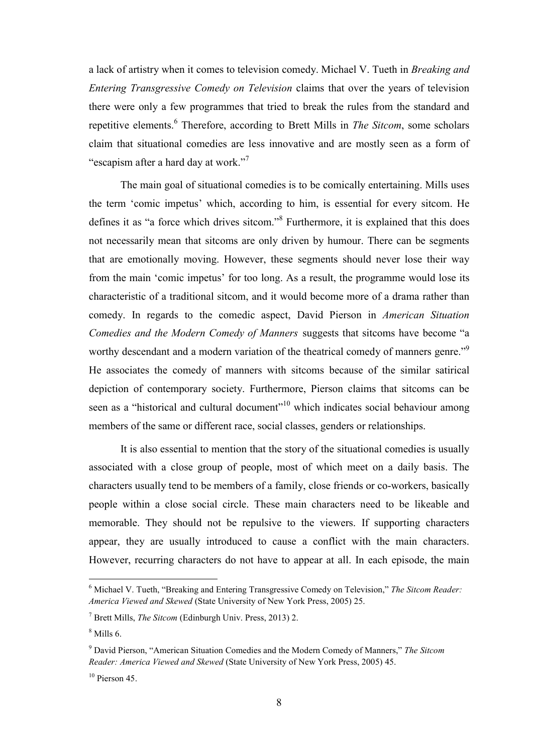a lack of artistry when it comes to television comedy. Michael V. Tueth in *Breaking and Entering Transgressive Comedy on Television* claims that over the years of television there were only a few programmes that tried to break the rules from the standard and repetitive elements.[6] Therefore, according to Brett Mills in *The Sitcom*, some scholars claim that situational comedies are less innovative and are mostly seen as a form of "escapism after a hard day at work."[7]

The main goal of situational comedies is to be comically entertaining. Mills uses the term 'comic impetus' which, according to him, is essential for every sitcom. He defines it as "a force which drives sitcom."[8] Furthermore, it is explained that this does not necessarily mean that sitcoms are only driven by humour. There can be segments that are emotionally moving. However, these segments should never lose their way from the main 'comic impetus' for too long. As a result, the programme would lose its characteristic of a traditional sitcom, and it would become more of a drama rather than comedy. In regards to the comedic aspect, David Pierson in *American Situation Comedies and the Modern Comedy of Manners* suggests that sitcoms have become "a worthy descendant and a modern variation of the theatrical comedy of manners genre."[9] He associates the comedy of manners with sitcoms because of the similar satirical depiction of contemporary society. Furthermore, Pierson claims that sitcoms can be seen as a "historical and cultural document"[10] which indicates social behaviour among members of the same or different race, social classes, genders or relationships.

It is also essential to mention that the story of the situational comedies is usually associated with a close group of people, most of which meet on a daily basis. The characters usually tend to be members of a family, close friends or co-workers, basically people within a close social circle. These main characters need to be likeable and memorable. They should not be repulsive to the viewers. If supporting characters appear, they are usually introduced to cause a conflict with the main characters. However, recurring characters do not have to appear at all. In each episode, the main

---

[6] Michael V. Tueth, "Breaking and Entering Transgressive Comedy on Television," *The Sitcom Reader: America Viewed and Skewed* (State University of New York Press, 2005) 25.

[7] Brett Mills, *The Sitcom* (Edinburgh Univ. Press, 2013) 2.

[8] Mills 6.

[9] David Pierson, "American Situation Comedies and the Modern Comedy of Manners," *The Sitcom Reader: America Viewed and Skewed* (State University of New York Press, 2005) 45.

[10] Pierson 45.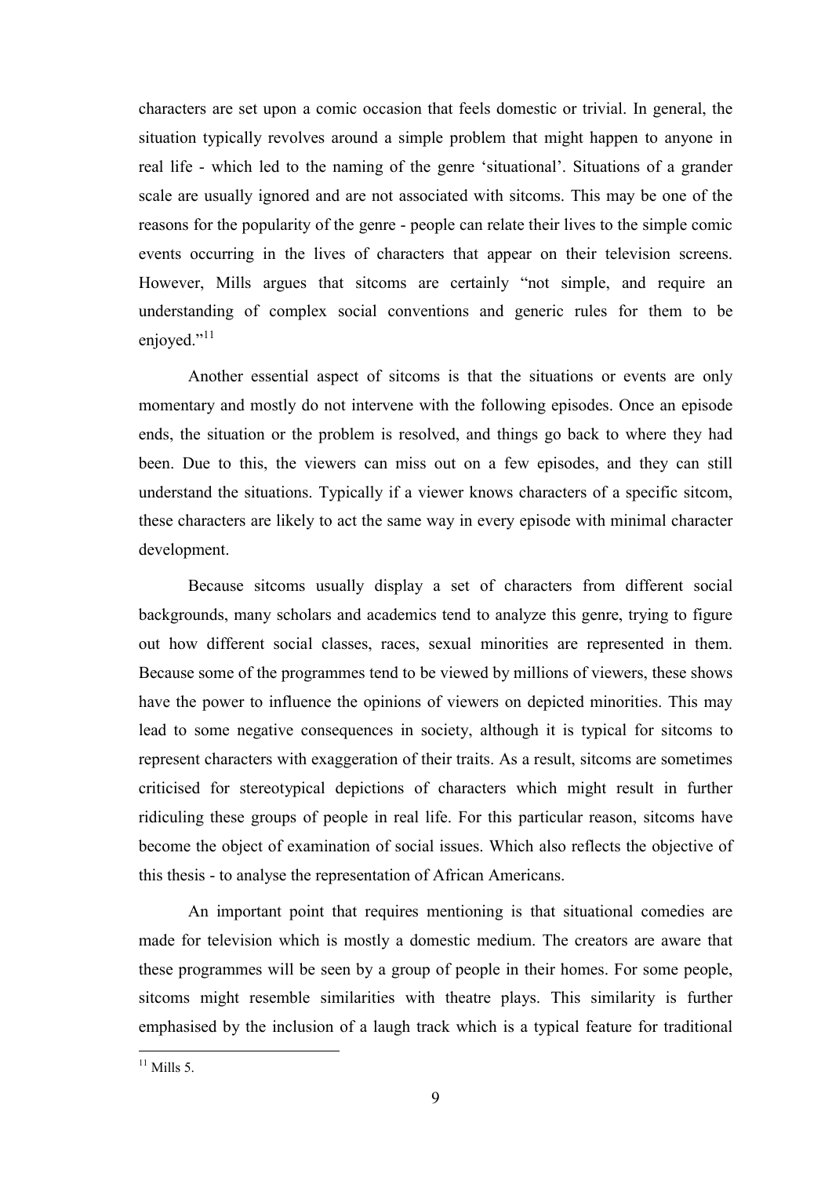characters are set upon a comic occasion that feels domestic or trivial. In general, the situation typically revolves around a simple problem that might happen to anyone in real life - which led to the naming of the genre 'situational'. Situations of a grander scale are usually ignored and are not associated with sitcoms. This may be one of the reasons for the popularity of the genre - people can relate their lives to the simple comic events occurring in the lives of characters that appear on their television screens. However, Mills argues that sitcoms are certainly "not simple, and require an understanding of complex social conventions and generic rules for them to be enjoyed."[11]

Another essential aspect of sitcoms is that the situations or events are only momentary and mostly do not intervene with the following episodes. Once an episode ends, the situation or the problem is resolved, and things go back to where they had been. Due to this, the viewers can miss out on a few episodes, and they can still understand the situations. Typically if a viewer knows characters of a specific sitcom, these characters are likely to act the same way in every episode with minimal character development.

Because sitcoms usually display a set of characters from different social backgrounds, many scholars and academics tend to analyze this genre, trying to figure out how different social classes, races, sexual minorities are represented in them. Because some of the programmes tend to be viewed by millions of viewers, these shows have the power to influence the opinions of viewers on depicted minorities. This may lead to some negative consequences in society, although it is typical for sitcoms to represent characters with exaggeration of their traits. As a result, sitcoms are sometimes criticised for stereotypical depictions of characters which might result in further ridiculing these groups of people in real life. For this particular reason, sitcoms have become the object of examination of social issues. Which also reflects the objective of this thesis - to analyse the representation of African Americans.

An important point that requires mentioning is that situational comedies are made for television which is mostly a domestic medium. The creators are aware that these programmes will be seen by a group of people in their homes. For some people, sitcoms might resemble similarities with theatre plays. This similarity is further emphasised by the inclusion of a laugh track which is a typical feature for traditional

[11] Mills 5.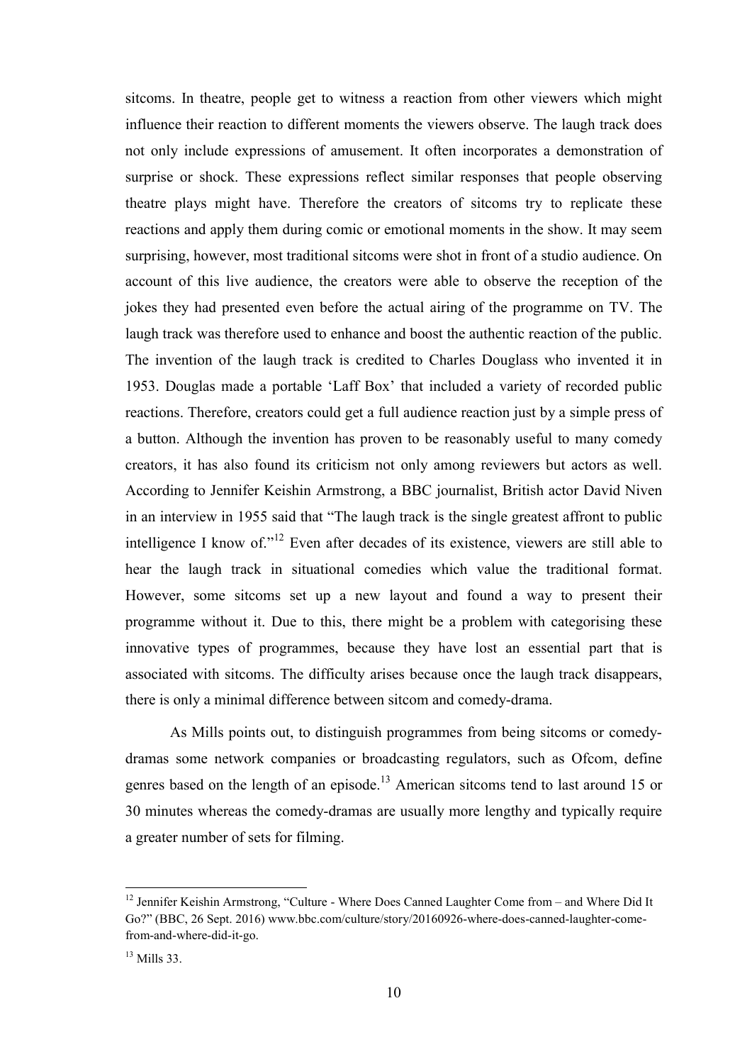sitcoms. In theatre, people get to witness a reaction from other viewers which might influence their reaction to different moments the viewers observe. The laugh track does not only include expressions of amusement. It often incorporates a demonstration of surprise or shock. These expressions reflect similar responses that people observing theatre plays might have. Therefore the creators of sitcoms try to replicate these reactions and apply them during comic or emotional moments in the show. It may seem surprising, however, most traditional sitcoms were shot in front of a studio audience. On account of this live audience, the creators were able to observe the reception of the jokes they had presented even before the actual airing of the programme on TV. The laugh track was therefore used to enhance and boost the authentic reaction of the public. The invention of the laugh track is credited to Charles Douglass who invented it in 1953. Douglas made a portable 'Laff Box' that included a variety of recorded public reactions. Therefore, creators could get a full audience reaction just by a simple press of a button. Although the invention has proven to be reasonably useful to many comedy creators, it has also found its criticism not only among reviewers but actors as well. According to Jennifer Keishin Armstrong, a BBC journalist, British actor David Niven in an interview in 1955 said that "The laugh track is the single greatest affront to public intelligence I know of."[12] Even after decades of its existence, viewers are still able to hear the laugh track in situational comedies which value the traditional format. However, some sitcoms set up a new layout and found a way to present their programme without it. Due to this, there might be a problem with categorising these innovative types of programmes, because they have lost an essential part that is associated with sitcoms. The difficulty arises because once the laugh track disappears, there is only a minimal difference between sitcom and comedy-drama.

As Mills points out, to distinguish programmes from being sitcoms or comedy-dramas some network companies or broadcasting regulators, such as Ofcom, define genres based on the length of an episode.[13] American sitcoms tend to last around 15 or 30 minutes whereas the comedy-dramas are usually more lengthy and typically require a greater number of sets for filming.

---

[12] Jennifer Keishin Armstrong, "Culture - Where Does Canned Laughter Come from – and Where Did It Go?" (BBC, 26 Sept. 2016) www.bbc.com/culture/story/20160926-where-does-canned-laughter-come-from-and-where-did-it-go.

[13] Mills 33.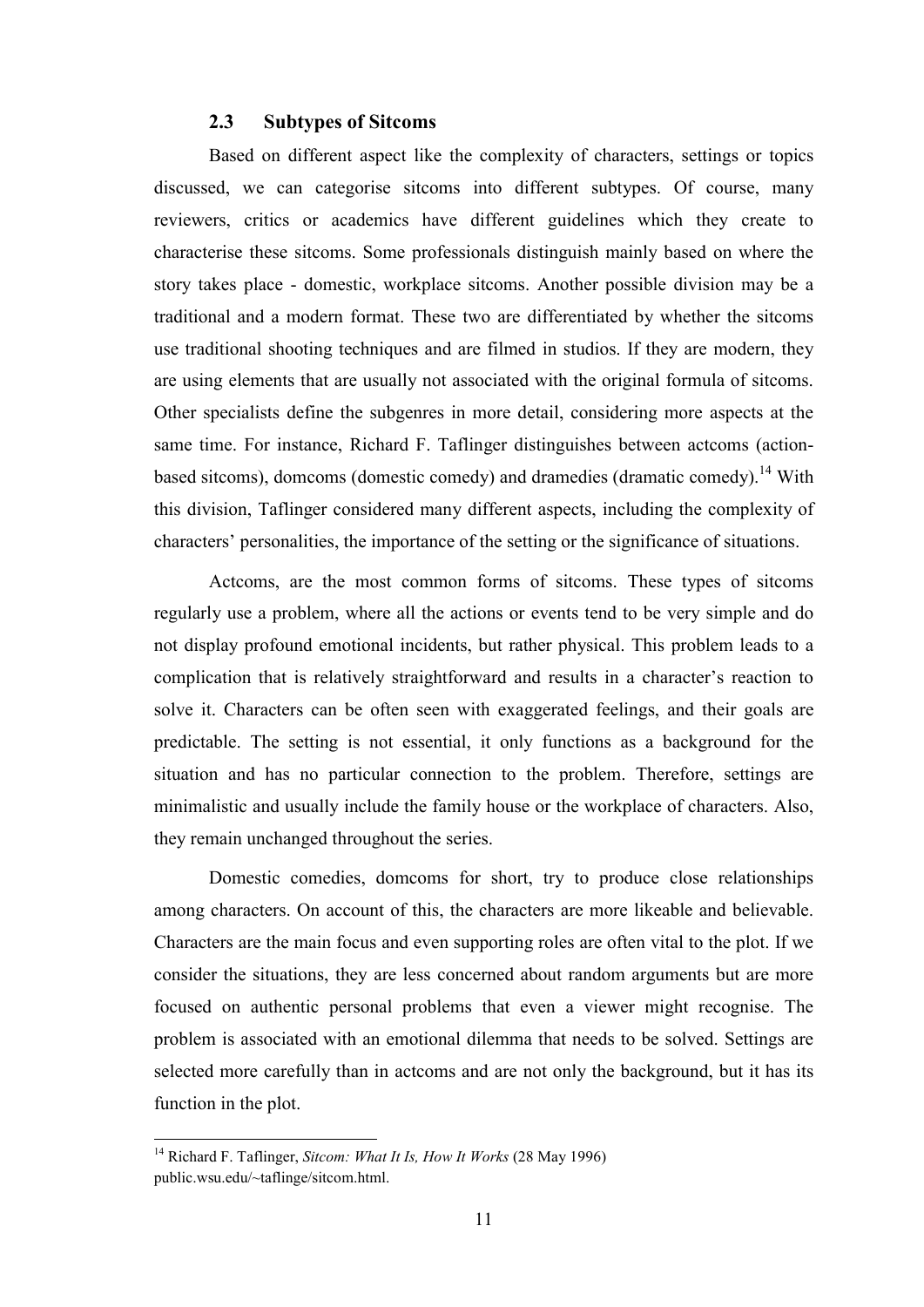### 2.3 Subtypes of Sitcoms

Based on different aspect like the complexity of characters, settings or topics discussed, we can categorise sitcoms into different subtypes. Of course, many reviewers, critics or academics have different guidelines which they create to characterise these sitcoms. Some professionals distinguish mainly based on where the story takes place - domestic, workplace sitcoms. Another possible division may be a traditional and a modern format. These two are differentiated by whether the sitcoms use traditional shooting techniques and are filmed in studios. If they are modern, they are using elements that are usually not associated with the original formula of sitcoms. Other specialists define the subgenres in more detail, considering more aspects at the same time. For instance, Richard F. Taflinger distinguishes between actcoms (action-based sitcoms), domcoms (domestic comedy) and dramedies (dramatic comedy).[14] With this division, Taflinger considered many different aspects, including the complexity of characters' personalities, the importance of the setting or the significance of situations.

Actcoms, are the most common forms of sitcoms. These types of sitcoms regularly use a problem, where all the actions or events tend to be very simple and do not display profound emotional incidents, but rather physical. This problem leads to a complication that is relatively straightforward and results in a character's reaction to solve it. Characters can be often seen with exaggerated feelings, and their goals are predictable. The setting is not essential, it only functions as a background for the situation and has no particular connection to the problem. Therefore, settings are minimalistic and usually include the family house or the workplace of characters. Also, they remain unchanged throughout the series.

Domestic comedies, domcoms for short, try to produce close relationships among characters. On account of this, the characters are more likeable and believable. Characters are the main focus and even supporting roles are often vital to the plot. If we consider the situations, they are less concerned about random arguments but are more focused on authentic personal problems that even a viewer might recognise. The problem is associated with an emotional dilemma that needs to be solved. Settings are selected more carefully than in actcoms and are not only the background, but it has its function in the plot.

---

[14] Richard F. Taflinger, *Sitcom: What It Is, How It Works* (28 May 1996) public.wsu.edu/~taflinge/sitcom.html.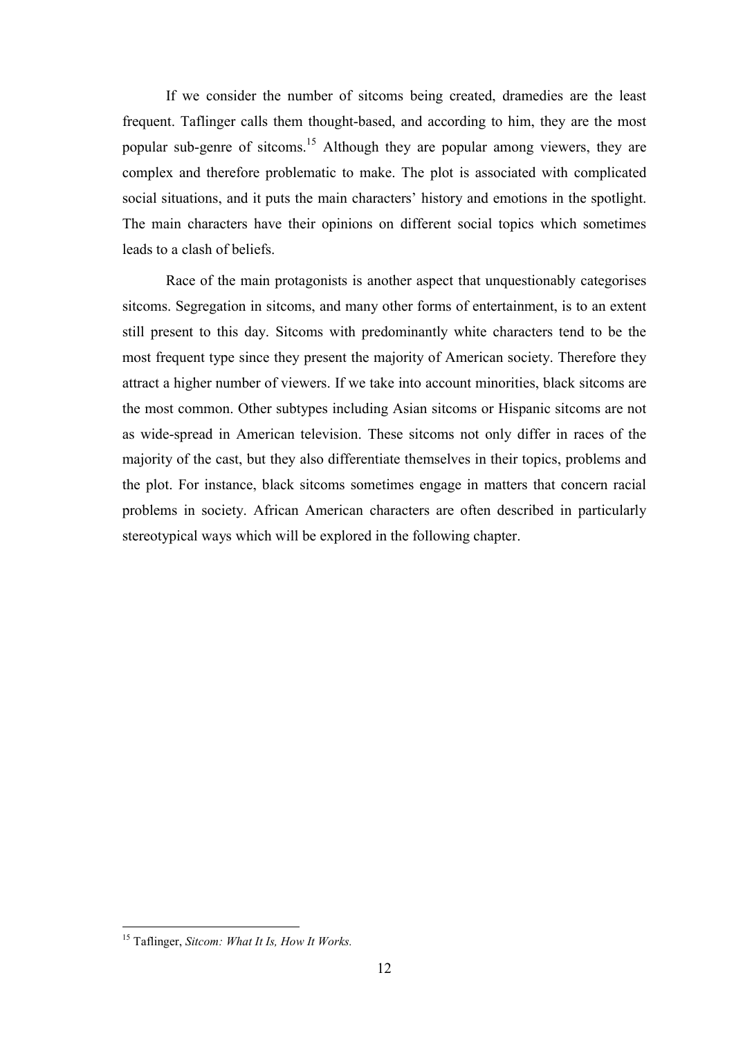If we consider the number of sitcoms being created, dramedies are the least frequent. Taflinger calls them thought-based, and according to him, they are the most popular sub-genre of sitcoms.[15] Although they are popular among viewers, they are complex and therefore problematic to make. The plot is associated with complicated social situations, and it puts the main characters' history and emotions in the spotlight. The main characters have their opinions on different social topics which sometimes leads to a clash of beliefs.

Race of the main protagonists is another aspect that unquestionably categorises sitcoms. Segregation in sitcoms, and many other forms of entertainment, is to an extent still present to this day. Sitcoms with predominantly white characters tend to be the most frequent type since they present the majority of American society. Therefore they attract a higher number of viewers. If we take into account minorities, black sitcoms are the most common. Other subtypes including Asian sitcoms or Hispanic sitcoms are not as wide-spread in American television. These sitcoms not only differ in races of the majority of the cast, but they also differentiate themselves in their topics, problems and the plot. For instance, black sitcoms sometimes engage in matters that concern racial problems in society. African American characters are often described in particularly stereotypical ways which will be explored in the following chapter.

---

[15] Taflinger, *Sitcom: What It Is, How It Works.*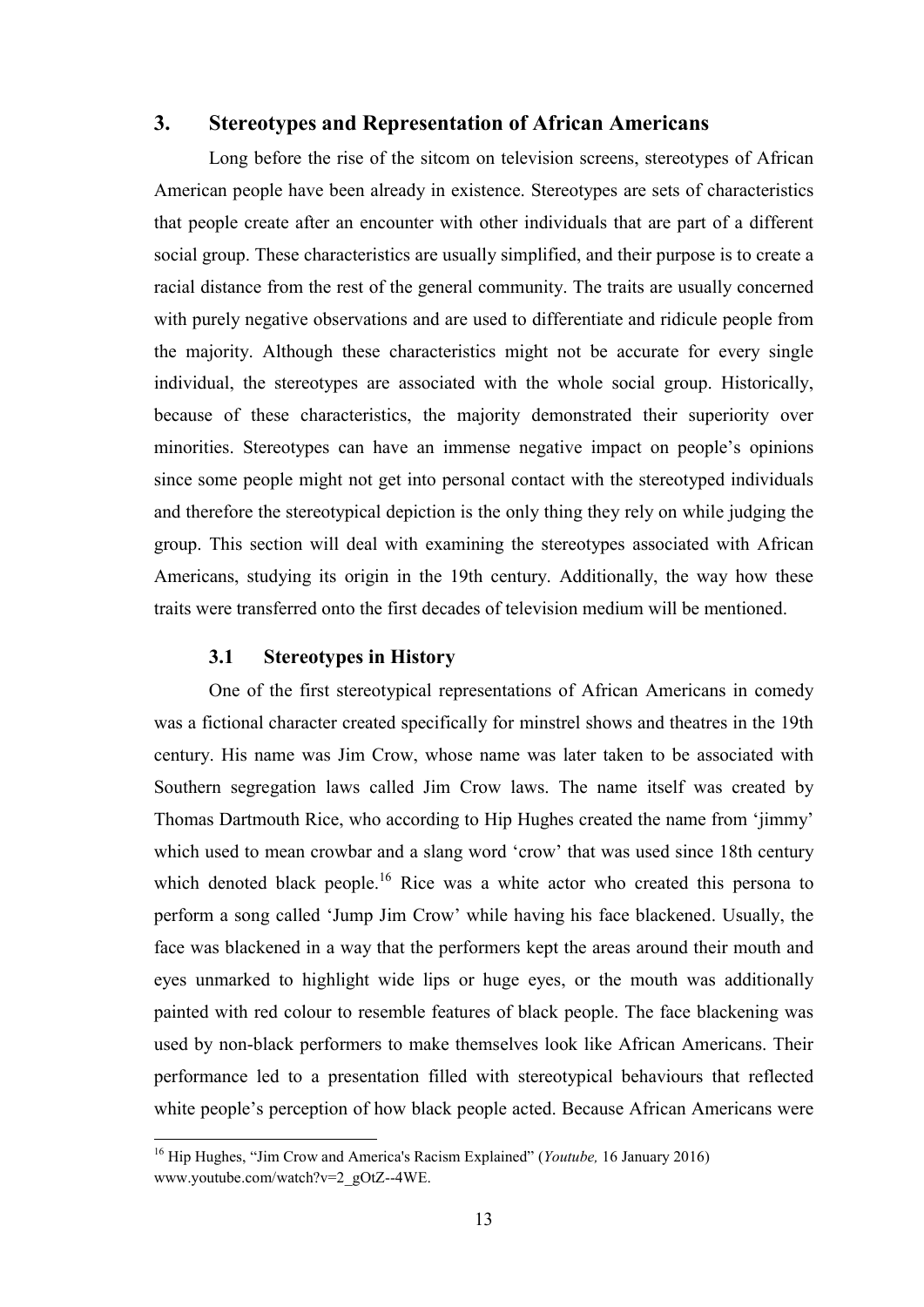## 3. Stereotypes and Representation of African Americans

Long before the rise of the sitcom on television screens, stereotypes of African American people have been already in existence. Stereotypes are sets of characteristics that people create after an encounter with other individuals that are part of a different social group. These characteristics are usually simplified, and their purpose is to create a racial distance from the rest of the general community. The traits are usually concerned with purely negative observations and are used to differentiate and ridicule people from the majority. Although these characteristics might not be accurate for every single individual, the stereotypes are associated with the whole social group. Historically, because of these characteristics, the majority demonstrated their superiority over minorities. Stereotypes can have an immense negative impact on people's opinions since some people might not get into personal contact with the stereotyped individuals and therefore the stereotypical depiction is the only thing they rely on while judging the group. This section will deal with examining the stereotypes associated with African Americans, studying its origin in the 19th century. Additionally, the way how these traits were transferred onto the first decades of television medium will be mentioned.

### 3.1 Stereotypes in History

One of the first stereotypical representations of African Americans in comedy was a fictional character created specifically for minstrel shows and theatres in the 19th century. His name was Jim Crow, whose name was later taken to be associated with Southern segregation laws called Jim Crow laws. The name itself was created by Thomas Dartmouth Rice, who according to Hip Hughes created the name from 'jimmy' which used to mean crowbar and a slang word 'crow' that was used since 18th century which denoted black people.[16] Rice was a white actor who created this persona to perform a song called 'Jump Jim Crow' while having his face blackened. Usually, the face was blackened in a way that the performers kept the areas around their mouth and eyes unmarked to highlight wide lips or huge eyes, or the mouth was additionally painted with red colour to resemble features of black people. The face blackening was used by non-black performers to make themselves look like African Americans. Their performance led to a presentation filled with stereotypical behaviours that reflected white people's perception of how black people acted. Because African Americans were

---

[16] Hip Hughes, "Jim Crow and America's Racism Explained" (*Youtube,* 16 January 2016) www.youtube.com/watch?v=2_gOtZ--4WE.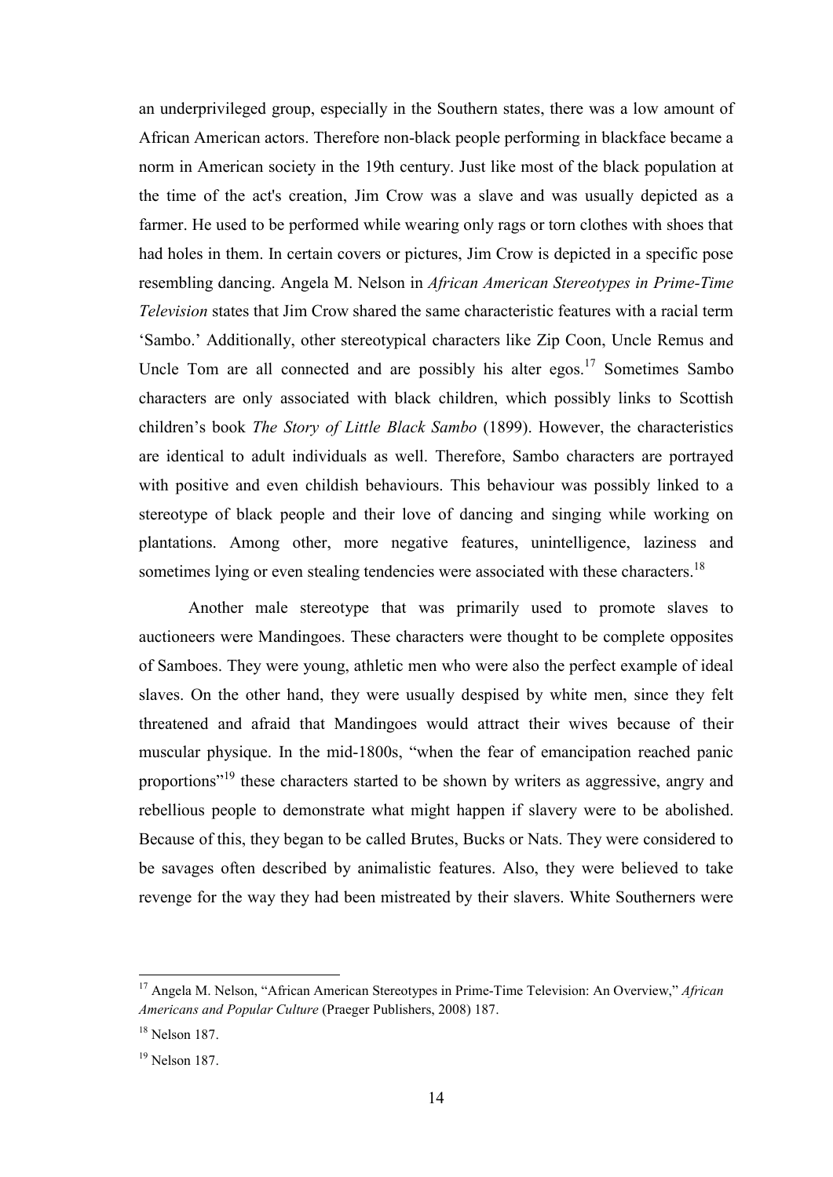an underprivileged group, especially in the Southern states, there was a low amount of African American actors. Therefore non-black people performing in blackface became a norm in American society in the 19th century. Just like most of the black population at the time of the act's creation, Jim Crow was a slave and was usually depicted as a farmer. He used to be performed while wearing only rags or torn clothes with shoes that had holes in them. In certain covers or pictures, Jim Crow is depicted in a specific pose resembling dancing. Angela M. Nelson in *African American Stereotypes in Prime-Time Television* states that Jim Crow shared the same characteristic features with a racial term 'Sambo.' Additionally, other stereotypical characters like Zip Coon, Uncle Remus and Uncle Tom are all connected and are possibly his alter egos.[17] Sometimes Sambo characters are only associated with black children, which possibly links to Scottish children's book *The Story of Little Black Sambo* (1899). However, the characteristics are identical to adult individuals as well. Therefore, Sambo characters are portrayed with positive and even childish behaviours. This behaviour was possibly linked to a stereotype of black people and their love of dancing and singing while working on plantations. Among other, more negative features, unintelligence, laziness and sometimes lying or even stealing tendencies were associated with these characters.[18]

Another male stereotype that was primarily used to promote slaves to auctioneers were Mandingoes. These characters were thought to be complete opposites of Samboes. They were young, athletic men who were also the perfect example of ideal slaves. On the other hand, they were usually despised by white men, since they felt threatened and afraid that Mandingoes would attract their wives because of their muscular physique. In the mid-1800s, "when the fear of emancipation reached panic proportions"[19] these characters started to be shown by writers as aggressive, angry and rebellious people to demonstrate what might happen if slavery were to be abolished. Because of this, they began to be called Brutes, Bucks or Nats. They were considered to be savages often described by animalistic features. Also, they were believed to take revenge for the way they had been mistreated by their slavers. White Southerners were

---

[17] Angela M. Nelson, "African American Stereotypes in Prime-Time Television: An Overview," *African Americans and Popular Culture* (Praeger Publishers, 2008) 187.

[18] Nelson 187.

[19] Nelson 187.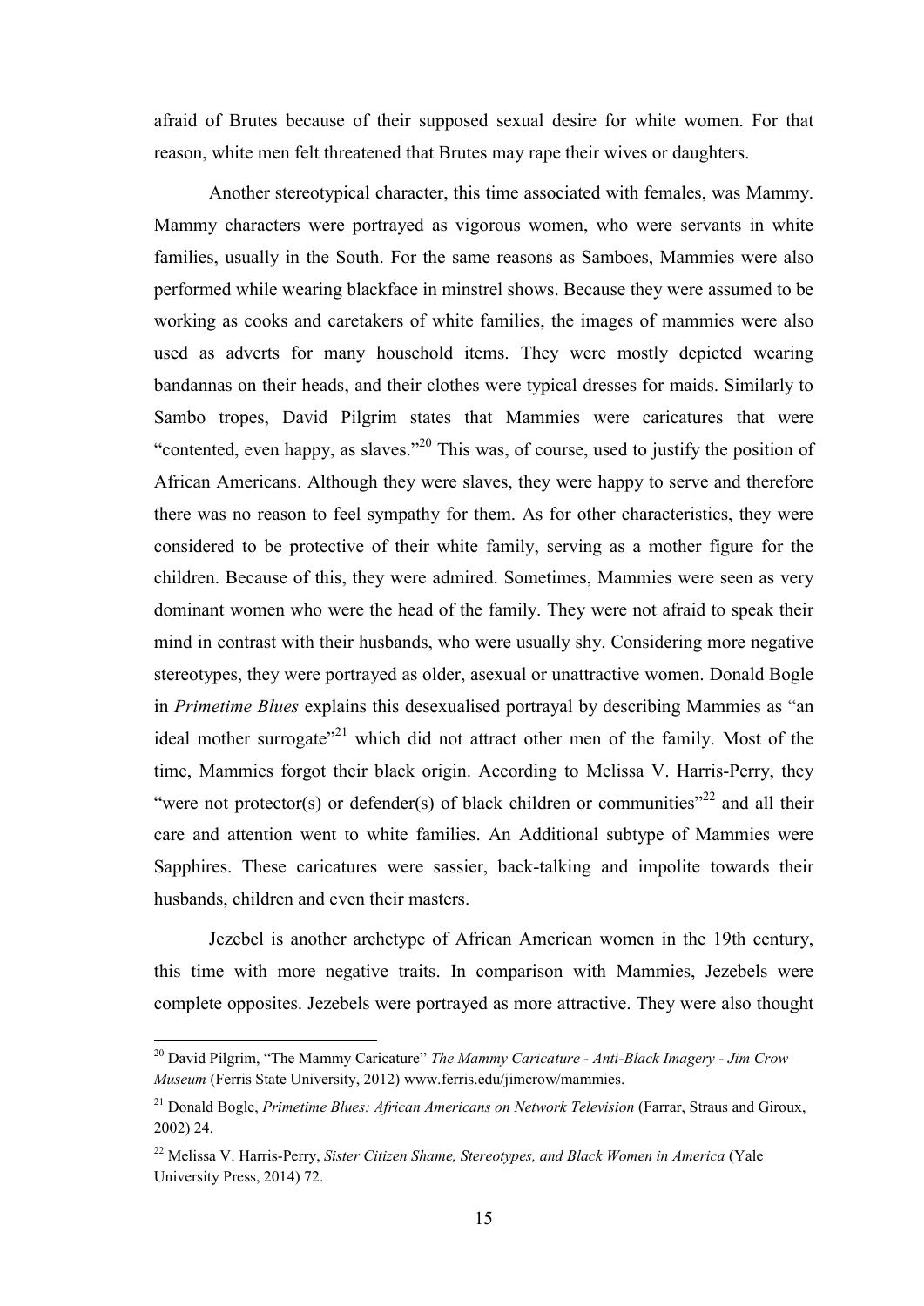afraid of Brutes because of their supposed sexual desire for white women. For that reason, white men felt threatened that Brutes may rape their wives or daughters.

Another stereotypical character, this time associated with females, was Mammy. Mammy characters were portrayed as vigorous women, who were servants in white families, usually in the South. For the same reasons as Samboes, Mammies were also performed while wearing blackface in minstrel shows. Because they were assumed to be working as cooks and caretakers of white families, the images of mammies were also used as adverts for many household items. They were mostly depicted wearing bandannas on their heads, and their clothes were typical dresses for maids. Similarly to Sambo tropes, David Pilgrim states that Mammies were caricatures that were "contented, even happy, as slaves."[20] This was, of course, used to justify the position of African Americans. Although they were slaves, they were happy to serve and therefore there was no reason to feel sympathy for them. As for other characteristics, they were considered to be protective of their white family, serving as a mother figure for the children. Because of this, they were admired. Sometimes, Mammies were seen as very dominant women who were the head of the family. They were not afraid to speak their mind in contrast with their husbands, who were usually shy. Considering more negative stereotypes, they were portrayed as older, asexual or unattractive women. Donald Bogle in *Primetime Blues* explains this desexualised portrayal by describing Mammies as "an ideal mother surrogate"[21] which did not attract other men of the family. Most of the time, Mammies forgot their black origin. According to Melissa V. Harris-Perry, they "were not protector(s) or defender(s) of black children or communities"[22] and all their care and attention went to white families. An Additional subtype of Mammies were Sapphires. These caricatures were sassier, back-talking and impolite towards their husbands, children and even their masters.

Jezebel is another archetype of African American women in the 19th century, this time with more negative traits. In comparison with Mammies, Jezebels were complete opposites. Jezebels were portrayed as more attractive. They were also thought

---

[20] David Pilgrim, "The Mammy Caricature" *The Mammy Caricature - Anti-Black Imagery - Jim Crow Museum* (Ferris State University, 2012) www.ferris.edu/jimcrow/mammies.

[21] Donald Bogle, *Primetime Blues: African Americans on Network Television* (Farrar, Straus and Giroux, 2002) 24.

[22] Melissa V. Harris-Perry, *Sister Citizen Shame, Stereotypes, and Black Women in America* (Yale University Press, 2014) 72.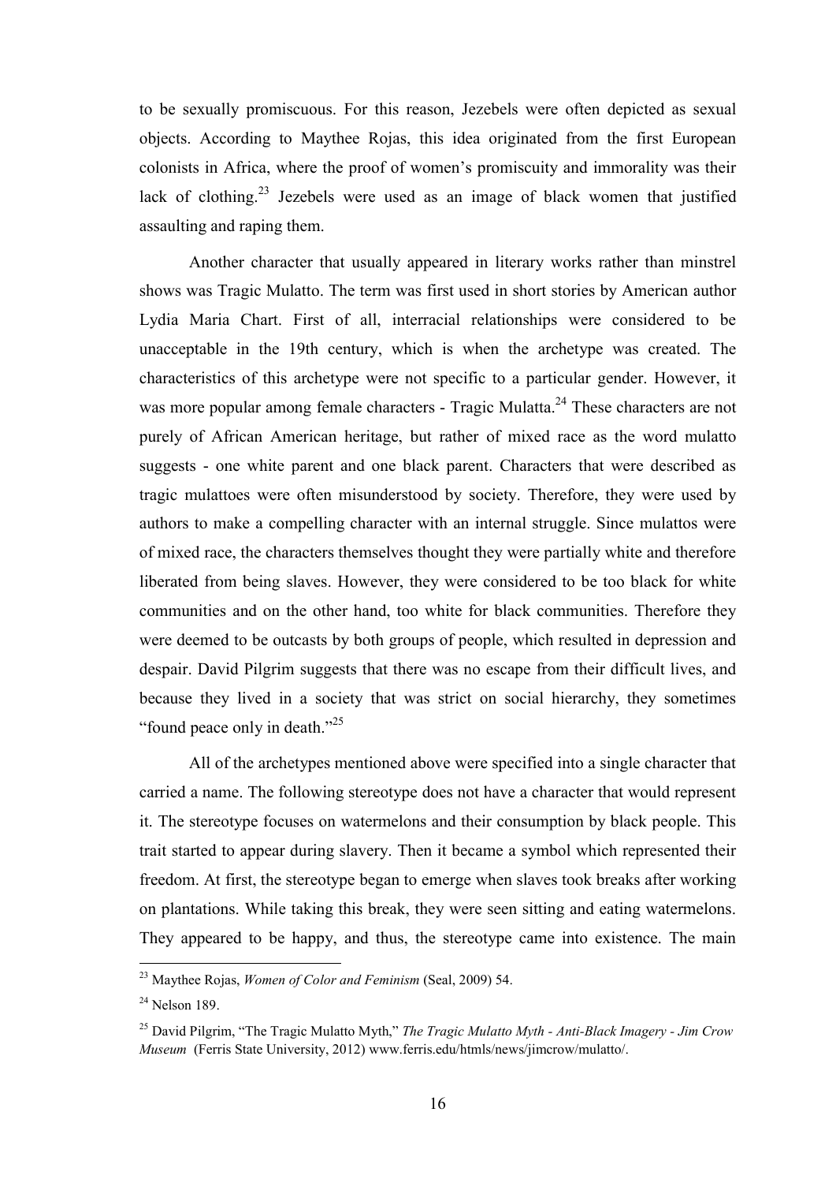to be sexually promiscuous. For this reason, Jezebels were often depicted as sexual objects. According to Maythee Rojas, this idea originated from the first European colonists in Africa, where the proof of women's promiscuity and immorality was their lack of clothing.[23] Jezebels were used as an image of black women that justified assaulting and raping them.

Another character that usually appeared in literary works rather than minstrel shows was Tragic Mulatto. The term was first used in short stories by American author Lydia Maria Chart. First of all, interracial relationships were considered to be unacceptable in the 19th century, which is when the archetype was created. The characteristics of this archetype were not specific to a particular gender. However, it was more popular among female characters - Tragic Mulatta.[24] These characters are not purely of African American heritage, but rather of mixed race as the word mulatto suggests - one white parent and one black parent. Characters that were described as tragic mulattoes were often misunderstood by society. Therefore, they were used by authors to make a compelling character with an internal struggle. Since mulattos were of mixed race, the characters themselves thought they were partially white and therefore liberated from being slaves. However, they were considered to be too black for white communities and on the other hand, too white for black communities. Therefore they were deemed to be outcasts by both groups of people, which resulted in depression and despair. David Pilgrim suggests that there was no escape from their difficult lives, and because they lived in a society that was strict on social hierarchy, they sometimes "found peace only in death."[25]

All of the archetypes mentioned above were specified into a single character that carried a name. The following stereotype does not have a character that would represent it. The stereotype focuses on watermelons and their consumption by black people. This trait started to appear during slavery. Then it became a symbol which represented their freedom. At first, the stereotype began to emerge when slaves took breaks after working on plantations. While taking this break, they were seen sitting and eating watermelons. They appeared to be happy, and thus, the stereotype came into existence. The main

---

[23] Maythee Rojas, *Women of Color and Feminism* (Seal, 2009) 54.

[24] Nelson 189.

[25] David Pilgrim, "The Tragic Mulatto Myth," *The Tragic Mulatto Myth - Anti-Black Imagery - Jim Crow Museum* (Ferris State University, 2012) www.ferris.edu/htmls/news/jimcrow/mulatto/.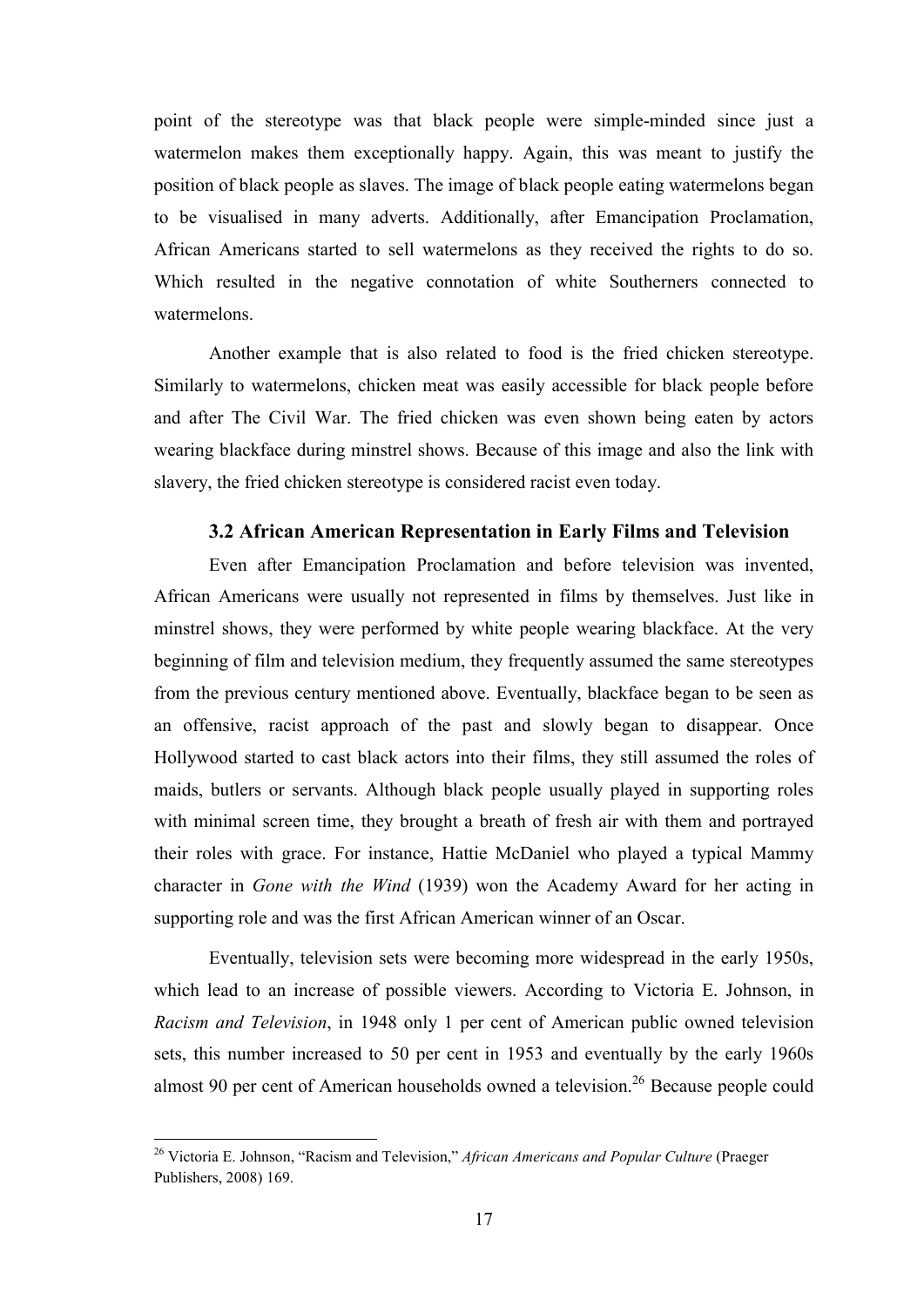point of the stereotype was that black people were simple-minded since just a watermelon makes them exceptionally happy. Again, this was meant to justify the position of black people as slaves. The image of black people eating watermelons began to be visualised in many adverts. Additionally, after Emancipation Proclamation, African Americans started to sell watermelons as they received the rights to do so. Which resulted in the negative connotation of white Southerners connected to watermelons.

Another example that is also related to food is the fried chicken stereotype. Similarly to watermelons, chicken meat was easily accessible for black people before and after The Civil War. The fried chicken was even shown being eaten by actors wearing blackface during minstrel shows. Because of this image and also the link with slavery, the fried chicken stereotype is considered racist even today.

### 3.2 African American Representation in Early Films and Television

Even after Emancipation Proclamation and before television was invented, African Americans were usually not represented in films by themselves. Just like in minstrel shows, they were performed by white people wearing blackface. At the very beginning of film and television medium, they frequently assumed the same stereotypes from the previous century mentioned above. Eventually, blackface began to be seen as an offensive, racist approach of the past and slowly began to disappear. Once Hollywood started to cast black actors into their films, they still assumed the roles of maids, butlers or servants. Although black people usually played in supporting roles with minimal screen time, they brought a breath of fresh air with them and portrayed their roles with grace. For instance, Hattie McDaniel who played a typical Mammy character in *Gone with the Wind* (1939) won the Academy Award for her acting in supporting role and was the first African American winner of an Oscar.

Eventually, television sets were becoming more widespread in the early 1950s, which lead to an increase of possible viewers. According to Victoria E. Johnson, in *Racism and Television*, in 1948 only 1 per cent of American public owned television sets, this number increased to 50 per cent in 1953 and eventually by the early 1960s almost 90 per cent of American households owned a television.[26] Because people could

[26] Victoria E. Johnson, "Racism and Television," *African Americans and Popular Culture* (Praeger Publishers, 2008) 169.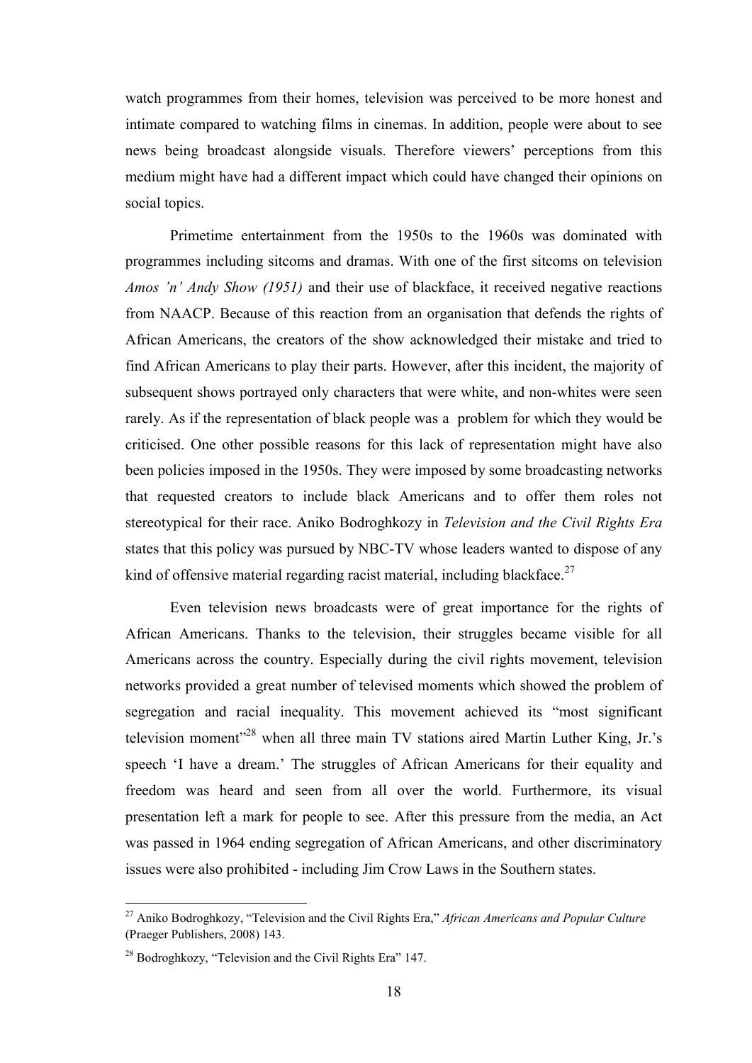watch programmes from their homes, television was perceived to be more honest and intimate compared to watching films in cinemas. In addition, people were about to see news being broadcast alongside visuals. Therefore viewers' perceptions from this medium might have had a different impact which could have changed their opinions on social topics.

Primetime entertainment from the 1950s to the 1960s was dominated with programmes including sitcoms and dramas. With one of the first sitcoms on television *Amos 'n' Andy Show (1951)* and their use of blackface, it received negative reactions from NAACP. Because of this reaction from an organisation that defends the rights of African Americans, the creators of the show acknowledged their mistake and tried to find African Americans to play their parts. However, after this incident, the majority of subsequent shows portrayed only characters that were white, and non-whites were seen rarely. As if the representation of black people was a problem for which they would be criticised. One other possible reasons for this lack of representation might have also been policies imposed in the 1950s. They were imposed by some broadcasting networks that requested creators to include black Americans and to offer them roles not stereotypical for their race. Aniko Bodroghkozy in *Television and the Civil Rights Era* states that this policy was pursued by NBC-TV whose leaders wanted to dispose of any kind of offensive material regarding racist material, including blackface.[27]

Even television news broadcasts were of great importance for the rights of African Americans. Thanks to the television, their struggles became visible for all Americans across the country. Especially during the civil rights movement, television networks provided a great number of televised moments which showed the problem of segregation and racial inequality. This movement achieved its "most significant television moment"[28] when all three main TV stations aired Martin Luther King, Jr.'s speech 'I have a dream.' The struggles of African Americans for their equality and freedom was heard and seen from all over the world. Furthermore, its visual presentation left a mark for people to see. After this pressure from the media, an Act was passed in 1964 ending segregation of African Americans, and other discriminatory issues were also prohibited - including Jim Crow Laws in the Southern states.

---

[27] Aniko Bodroghkozy, "Television and the Civil Rights Era," *African Americans and Popular Culture* (Praeger Publishers, 2008) 143.

[28] Bodroghkozy, "Television and the Civil Rights Era" 147.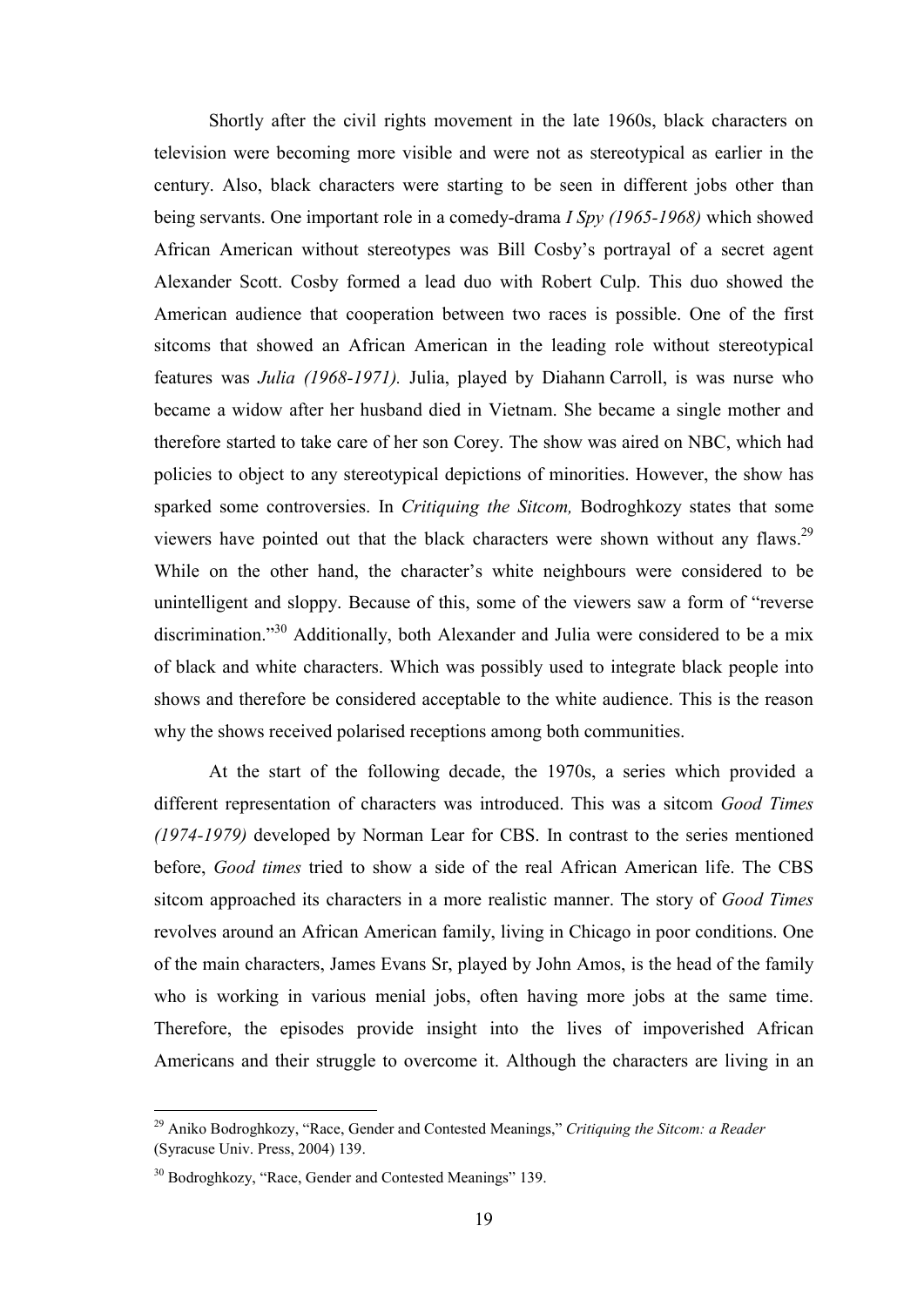Shortly after the civil rights movement in the late 1960s, black characters on television were becoming more visible and were not as stereotypical as earlier in the century. Also, black characters were starting to be seen in different jobs other than being servants. One important role in a comedy-drama *I Spy (1965-1968)* which showed African American without stereotypes was Bill Cosby's portrayal of a secret agent Alexander Scott. Cosby formed a lead duo with Robert Culp. This duo showed the American audience that cooperation between two races is possible. One of the first sitcoms that showed an African American in the leading role without stereotypical features was *Julia (1968-1971).* Julia, played by Diahann Carroll, is was nurse who became a widow after her husband died in Vietnam. She became a single mother and therefore started to take care of her son Corey. The show was aired on NBC, which had policies to object to any stereotypical depictions of minorities. However, the show has sparked some controversies. In *Critiquing the Sitcom,* Bodroghkozy states that some viewers have pointed out that the black characters were shown without any flaws.[29] While on the other hand, the character's white neighbours were considered to be unintelligent and sloppy. Because of this, some of the viewers saw a form of "reverse discrimination."[30] Additionally, both Alexander and Julia were considered to be a mix of black and white characters. Which was possibly used to integrate black people into shows and therefore be considered acceptable to the white audience. This is the reason why the shows received polarised receptions among both communities.

At the start of the following decade, the 1970s, a series which provided a different representation of characters was introduced. This was a sitcom *Good Times (1974-1979)* developed by Norman Lear for CBS. In contrast to the series mentioned before, *Good times* tried to show a side of the real African American life. The CBS sitcom approached its characters in a more realistic manner. The story of *Good Times* revolves around an African American family, living in Chicago in poor conditions. One of the main characters, James Evans Sr, played by John Amos, is the head of the family who is working in various menial jobs, often having more jobs at the same time. Therefore, the episodes provide insight into the lives of impoverished African Americans and their struggle to overcome it. Although the characters are living in an

---

[29] Aniko Bodroghkozy, "Race, Gender and Contested Meanings," *Critiquing the Sitcom: a Reader* (Syracuse Univ. Press, 2004) 139.

[30] Bodroghkozy, "Race, Gender and Contested Meanings" 139.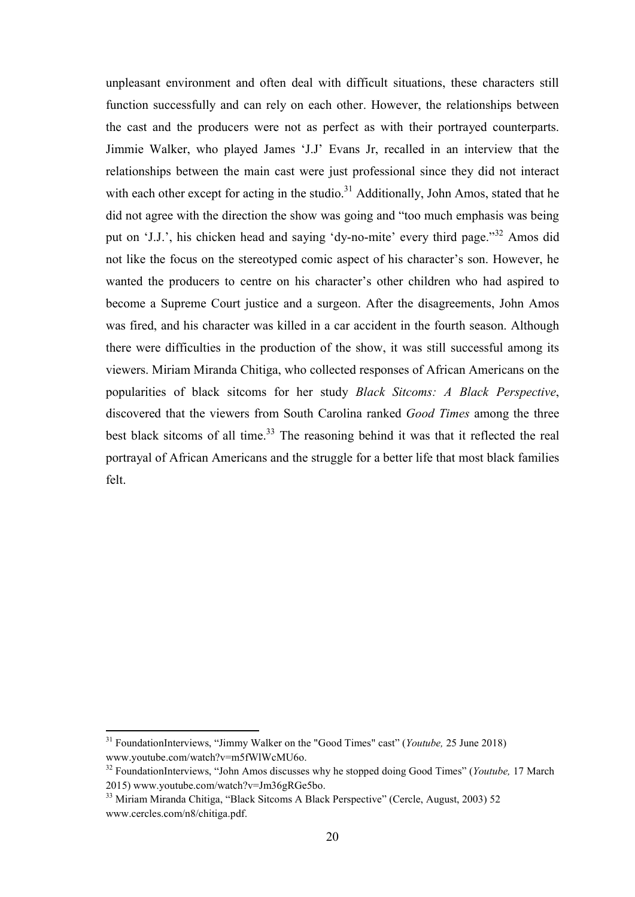unpleasant environment and often deal with difficult situations, these characters still function successfully and can rely on each other. However, the relationships between the cast and the producers were not as perfect as with their portrayed counterparts. Jimmie Walker, who played James 'J.J' Evans Jr, recalled in an interview that the relationships between the main cast were just professional since they did not interact with each other except for acting in the studio.[31] Additionally, John Amos, stated that he did not agree with the direction the show was going and "too much emphasis was being put on 'J.J.', his chicken head and saying 'dy-no-mite' every third page."[32] Amos did not like the focus on the stereotyped comic aspect of his character's son. However, he wanted the producers to centre on his character's other children who had aspired to become a Supreme Court justice and a surgeon. After the disagreements, John Amos was fired, and his character was killed in a car accident in the fourth season. Although there were difficulties in the production of the show, it was still successful among its viewers. Miriam Miranda Chitiga, who collected responses of African Americans on the popularities of black sitcoms for her study *Black Sitcoms: A Black Perspective*, discovered that the viewers from South Carolina ranked *Good Times* among the three best black sitcoms of all time.[33] The reasoning behind it was that it reflected the real portrayal of African Americans and the struggle for a better life that most black families felt.

---

[31] FoundationInterviews, "Jimmy Walker on the "Good Times" cast" (*Youtube,* 25 June 2018) www.youtube.com/watch?v=m5fWlWcMU6o.

[32] FoundationInterviews, "John Amos discusses why he stopped doing Good Times" (*Youtube,* 17 March 2015) www.youtube.com/watch?v=Jm36gRGe5bo.

[33] Miriam Miranda Chitiga, "Black Sitcoms A Black Perspective" (Cercle, August, 2003) 52 www.cercles.com/n8/chitiga.pdf.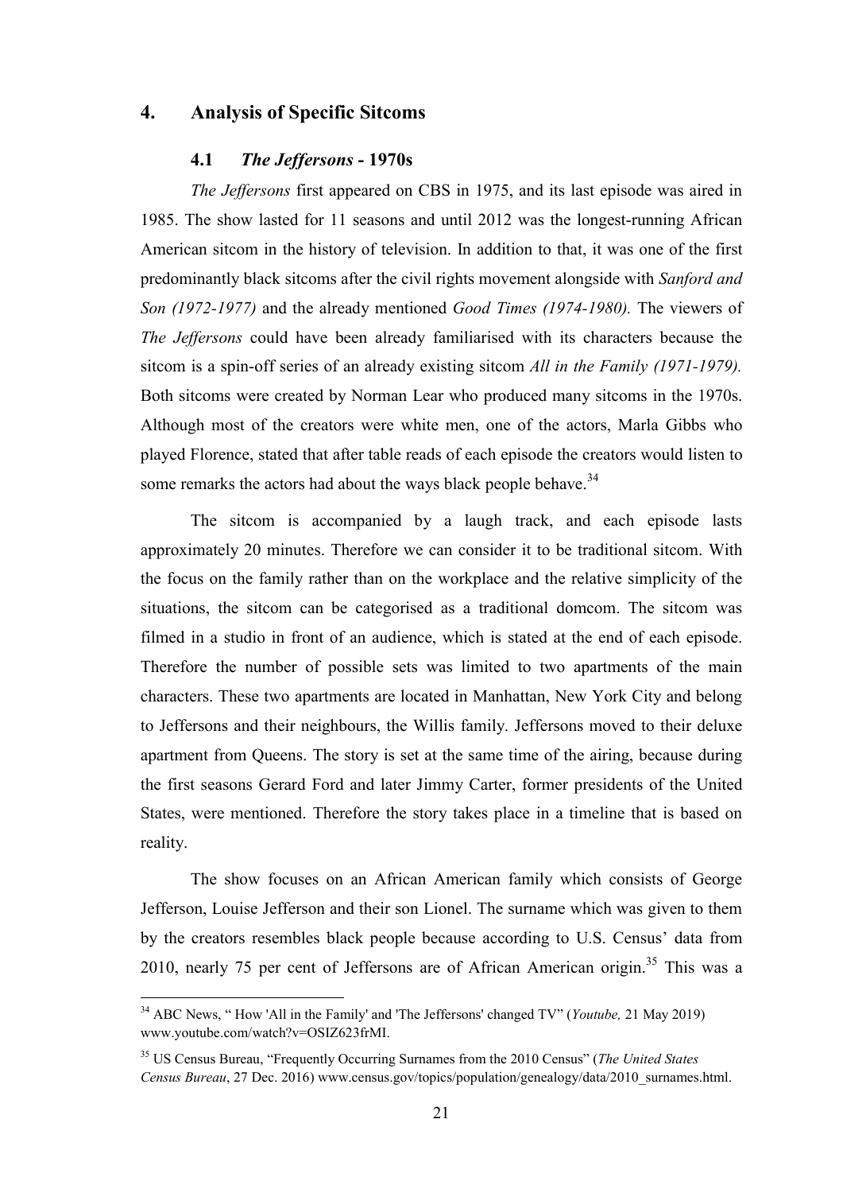# 4. Analysis of Specific Sitcoms

## 4.1 *The Jeffersons* - 1970s

*The Jeffersons* first appeared on CBS in 1975, and its last episode was aired in 1985. The show lasted for 11 seasons and until 2012 was the longest-running African American sitcom in the history of television. In addition to that, it was one of the first predominantly black sitcoms after the civil rights movement alongside with *Sanford and Son (1972-1977)* and the already mentioned *Good Times (1974-1980).* The viewers of *The Jeffersons* could have been already familiarised with its characters because the sitcom is a spin-off series of an already existing sitcom *All in the Family (1971-1979).* Both sitcoms were created by Norman Lear who produced many sitcoms in the 1970s. Although most of the creators were white men, one of the actors, Marla Gibbs who played Florence, stated that after table reads of each episode the creators would listen to some remarks the actors had about the ways black people behave.[34]

The sitcom is accompanied by a laugh track, and each episode lasts approximately 20 minutes. Therefore we can consider it to be traditional sitcom. With the focus on the family rather than on the workplace and the relative simplicity of the situations, the sitcom can be categorised as a traditional domcom. The sitcom was filmed in a studio in front of an audience, which is stated at the end of each episode. Therefore the number of possible sets was limited to two apartments of the main characters. These two apartments are located in Manhattan, New York City and belong to Jeffersons and their neighbours, the Willis family. Jeffersons moved to their deluxe apartment from Queens. The story is set at the same time of the airing, because during the first seasons Gerard Ford and later Jimmy Carter, former presidents of the United States, were mentioned. Therefore the story takes place in a timeline that is based on reality.

The show focuses on an African American family which consists of George Jefferson, Louise Jefferson and their son Lionel. The surname which was given to them by the creators resembles black people because according to U.S. Census' data from 2010, nearly 75 per cent of Jeffersons are of African American origin.[35] This was a

---

[34] ABC News, " How 'All in the Family' and 'The Jeffersons' changed TV" (*Youtube,* 21 May 2019) www.youtube.com/watch?v=OSIZ623frMI.

[35] US Census Bureau, "Frequently Occurring Surnames from the 2010 Census" (*The United States Census Bureau*, 27 Dec. 2016) www.census.gov/topics/population/genealogy/data/2010_surnames.html.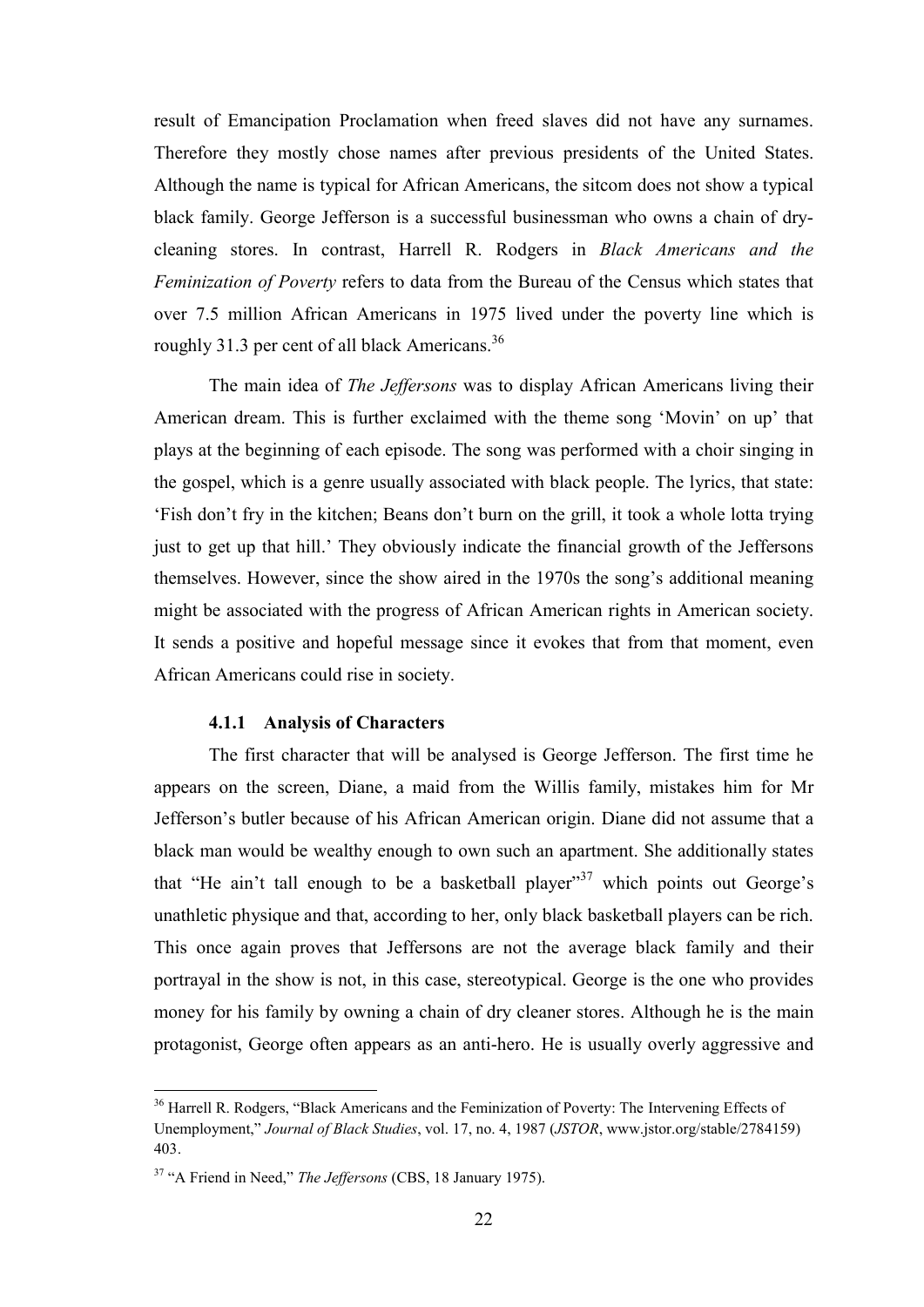result of Emancipation Proclamation when freed slaves did not have any surnames. Therefore they mostly chose names after previous presidents of the United States. Although the name is typical for African Americans, the sitcom does not show a typical black family. George Jefferson is a successful businessman who owns a chain of dry-cleaning stores. In contrast, Harrell R. Rodgers in *Black Americans and the Feminization of Poverty* refers to data from the Bureau of the Census which states that over 7.5 million African Americans in 1975 lived under the poverty line which is roughly 31.3 per cent of all black Americans.[36]

The main idea of *The Jeffersons* was to display African Americans living their American dream. This is further exclaimed with the theme song 'Movin' on up' that plays at the beginning of each episode. The song was performed with a choir singing in the gospel, which is a genre usually associated with black people. The lyrics, that state: 'Fish don't fry in the kitchen; Beans don't burn on the grill, it took a whole lotta trying just to get up that hill.' They obviously indicate the financial growth of the Jeffersons themselves. However, since the show aired in the 1970s the song's additional meaning might be associated with the progress of African American rights in American society. It sends a positive and hopeful message since it evokes that from that moment, even African Americans could rise in society.

#### 4.1.1 Analysis of Characters

The first character that will be analysed is George Jefferson. The first time he appears on the screen, Diane, a maid from the Willis family, mistakes him for Mr Jefferson's butler because of his African American origin. Diane did not assume that a black man would be wealthy enough to own such an apartment. She additionally states that "He ain't tall enough to be a basketball player"[37] which points out George's unathletic physique and that, according to her, only black basketball players can be rich. This once again proves that Jeffersons are not the average black family and their portrayal in the show is not, in this case, stereotypical. George is the one who provides money for his family by owning a chain of dry cleaner stores. Although he is the main protagonist, George often appears as an anti-hero. He is usually overly aggressive and

---

[36] Harrell R. Rodgers, "Black Americans and the Feminization of Poverty: The Intervening Effects of Unemployment," *Journal of Black Studies*, vol. 17, no. 4, 1987 (*JSTOR*, www.jstor.org/stable/2784159) 403.

[37] "A Friend in Need," *The Jeffersons* (CBS, 18 January 1975).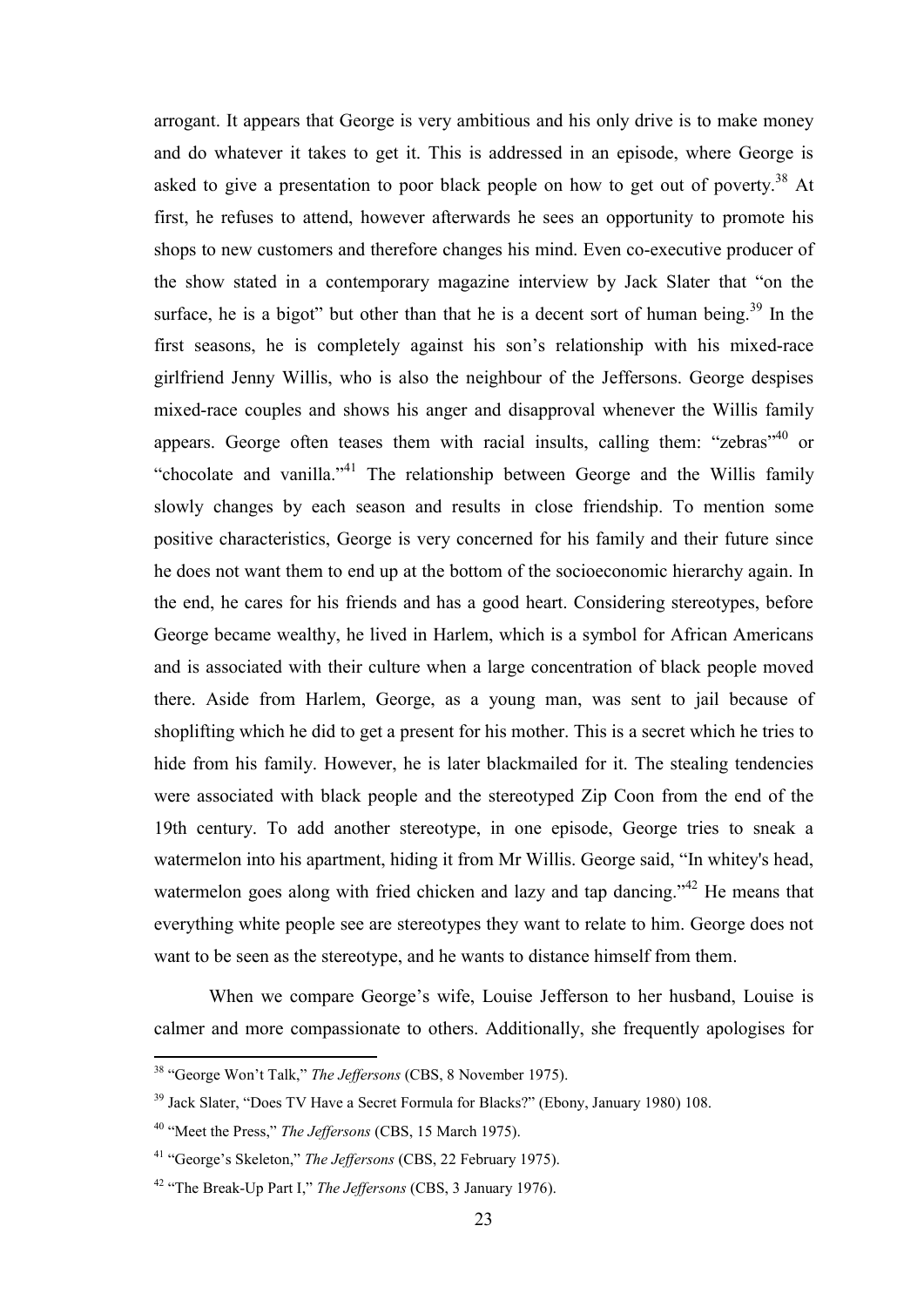arrogant. It appears that George is very ambitious and his only drive is to make money and do whatever it takes to get it. This is addressed in an episode, where George is asked to give a presentation to poor black people on how to get out of poverty.[38] At first, he refuses to attend, however afterwards he sees an opportunity to promote his shops to new customers and therefore changes his mind. Even co-executive producer of the show stated in a contemporary magazine interview by Jack Slater that "on the surface, he is a bigot" but other than that he is a decent sort of human being.[39] In the first seasons, he is completely against his son's relationship with his mixed-race girlfriend Jenny Willis, who is also the neighbour of the Jeffersons. George despises mixed-race couples and shows his anger and disapproval whenever the Willis family appears. George often teases them with racial insults, calling them: "zebras"[40] or "chocolate and vanilla."[41] The relationship between George and the Willis family slowly changes by each season and results in close friendship. To mention some positive characteristics, George is very concerned for his family and their future since he does not want them to end up at the bottom of the socioeconomic hierarchy again. In the end, he cares for his friends and has a good heart. Considering stereotypes, before George became wealthy, he lived in Harlem, which is a symbol for African Americans and is associated with their culture when a large concentration of black people moved there. Aside from Harlem, George, as a young man, was sent to jail because of shoplifting which he did to get a present for his mother. This is a secret which he tries to hide from his family. However, he is later blackmailed for it. The stealing tendencies were associated with black people and the stereotyped Zip Coon from the end of the 19th century. To add another stereotype, in one episode, George tries to sneak a watermelon into his apartment, hiding it from Mr Willis. George said, "In whitey's head, watermelon goes along with fried chicken and lazy and tap dancing."[42] He means that everything white people see are stereotypes they want to relate to him. George does not want to be seen as the stereotype, and he wants to distance himself from them.

When we compare George's wife, Louise Jefferson to her husband, Louise is calmer and more compassionate to others. Additionally, she frequently apologises for

---

[38] "George Won't Talk," *The Jeffersons* (CBS, 8 November 1975).

[39] Jack Slater, "Does TV Have a Secret Formula for Blacks?" (Ebony, January 1980) 108.

[40] "Meet the Press," *The Jeffersons* (CBS, 15 March 1975).

[41] "George's Skeleton," *The Jeffersons* (CBS, 22 February 1975).

[42] "The Break-Up Part I," *The Jeffersons* (CBS, 3 January 1976).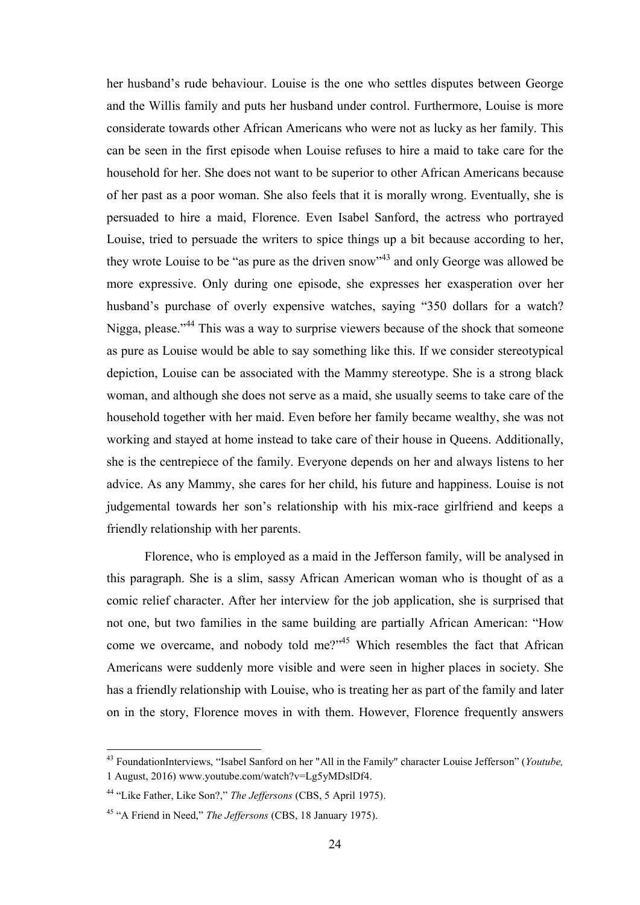her husband's rude behaviour. Louise is the one who settles disputes between George and the Willis family and puts her husband under control. Furthermore, Louise is more considerate towards other African Americans who were not as lucky as her family. This can be seen in the first episode when Louise refuses to hire a maid to take care for the household for her. She does not want to be superior to other African Americans because of her past as a poor woman. She also feels that it is morally wrong. Eventually, she is persuaded to hire a maid, Florence. Even Isabel Sanford, the actress who portrayed Louise, tried to persuade the writers to spice things up a bit because according to her, they wrote Louise to be "as pure as the driven snow"[43] and only George was allowed be more expressive. Only during one episode, she expresses her exasperation over her husband's purchase of overly expensive watches, saying "350 dollars for a watch? Nigga, please."[44] This was a way to surprise viewers because of the shock that someone as pure as Louise would be able to say something like this. If we consider stereotypical depiction, Louise can be associated with the Mammy stereotype. She is a strong black woman, and although she does not serve as a maid, she usually seems to take care of the household together with her maid. Even before her family became wealthy, she was not working and stayed at home instead to take care of their house in Queens. Additionally, she is the centrepiece of the family. Everyone depends on her and always listens to her advice. As any Mammy, she cares for her child, his future and happiness. Louise is not judgemental towards her son's relationship with his mix-race girlfriend and keeps a friendly relationship with her parents.

Florence, who is employed as a maid in the Jefferson family, will be analysed in this paragraph. She is a slim, sassy African American woman who is thought of as a comic relief character. After her interview for the job application, she is surprised that not one, but two families in the same building are partially African American: "How come we overcame, and nobody told me?"[45] Which resembles the fact that African Americans were suddenly more visible and were seen in higher places in society. She has a friendly relationship with Louise, who is treating her as part of the family and later on in the story, Florence moves in with them. However, Florence frequently answers

---

[43] FoundationInterviews, "Isabel Sanford on her "All in the Family" character Louise Jefferson" (*Youtube,* 1 August, 2016) www.youtube.com/watch?v=Lg5yMDslDf4.

[44] "Like Father, Like Son?," *The Jeffersons* (CBS, 5 April 1975).

[45] "A Friend in Need," *The Jeffersons* (CBS, 18 January 1975).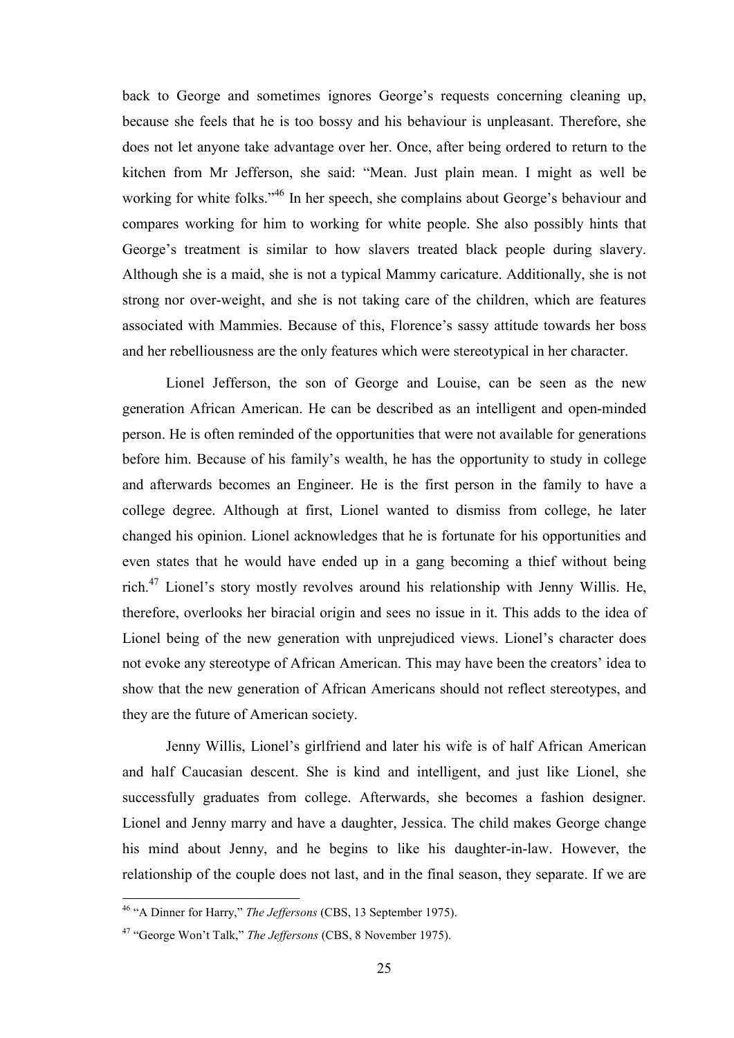back to George and sometimes ignores George's requests concerning cleaning up, because she feels that he is too bossy and his behaviour is unpleasant. Therefore, she does not let anyone take advantage over her. Once, after being ordered to return to the kitchen from Mr Jefferson, she said: "Mean. Just plain mean. I might as well be working for white folks."[46] In her speech, she complains about George's behaviour and compares working for him to working for white people. She also possibly hints that George's treatment is similar to how slavers treated black people during slavery. Although she is a maid, she is not a typical Mammy caricature. Additionally, she is not strong nor over-weight, and she is not taking care of the children, which are features associated with Mammies. Because of this, Florence's sassy attitude towards her boss and her rebelliousness are the only features which were stereotypical in her character.

Lionel Jefferson, the son of George and Louise, can be seen as the new generation African American. He can be described as an intelligent and open-minded person. He is often reminded of the opportunities that were not available for generations before him. Because of his family's wealth, he has the opportunity to study in college and afterwards becomes an Engineer. He is the first person in the family to have a college degree. Although at first, Lionel wanted to dismiss from college, he later changed his opinion. Lionel acknowledges that he is fortunate for his opportunities and even states that he would have ended up in a gang becoming a thief without being rich.[47] Lionel's story mostly revolves around his relationship with Jenny Willis. He, therefore, overlooks her biracial origin and sees no issue in it. This adds to the idea of Lionel being of the new generation with unprejudiced views. Lionel's character does not evoke any stereotype of African American. This may have been the creators' idea to show that the new generation of African Americans should not reflect stereotypes, and they are the future of American society.

Jenny Willis, Lionel's girlfriend and later his wife is of half African American and half Caucasian descent. She is kind and intelligent, and just like Lionel, she successfully graduates from college. Afterwards, she becomes a fashion designer. Lionel and Jenny marry and have a daughter, Jessica. The child makes George change his mind about Jenny, and he begins to like his daughter-in-law. However, the relationship of the couple does not last, and in the final season, they separate. If we are

---

[46] "A Dinner for Harry," *The Jeffersons* (CBS, 13 September 1975).

[47] "George Won't Talk," *The Jeffersons* (CBS, 8 November 1975).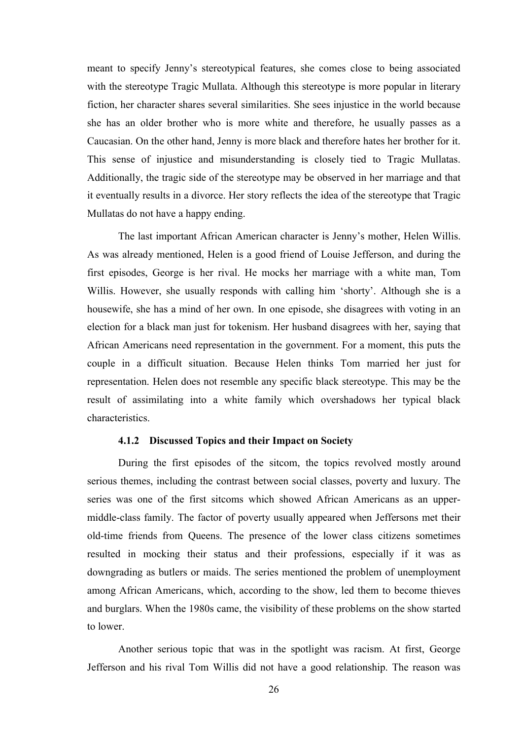meant to specify Jenny's stereotypical features, she comes close to being associated with the stereotype Tragic Mullata. Although this stereotype is more popular in literary fiction, her character shares several similarities. She sees injustice in the world because she has an older brother who is more white and therefore, he usually passes as a Caucasian. On the other hand, Jenny is more black and therefore hates her brother for it. This sense of injustice and misunderstanding is closely tied to Tragic Mullatas. Additionally, the tragic side of the stereotype may be observed in her marriage and that it eventually results in a divorce. Her story reflects the idea of the stereotype that Tragic Mullatas do not have a happy ending.

The last important African American character is Jenny's mother, Helen Willis. As was already mentioned, Helen is a good friend of Louise Jefferson, and during the first episodes, George is her rival. He mocks her marriage with a white man, Tom Willis. However, she usually responds with calling him 'shorty'. Although she is a housewife, she has a mind of her own. In one episode, she disagrees with voting in an election for a black man just for tokenism. Her husband disagrees with her, saying that African Americans need representation in the government. For a moment, this puts the couple in a difficult situation. Because Helen thinks Tom married her just for representation. Helen does not resemble any specific black stereotype. This may be the result of assimilating into a white family which overshadows her typical black characteristics.

### 4.1.2 Discussed Topics and their Impact on Society

During the first episodes of the sitcom, the topics revolved mostly around serious themes, including the contrast between social classes, poverty and luxury. The series was one of the first sitcoms which showed African Americans as an upper-middle-class family. The factor of poverty usually appeared when Jeffersons met their old-time friends from Queens. The presence of the lower class citizens sometimes resulted in mocking their status and their professions, especially if it was as downgrading as butlers or maids. The series mentioned the problem of unemployment among African Americans, which, according to the show, led them to become thieves and burglars. When the 1980s came, the visibility of these problems on the show started to lower.

Another serious topic that was in the spotlight was racism. At first, George Jefferson and his rival Tom Willis did not have a good relationship. The reason was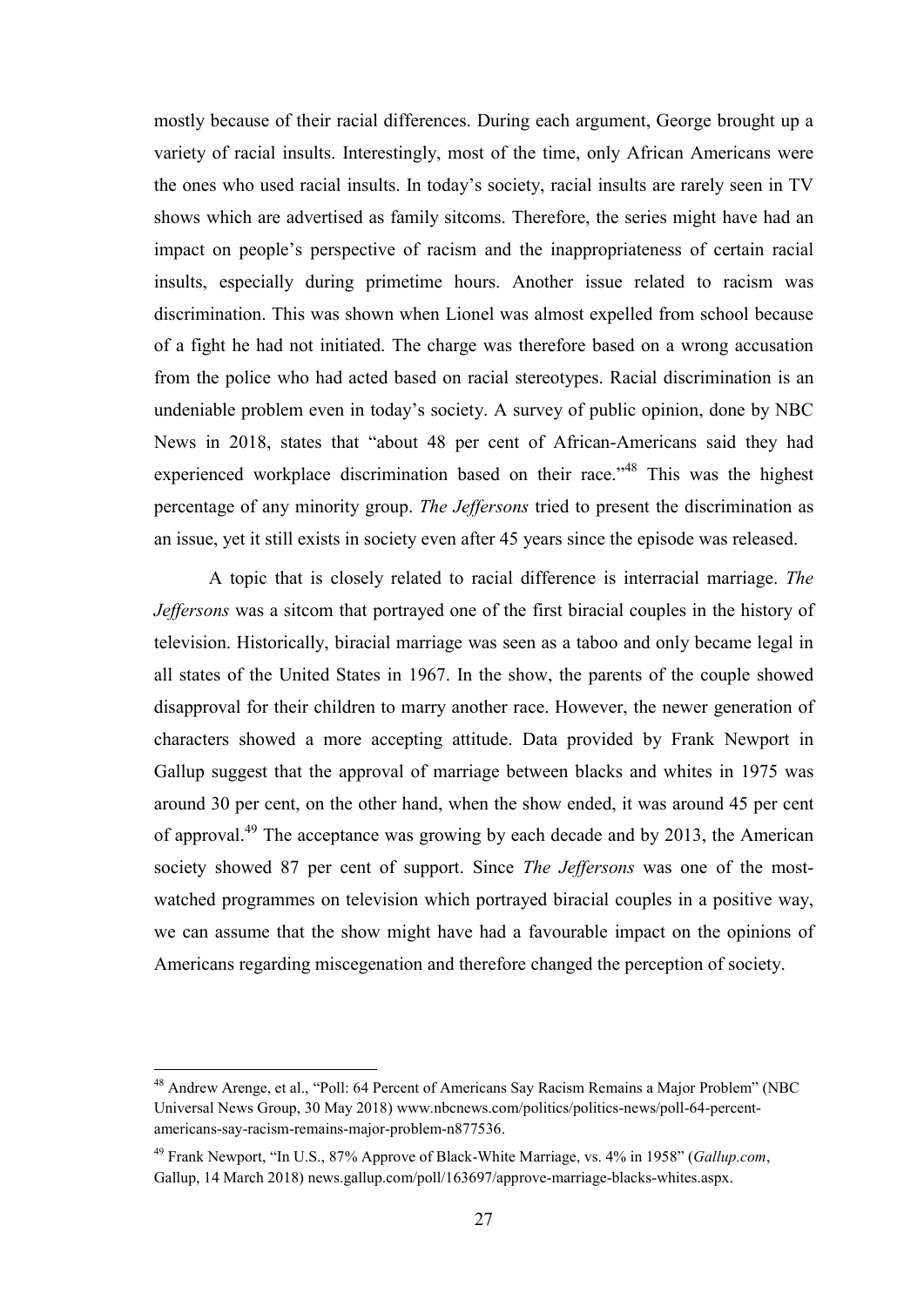mostly because of their racial differences. During each argument, George brought up a variety of racial insults. Interestingly, most of the time, only African Americans were the ones who used racial insults. In today's society, racial insults are rarely seen in TV shows which are advertised as family sitcoms. Therefore, the series might have had an impact on people's perspective of racism and the inappropriateness of certain racial insults, especially during primetime hours. Another issue related to racism was discrimination. This was shown when Lionel was almost expelled from school because of a fight he had not initiated. The charge was therefore based on a wrong accusation from the police who had acted based on racial stereotypes. Racial discrimination is an undeniable problem even in today's society. A survey of public opinion, done by NBC News in 2018, states that "about 48 per cent of African-Americans said they had experienced workplace discrimination based on their race."[48] This was the highest percentage of any minority group. *The Jeffersons* tried to present the discrimination as an issue, yet it still exists in society even after 45 years since the episode was released.

A topic that is closely related to racial difference is interracial marriage. *The Jeffersons* was a sitcom that portrayed one of the first biracial couples in the history of television. Historically, biracial marriage was seen as a taboo and only became legal in all states of the United States in 1967. In the show, the parents of the couple showed disapproval for their children to marry another race. However, the newer generation of characters showed a more accepting attitude. Data provided by Frank Newport in Gallup suggest that the approval of marriage between blacks and whites in 1975 was around 30 per cent, on the other hand, when the show ended, it was around 45 per cent of approval.[49] The acceptance was growing by each decade and by 2013, the American society showed 87 per cent of support. Since *The Jeffersons* was one of the most-watched programmes on television which portrayed biracial couples in a positive way, we can assume that the show might have had a favourable impact on the opinions of Americans regarding miscegenation and therefore changed the perception of society.

---

[48] Andrew Arenge, et al., "Poll: 64 Percent of Americans Say Racism Remains a Major Problem" (NBC Universal News Group, 30 May 2018) www.nbcnews.com/politics/politics-news/poll-64-percent-americans-say-racism-remains-major-problem-n877536.

[49] Frank Newport, "In U.S., 87% Approve of Black-White Marriage, vs. 4% in 1958" (*Gallup.com*, Gallup, 14 March 2018) news.gallup.com/poll/163697/approve-marriage-blacks-whites.aspx.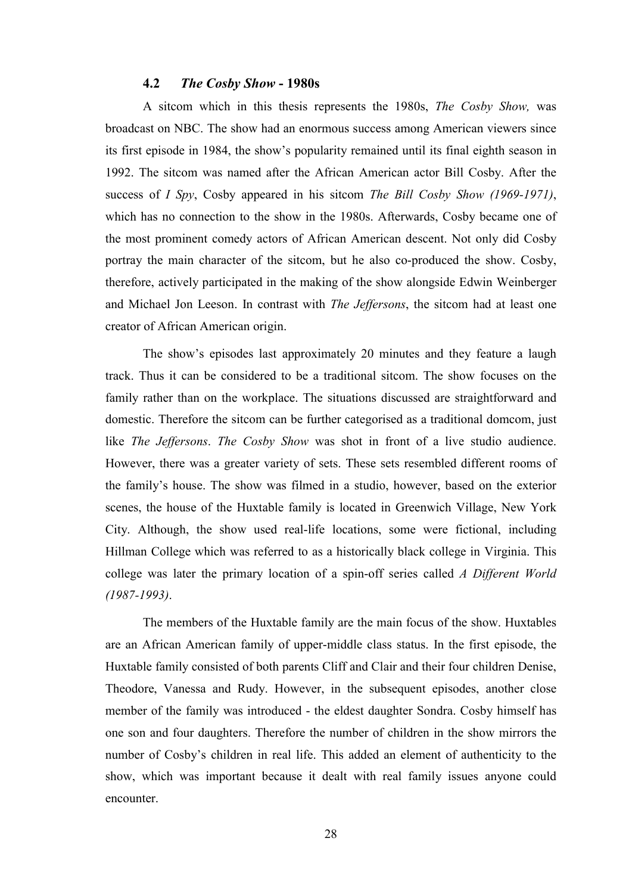### 4.2 *The Cosby Show* - 1980s

A sitcom which in this thesis represents the 1980s, *The Cosby Show,* was broadcast on NBC. The show had an enormous success among American viewers since its first episode in 1984, the show's popularity remained until its final eighth season in 1992. The sitcom was named after the African American actor Bill Cosby. After the success of *I Spy*, Cosby appeared in his sitcom *The Bill Cosby Show (1969-1971)*, which has no connection to the show in the 1980s. Afterwards, Cosby became one of the most prominent comedy actors of African American descent. Not only did Cosby portray the main character of the sitcom, but he also co-produced the show. Cosby, therefore, actively participated in the making of the show alongside Edwin Weinberger and Michael Jon Leeson. In contrast with *The Jeffersons*, the sitcom had at least one creator of African American origin.

The show's episodes last approximately 20 minutes and they feature a laugh track. Thus it can be considered to be a traditional sitcom. The show focuses on the family rather than on the workplace. The situations discussed are straightforward and domestic. Therefore the sitcom can be further categorised as a traditional domcom, just like *The Jeffersons*. *The Cosby Show* was shot in front of a live studio audience. However, there was a greater variety of sets. These sets resembled different rooms of the family's house. The show was filmed in a studio, however, based on the exterior scenes, the house of the Huxtable family is located in Greenwich Village, New York City. Although, the show used real-life locations, some were fictional, including Hillman College which was referred to as a historically black college in Virginia. This college was later the primary location of a spin-off series called *A Different World (1987-1993)*.

The members of the Huxtable family are the main focus of the show. Huxtables are an African American family of upper-middle class status. In the first episode, the Huxtable family consisted of both parents Cliff and Clair and their four children Denise, Theodore, Vanessa and Rudy. However, in the subsequent episodes, another close member of the family was introduced - the eldest daughter Sondra. Cosby himself has one son and four daughters. Therefore the number of children in the show mirrors the number of Cosby's children in real life. This added an element of authenticity to the show, which was important because it dealt with real family issues anyone could encounter.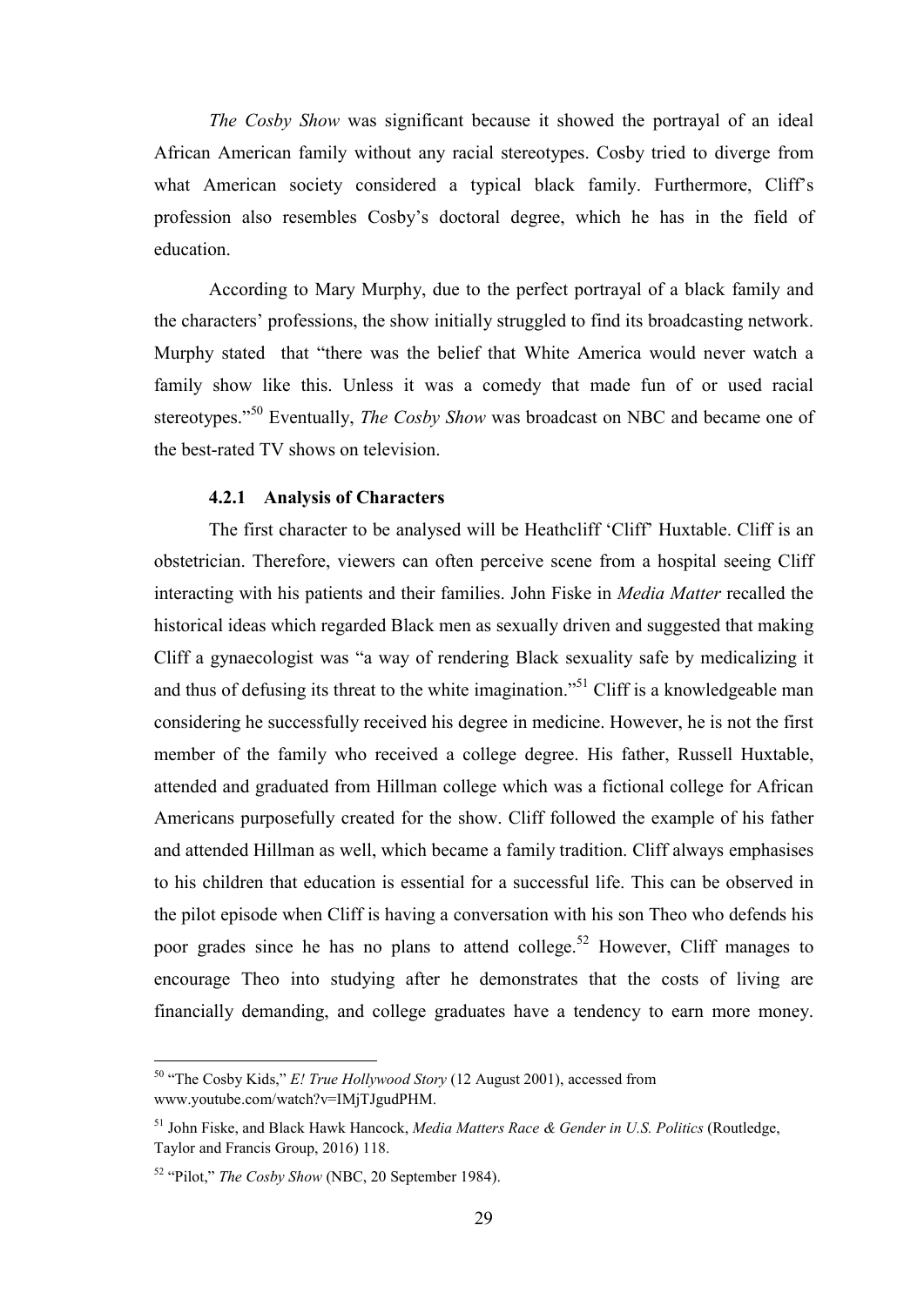*The Cosby Show* was significant because it showed the portrayal of an ideal African American family without any racial stereotypes. Cosby tried to diverge from what American society considered a typical black family. Furthermore, Cliff's profession also resembles Cosby's doctoral degree, which he has in the field of education.

According to Mary Murphy, due to the perfect portrayal of a black family and the characters' professions, the show initially struggled to find its broadcasting network. Murphy stated that "there was the belief that White America would never watch a family show like this. Unless it was a comedy that made fun of or used racial stereotypes."[50] Eventually, *The Cosby Show* was broadcast on NBC and became one of the best-rated TV shows on television.

#### 4.2.1 Analysis of Characters

The first character to be analysed will be Heathcliff 'Cliff' Huxtable. Cliff is an obstetrician. Therefore, viewers can often perceive scene from a hospital seeing Cliff interacting with his patients and their families. John Fiske in *Media Matter* recalled the historical ideas which regarded Black men as sexually driven and suggested that making Cliff a gynaecologist was "a way of rendering Black sexuality safe by medicalizing it and thus of defusing its threat to the white imagination."[51] Cliff is a knowledgeable man considering he successfully received his degree in medicine. However, he is not the first member of the family who received a college degree. His father, Russell Huxtable, attended and graduated from Hillman college which was a fictional college for African Americans purposefully created for the show. Cliff followed the example of his father and attended Hillman as well, which became a family tradition. Cliff always emphasises to his children that education is essential for a successful life. This can be observed in the pilot episode when Cliff is having a conversation with his son Theo who defends his poor grades since he has no plans to attend college.[52] However, Cliff manages to encourage Theo into studying after he demonstrates that the costs of living are financially demanding, and college graduates have a tendency to earn more money.

---

[50] "The Cosby Kids," *E! True Hollywood Story* (12 August 2001), accessed from www.youtube.com/watch?v=IMjTJgudPHM.

[51] John Fiske, and Black Hawk Hancock, *Media Matters Race & Gender in U.S. Politics* (Routledge, Taylor and Francis Group, 2016) 118.

[52] "Pilot," *The Cosby Show* (NBC, 20 September 1984).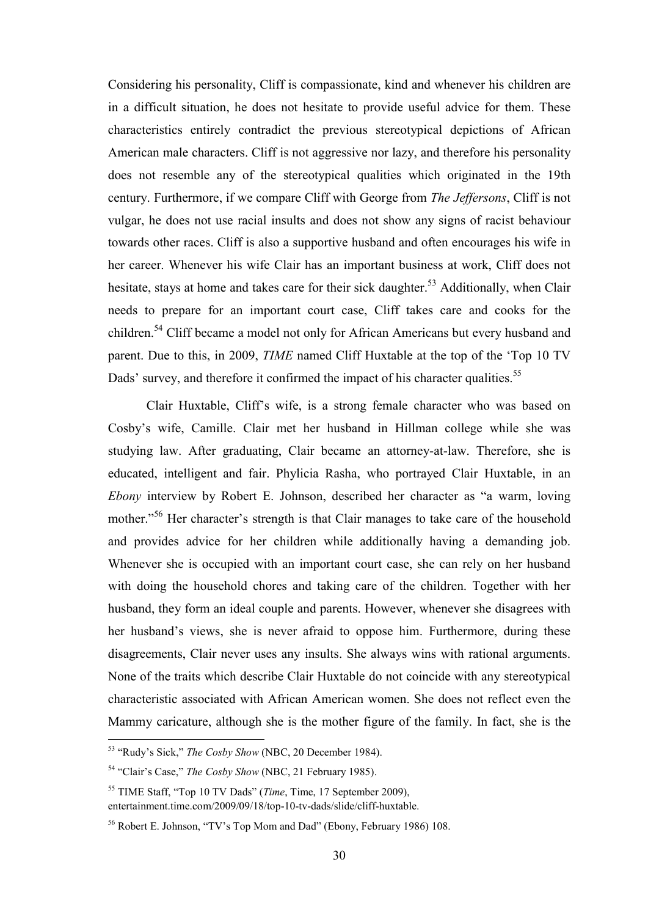Considering his personality, Cliff is compassionate, kind and whenever his children are in a difficult situation, he does not hesitate to provide useful advice for them. These characteristics entirely contradict the previous stereotypical depictions of African American male characters. Cliff is not aggressive nor lazy, and therefore his personality does not resemble any of the stereotypical qualities which originated in the 19th century. Furthermore, if we compare Cliff with George from *The Jeffersons*, Cliff is not vulgar, he does not use racial insults and does not show any signs of racist behaviour towards other races. Cliff is also a supportive husband and often encourages his wife in her career. Whenever his wife Clair has an important business at work, Cliff does not hesitate, stays at home and takes care for their sick daughter.[53] Additionally, when Clair needs to prepare for an important court case, Cliff takes care and cooks for the children.[54] Cliff became a model not only for African Americans but every husband and parent. Due to this, in 2009, *TIME* named Cliff Huxtable at the top of the 'Top 10 TV Dads' survey, and therefore it confirmed the impact of his character qualities.[55]

Clair Huxtable, Cliff's wife, is a strong female character who was based on Cosby's wife, Camille. Clair met her husband in Hillman college while she was studying law. After graduating, Clair became an attorney-at-law. Therefore, she is educated, intelligent and fair. Phylicia Rasha, who portrayed Clair Huxtable, in an *Ebony* interview by Robert E. Johnson, described her character as "a warm, loving mother."[56] Her character's strength is that Clair manages to take care of the household and provides advice for her children while additionally having a demanding job. Whenever she is occupied with an important court case, she can rely on her husband with doing the household chores and taking care of the children. Together with her husband, they form an ideal couple and parents. However, whenever she disagrees with her husband's views, she is never afraid to oppose him. Furthermore, during these disagreements, Clair never uses any insults. She always wins with rational arguments. None of the traits which describe Clair Huxtable do not coincide with any stereotypical characteristic associated with African American women. She does not reflect even the Mammy caricature, although she is the mother figure of the family. In fact, she is the

---

[53] "Rudy's Sick," *The Cosby Show* (NBC, 20 December 1984).

[54] "Clair's Case," *The Cosby Show* (NBC, 21 February 1985).

[55] TIME Staff, "Top 10 TV Dads" (*Time*, Time, 17 September 2009), entertainment.time.com/2009/09/18/top-10-tv-dads/slide/cliff-huxtable.

[56] Robert E. Johnson, "TV's Top Mom and Dad" (Ebony, February 1986) 108.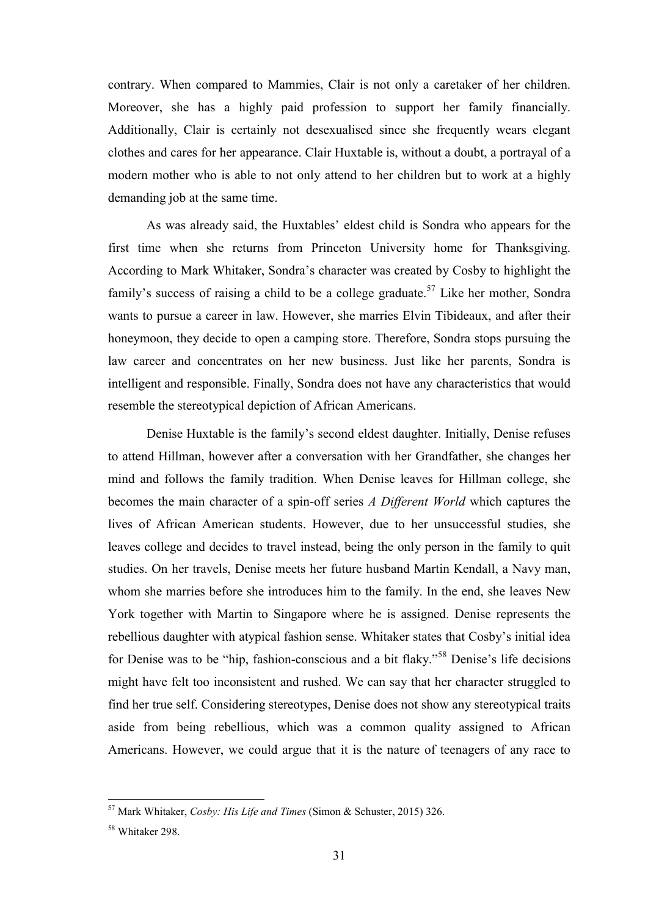contrary. When compared to Mammies, Clair is not only a caretaker of her children. Moreover, she has a highly paid profession to support her family financially. Additionally, Clair is certainly not desexualised since she frequently wears elegant clothes and cares for her appearance. Clair Huxtable is, without a doubt, a portrayal of a modern mother who is able to not only attend to her children but to work at a highly demanding job at the same time.

As was already said, the Huxtables' eldest child is Sondra who appears for the first time when she returns from Princeton University home for Thanksgiving. According to Mark Whitaker, Sondra's character was created by Cosby to highlight the family's success of raising a child to be a college graduate.[57] Like her mother, Sondra wants to pursue a career in law. However, she marries Elvin Tibideaux, and after their honeymoon, they decide to open a camping store. Therefore, Sondra stops pursuing the law career and concentrates on her new business. Just like her parents, Sondra is intelligent and responsible. Finally, Sondra does not have any characteristics that would resemble the stereotypical depiction of African Americans.

Denise Huxtable is the family's second eldest daughter. Initially, Denise refuses to attend Hillman, however after a conversation with her Grandfather, she changes her mind and follows the family tradition. When Denise leaves for Hillman college, she becomes the main character of a spin-off series *A Different World* which captures the lives of African American students. However, due to her unsuccessful studies, she leaves college and decides to travel instead, being the only person in the family to quit studies. On her travels, Denise meets her future husband Martin Kendall, a Navy man, whom she marries before she introduces him to the family. In the end, she leaves New York together with Martin to Singapore where he is assigned. Denise represents the rebellious daughter with atypical fashion sense. Whitaker states that Cosby's initial idea for Denise was to be "hip, fashion-conscious and a bit flaky."[58] Denise's life decisions might have felt too inconsistent and rushed. We can say that her character struggled to find her true self. Considering stereotypes, Denise does not show any stereotypical traits aside from being rebellious, which was a common quality assigned to African Americans. However, we could argue that it is the nature of teenagers of any race to

---

[57] Mark Whitaker, *Cosby: His Life and Times* (Simon & Schuster, 2015) 326.

[58] Whitaker 298.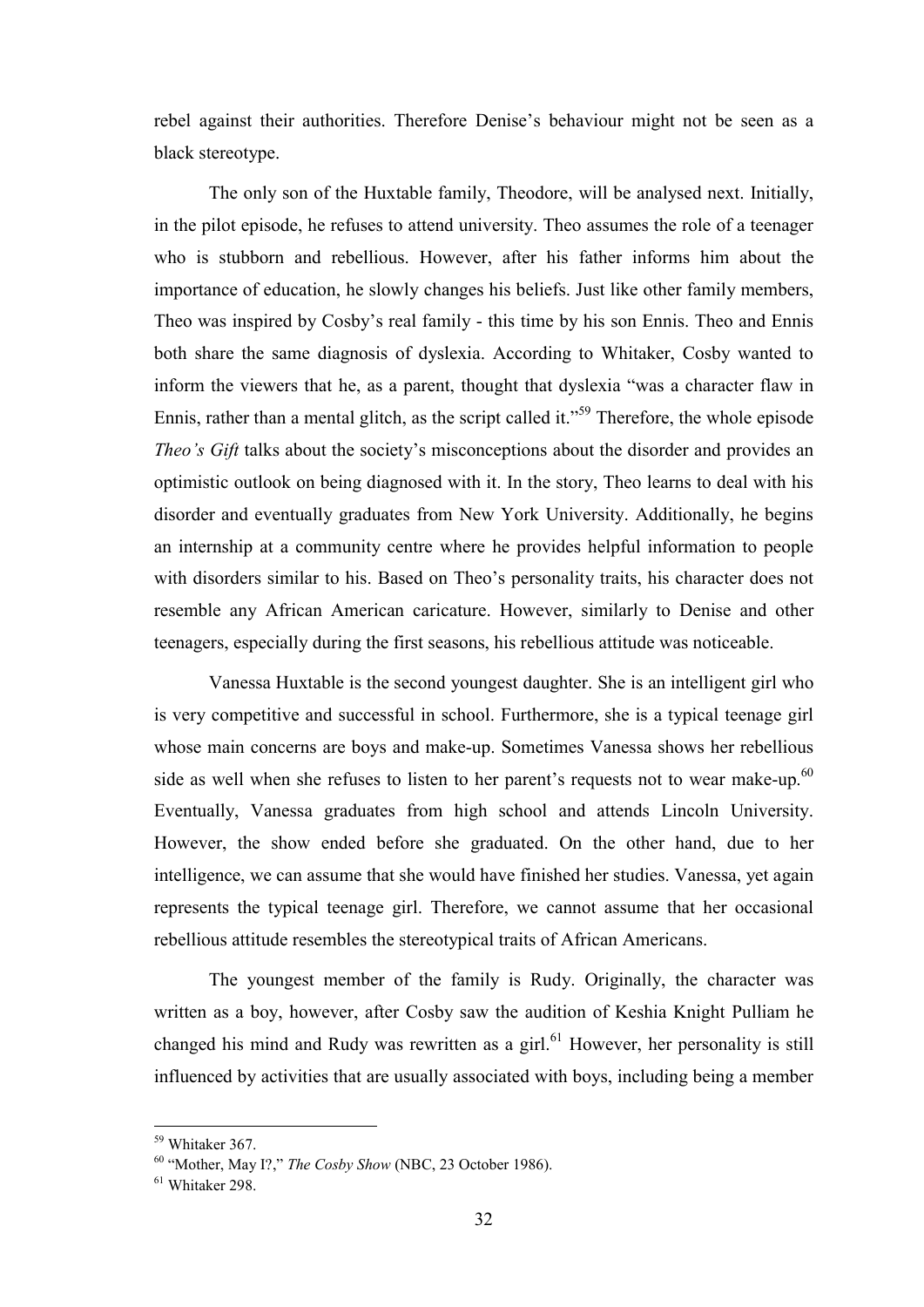rebel against their authorities. Therefore Denise's behaviour might not be seen as a black stereotype.

The only son of the Huxtable family, Theodore, will be analysed next. Initially, in the pilot episode, he refuses to attend university. Theo assumes the role of a teenager who is stubborn and rebellious. However, after his father informs him about the importance of education, he slowly changes his beliefs. Just like other family members, Theo was inspired by Cosby's real family - this time by his son Ennis. Theo and Ennis both share the same diagnosis of dyslexia. According to Whitaker, Cosby wanted to inform the viewers that he, as a parent, thought that dyslexia "was a character flaw in Ennis, rather than a mental glitch, as the script called it."[59] Therefore, the whole episode *Theo's Gift* talks about the society's misconceptions about the disorder and provides an optimistic outlook on being diagnosed with it. In the story, Theo learns to deal with his disorder and eventually graduates from New York University. Additionally, he begins an internship at a community centre where he provides helpful information to people with disorders similar to his. Based on Theo's personality traits, his character does not resemble any African American caricature. However, similarly to Denise and other teenagers, especially during the first seasons, his rebellious attitude was noticeable.

Vanessa Huxtable is the second youngest daughter. She is an intelligent girl who is very competitive and successful in school. Furthermore, she is a typical teenage girl whose main concerns are boys and make-up. Sometimes Vanessa shows her rebellious side as well when she refuses to listen to her parent's requests not to wear make-up.[60] Eventually, Vanessa graduates from high school and attends Lincoln University. However, the show ended before she graduated. On the other hand, due to her intelligence, we can assume that she would have finished her studies. Vanessa, yet again represents the typical teenage girl. Therefore, we cannot assume that her occasional rebellious attitude resembles the stereotypical traits of African Americans.

The youngest member of the family is Rudy. Originally, the character was written as a boy, however, after Cosby saw the audition of Keshia Knight Pulliam he changed his mind and Rudy was rewritten as a girl.[61] However, her personality is still influenced by activities that are usually associated with boys, including being a member

---

[59] Whitaker 367.

[60] "Mother, May I?," *The Cosby Show* (NBC, 23 October 1986).

[61] Whitaker 298.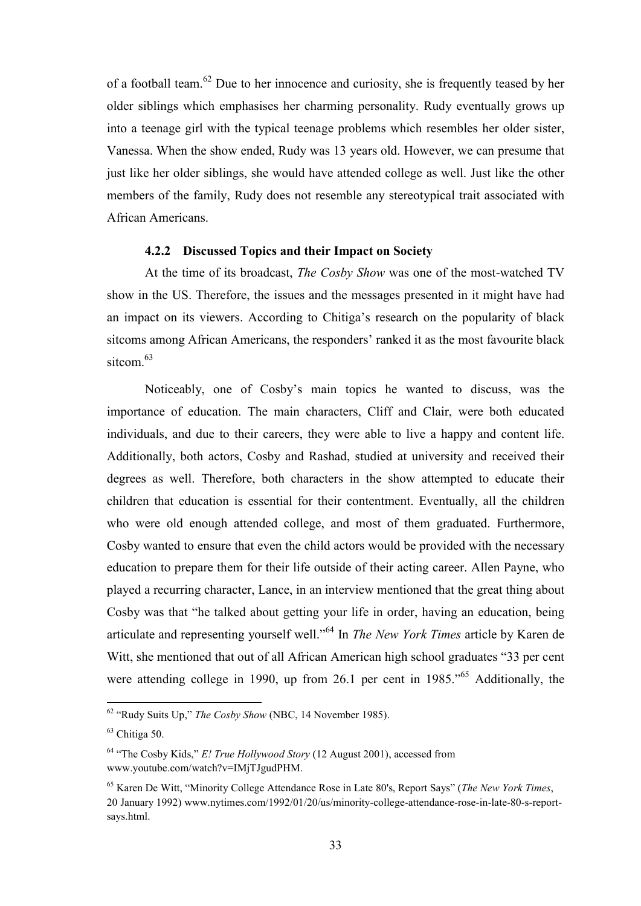of a football team.[62] Due to her innocence and curiosity, she is frequently teased by her older siblings which emphasises her charming personality. Rudy eventually grows up into a teenage girl with the typical teenage problems which resembles her older sister, Vanessa. When the show ended, Rudy was 13 years old. However, we can presume that just like her older siblings, she would have attended college as well. Just like the other members of the family, Rudy does not resemble any stereotypical trait associated with African Americans.

### 4.2.2 Discussed Topics and their Impact on Society

At the time of its broadcast, *The Cosby Show* was one of the most-watched TV show in the US. Therefore, the issues and the messages presented in it might have had an impact on its viewers. According to Chitiga's research on the popularity of black sitcoms among African Americans, the responders' ranked it as the most favourite black sitcom.[63]

Noticeably, one of Cosby's main topics he wanted to discuss, was the importance of education. The main characters, Cliff and Clair, were both educated individuals, and due to their careers, they were able to live a happy and content life. Additionally, both actors, Cosby and Rashad, studied at university and received their degrees as well. Therefore, both characters in the show attempted to educate their children that education is essential for their contentment. Eventually, all the children who were old enough attended college, and most of them graduated. Furthermore, Cosby wanted to ensure that even the child actors would be provided with the necessary education to prepare them for their life outside of their acting career. Allen Payne, who played a recurring character, Lance, in an interview mentioned that the great thing about Cosby was that "he talked about getting your life in order, having an education, being articulate and representing yourself well."[64] In *The New York Times* article by Karen de Witt, she mentioned that out of all African American high school graduates "33 per cent were attending college in 1990, up from 26.1 per cent in 1985."[65] Additionally, the

---

[62] "Rudy Suits Up," *The Cosby Show* (NBC, 14 November 1985).

[63] Chitiga 50.

[64] "The Cosby Kids," *E! True Hollywood Story* (12 August 2001), accessed from www.youtube.com/watch?v=IMjTJgudPHM.

[65] Karen De Witt, "Minority College Attendance Rose in Late 80's, Report Says" (*The New York Times*, 20 January 1992) www.nytimes.com/1992/01/20/us/minority-college-attendance-rose-in-late-80-s-report-says.html.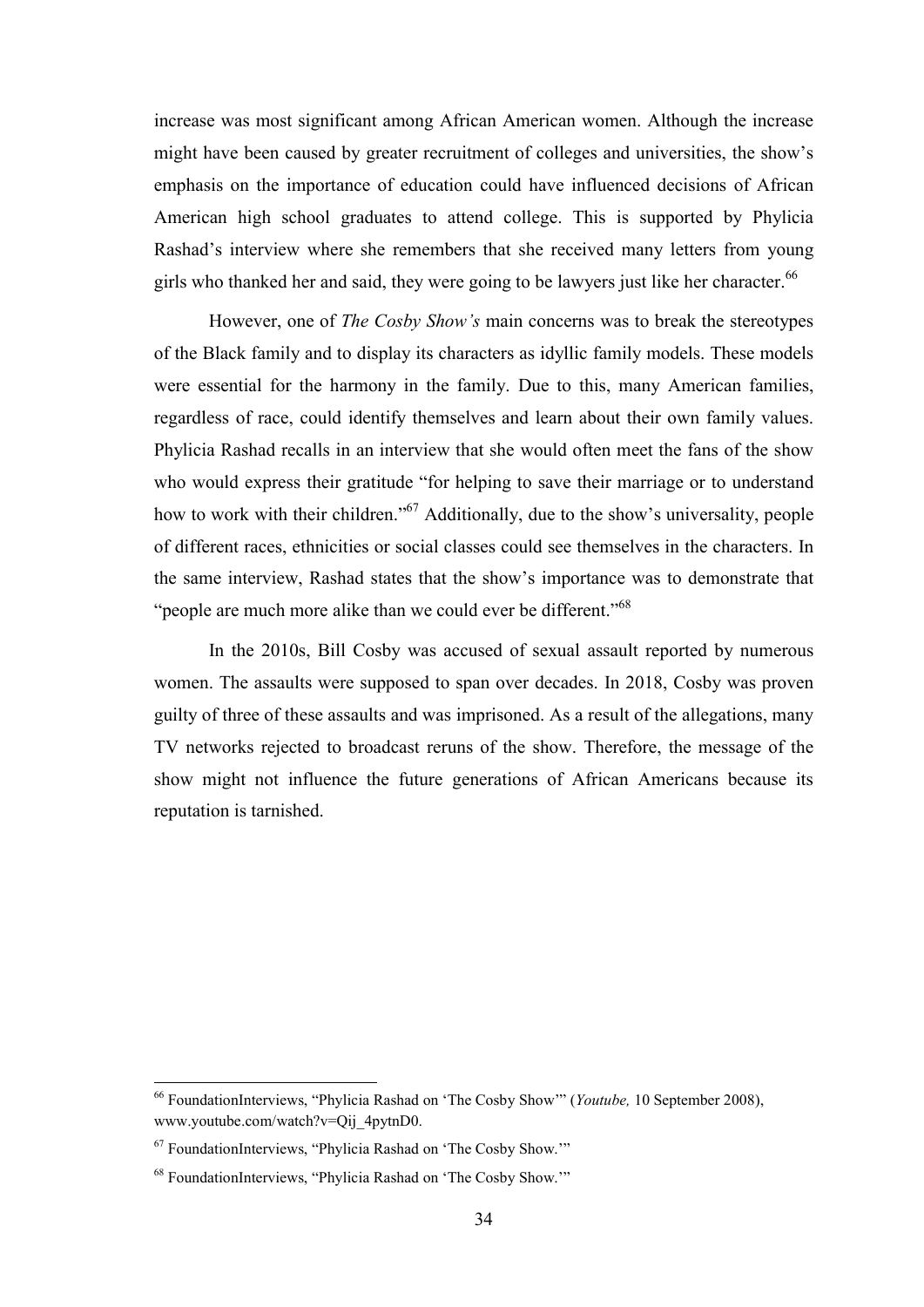increase was most significant among African American women. Although the increase might have been caused by greater recruitment of colleges and universities, the show's emphasis on the importance of education could have influenced decisions of African American high school graduates to attend college. This is supported by Phylicia Rashad's interview where she remembers that she received many letters from young girls who thanked her and said, they were going to be lawyers just like her character.[66]

However, one of *The Cosby Show's* main concerns was to break the stereotypes of the Black family and to display its characters as idyllic family models. These models were essential for the harmony in the family. Due to this, many American families, regardless of race, could identify themselves and learn about their own family values. Phylicia Rashad recalls in an interview that she would often meet the fans of the show who would express their gratitude "for helping to save their marriage or to understand how to work with their children."[67] Additionally, due to the show's universality, people of different races, ethnicities or social classes could see themselves in the characters. In the same interview, Rashad states that the show's importance was to demonstrate that "people are much more alike than we could ever be different."[68]

In the 2010s, Bill Cosby was accused of sexual assault reported by numerous women. The assaults were supposed to span over decades. In 2018, Cosby was proven guilty of three of these assaults and was imprisoned. As a result of the allegations, many TV networks rejected to broadcast reruns of the show. Therefore, the message of the show might not influence the future generations of African Americans because its reputation is tarnished.

---

[66] FoundationInterviews, "Phylicia Rashad on 'The Cosby Show'" (*Youtube,* 10 September 2008), www.youtube.com/watch?v=Qij_4pytnD0.

[67] FoundationInterviews, "Phylicia Rashad on 'The Cosby Show.'"

[68] FoundationInterviews, "Phylicia Rashad on 'The Cosby Show.'"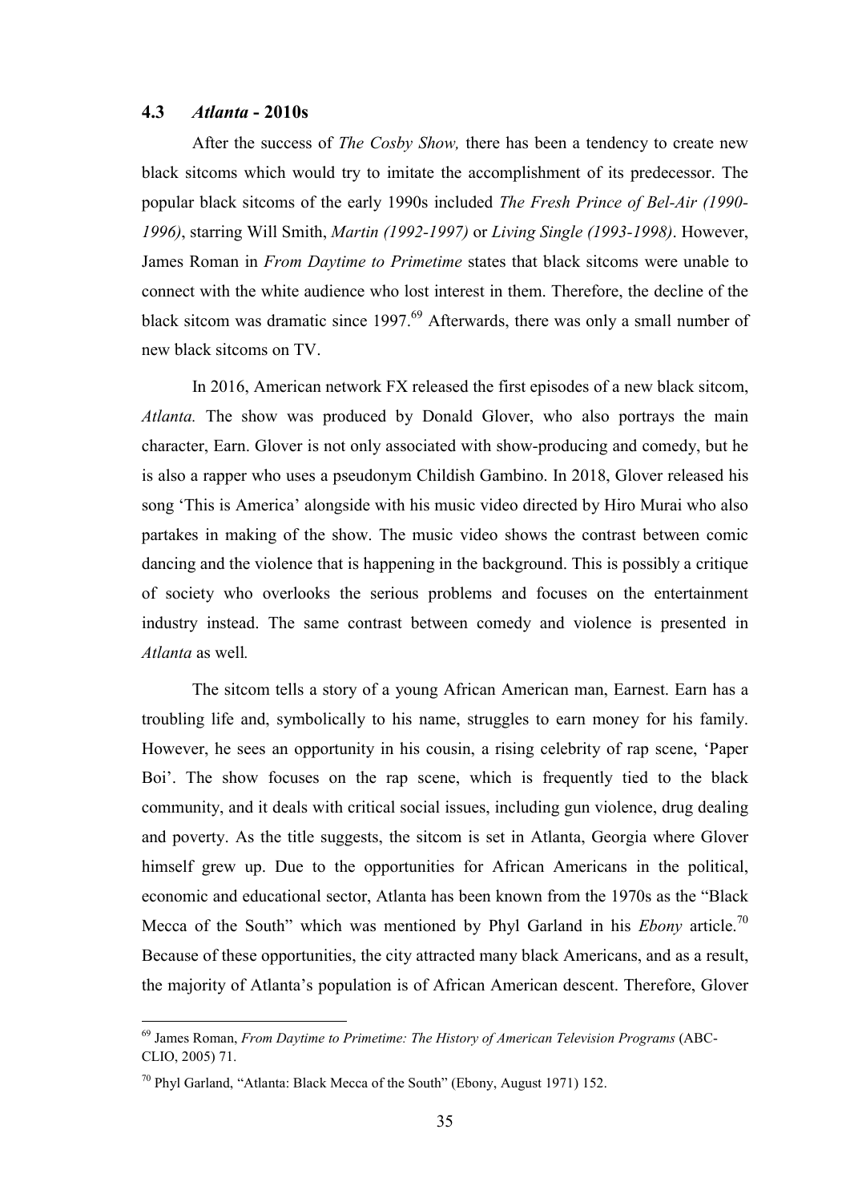### 4.3 *Atlanta* - 2010s

After the success of *The Cosby Show,* there has been a tendency to create new black sitcoms which would try to imitate the accomplishment of its predecessor. The popular black sitcoms of the early 1990s included *The Fresh Prince of Bel-Air (1990-1996)*, starring Will Smith, *Martin (1992-1997)* or *Living Single (1993-1998)*. However, James Roman in *From Daytime to Primetime* states that black sitcoms were unable to connect with the white audience who lost interest in them. Therefore, the decline of the black sitcom was dramatic since 1997.[69] Afterwards, there was only a small number of new black sitcoms on TV.

In 2016, American network FX released the first episodes of a new black sitcom, *Atlanta.* The show was produced by Donald Glover, who also portrays the main character, Earn. Glover is not only associated with show-producing and comedy, but he is also a rapper who uses a pseudonym Childish Gambino. In 2018, Glover released his song 'This is America' alongside with his music video directed by Hiro Murai who also partakes in making of the show. The music video shows the contrast between comic dancing and the violence that is happening in the background. This is possibly a critique of society who overlooks the serious problems and focuses on the entertainment industry instead. The same contrast between comedy and violence is presented in *Atlanta* as well*.*

The sitcom tells a story of a young African American man, Earnest. Earn has a troubling life and, symbolically to his name, struggles to earn money for his family. However, he sees an opportunity in his cousin, a rising celebrity of rap scene, 'Paper Boi'. The show focuses on the rap scene, which is frequently tied to the black community, and it deals with critical social issues, including gun violence, drug dealing and poverty. As the title suggests, the sitcom is set in Atlanta, Georgia where Glover himself grew up. Due to the opportunities for African Americans in the political, economic and educational sector, Atlanta has been known from the 1970s as the "Black Mecca of the South" which was mentioned by Phyl Garland in his *Ebony* article.[70] Because of these opportunities, the city attracted many black Americans, and as a result, the majority of Atlanta's population is of African American descent. Therefore, Glover

---

[69] James Roman, *From Daytime to Primetime: The History of American Television Programs* (ABC-CLIO, 2005) 71.

[70] Phyl Garland, "Atlanta: Black Mecca of the South" (Ebony, August 1971) 152.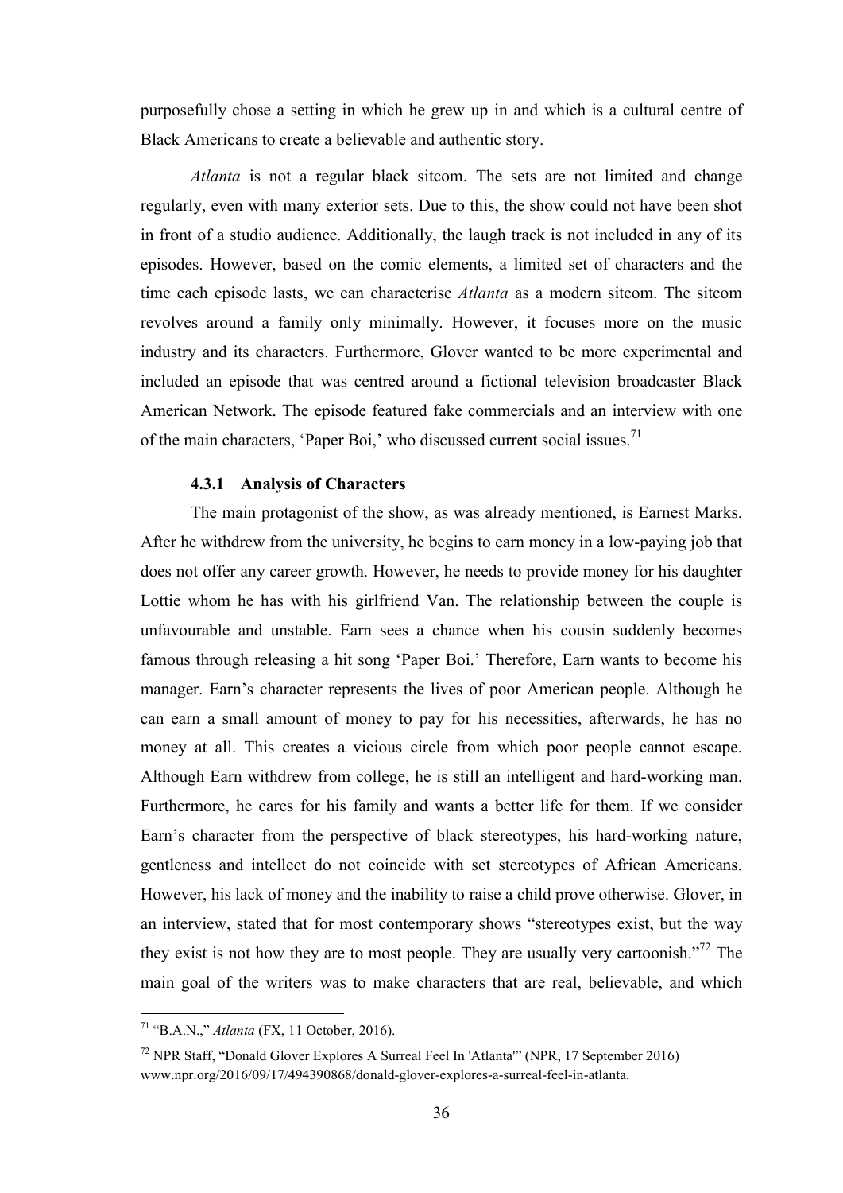purposefully chose a setting in which he grew up in and which is a cultural centre of Black Americans to create a believable and authentic story.

*Atlanta* is not a regular black sitcom. The sets are not limited and change regularly, even with many exterior sets. Due to this, the show could not have been shot in front of a studio audience. Additionally, the laugh track is not included in any of its episodes. However, based on the comic elements, a limited set of characters and the time each episode lasts, we can characterise *Atlanta* as a modern sitcom. The sitcom revolves around a family only minimally. However, it focuses more on the music industry and its characters. Furthermore, Glover wanted to be more experimental and included an episode that was centred around a fictional television broadcaster Black American Network. The episode featured fake commercials and an interview with one of the main characters, 'Paper Boi,' who discussed current social issues.[71]

### 4.3.1 Analysis of Characters

The main protagonist of the show, as was already mentioned, is Earnest Marks. After he withdrew from the university, he begins to earn money in a low-paying job that does not offer any career growth. However, he needs to provide money for his daughter Lottie whom he has with his girlfriend Van. The relationship between the couple is unfavourable and unstable. Earn sees a chance when his cousin suddenly becomes famous through releasing a hit song 'Paper Boi.' Therefore, Earn wants to become his manager. Earn's character represents the lives of poor American people. Although he can earn a small amount of money to pay for his necessities, afterwards, he has no money at all. This creates a vicious circle from which poor people cannot escape. Although Earn withdrew from college, he is still an intelligent and hard-working man. Furthermore, he cares for his family and wants a better life for them. If we consider Earn's character from the perspective of black stereotypes, his hard-working nature, gentleness and intellect do not coincide with set stereotypes of African Americans. However, his lack of money and the inability to raise a child prove otherwise. Glover, in an interview, stated that for most contemporary shows "stereotypes exist, but the way they exist is not how they are to most people. They are usually very cartoonish."[72] The main goal of the writers was to make characters that are real, believable, and which

---

[71] "B.A.N.," *Atlanta* (FX, 11 October, 2016).

[72] NPR Staff, "Donald Glover Explores A Surreal Feel In 'Atlanta'" (NPR, 17 September 2016) www.npr.org/2016/09/17/494390868/donald-glover-explores-a-surreal-feel-in-atlanta.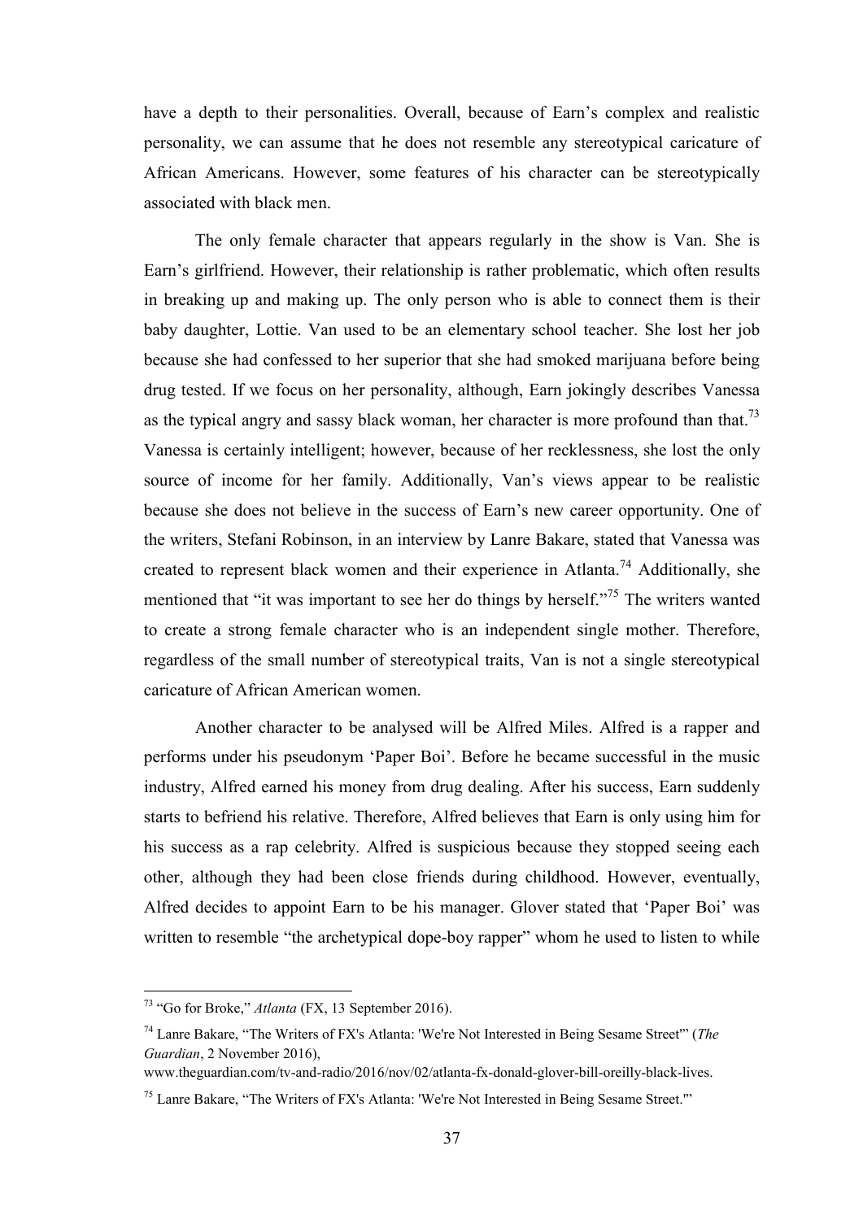have a depth to their personalities. Overall, because of Earn's complex and realistic personality, we can assume that he does not resemble any stereotypical caricature of African Americans. However, some features of his character can be stereotypically associated with black men.

The only female character that appears regularly in the show is Van. She is Earn's girlfriend. However, their relationship is rather problematic, which often results in breaking up and making up. The only person who is able to connect them is their baby daughter, Lottie. Van used to be an elementary school teacher. She lost her job because she had confessed to her superior that she had smoked marijuana before being drug tested. If we focus on her personality, although, Earn jokingly describes Vanessa as the typical angry and sassy black woman, her character is more profound than that.[73] Vanessa is certainly intelligent; however, because of her recklessness, she lost the only source of income for her family. Additionally, Van's views appear to be realistic because she does not believe in the success of Earn's new career opportunity. One of the writers, Stefani Robinson, in an interview by Lanre Bakare, stated that Vanessa was created to represent black women and their experience in Atlanta.[74] Additionally, she mentioned that "it was important to see her do things by herself."[75] The writers wanted to create a strong female character who is an independent single mother. Therefore, regardless of the small number of stereotypical traits, Van is not a single stereotypical caricature of African American women.

Another character to be analysed will be Alfred Miles. Alfred is a rapper and performs under his pseudonym 'Paper Boi'. Before he became successful in the music industry, Alfred earned his money from drug dealing. After his success, Earn suddenly starts to befriend his relative. Therefore, Alfred believes that Earn is only using him for his success as a rap celebrity. Alfred is suspicious because they stopped seeing each other, although they had been close friends during childhood. However, eventually, Alfred decides to appoint Earn to be his manager. Glover stated that 'Paper Boi' was written to resemble "the archetypical dope-boy rapper" whom he used to listen to while

---

[73] "Go for Broke," *Atlanta* (FX, 13 September 2016).

[74] Lanre Bakare, "The Writers of FX's Atlanta: 'We're Not Interested in Being Sesame Street'" (*The Guardian*, 2 November 2016), www.theguardian.com/tv-and-radio/2016/nov/02/atlanta-fx-donald-glover-bill-oreilly-black-lives.

[75] Lanre Bakare, "The Writers of FX's Atlanta: 'We're Not Interested in Being Sesame Street.'"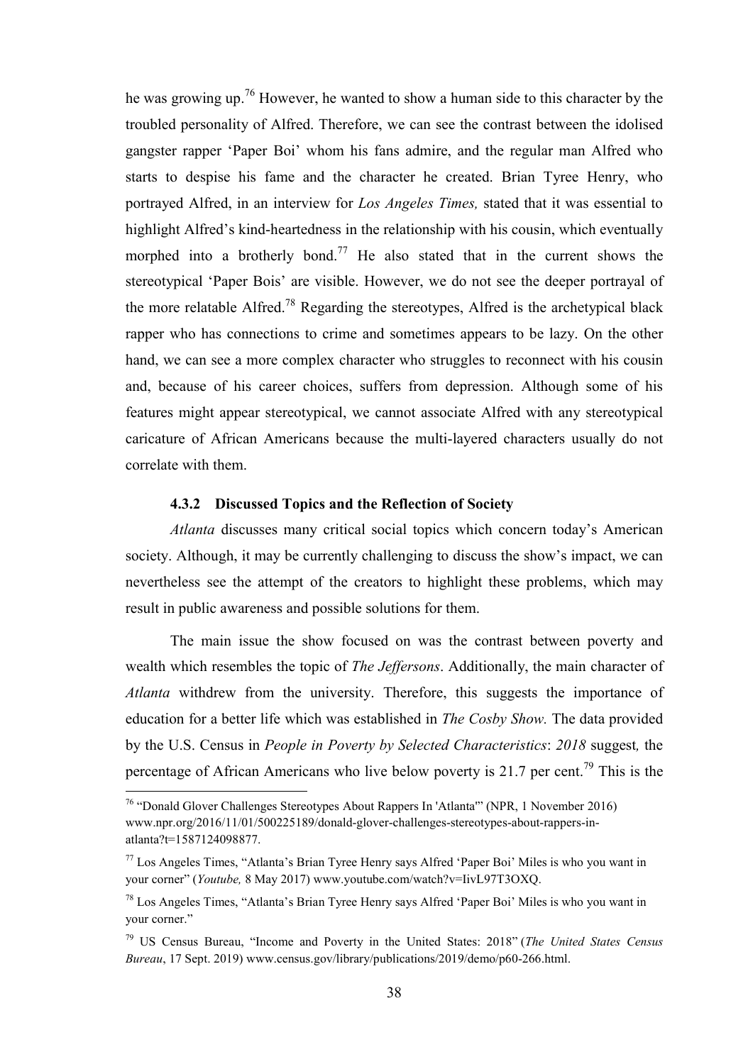he was growing up.[76] However, he wanted to show a human side to this character by the troubled personality of Alfred. Therefore, we can see the contrast between the idolised gangster rapper 'Paper Boi' whom his fans admire, and the regular man Alfred who starts to despise his fame and the character he created. Brian Tyree Henry, who portrayed Alfred, in an interview for *Los Angeles Times,* stated that it was essential to highlight Alfred's kind-heartedness in the relationship with his cousin, which eventually morphed into a brotherly bond.[77] He also stated that in the current shows the stereotypical 'Paper Bois' are visible. However, we do not see the deeper portrayal of the more relatable Alfred.[78] Regarding the stereotypes, Alfred is the archetypical black rapper who has connections to crime and sometimes appears to be lazy. On the other hand, we can see a more complex character who struggles to reconnect with his cousin and, because of his career choices, suffers from depression. Although some of his features might appear stereotypical, we cannot associate Alfred with any stereotypical caricature of African Americans because the multi-layered characters usually do not correlate with them.

#### 4.3.2 Discussed Topics and the Reflection of Society

*Atlanta* discusses many critical social topics which concern today's American society. Although, it may be currently challenging to discuss the show's impact, we can nevertheless see the attempt of the creators to highlight these problems, which may result in public awareness and possible solutions for them.

The main issue the show focused on was the contrast between poverty and wealth which resembles the topic of *The Jeffersons*. Additionally, the main character of *Atlanta* withdrew from the university. Therefore, this suggests the importance of education for a better life which was established in *The Cosby Show.* The data provided by the U.S. Census in *People in Poverty by Selected Characteristics*: *2018* suggest*,* the percentage of African Americans who live below poverty is 21.7 per cent.[79] This is the

---

[76] "Donald Glover Challenges Stereotypes About Rappers In 'Atlanta'" (NPR, 1 November 2016) www.npr.org/2016/11/01/500225189/donald-glover-challenges-stereotypes-about-rappers-in-atlanta?t=1587124098877.

[77] Los Angeles Times, "Atlanta's Brian Tyree Henry says Alfred 'Paper Boi' Miles is who you want in your corner" (*Youtube,* 8 May 2017) www.youtube.com/watch?v=IivL97T3OXQ.

[78] Los Angeles Times, "Atlanta's Brian Tyree Henry says Alfred 'Paper Boi' Miles is who you want in your corner."

[79] US Census Bureau, "Income and Poverty in the United States: 2018" (*The United States Census Bureau*, 17 Sept. 2019) www.census.gov/library/publications/2019/demo/p60-266.html.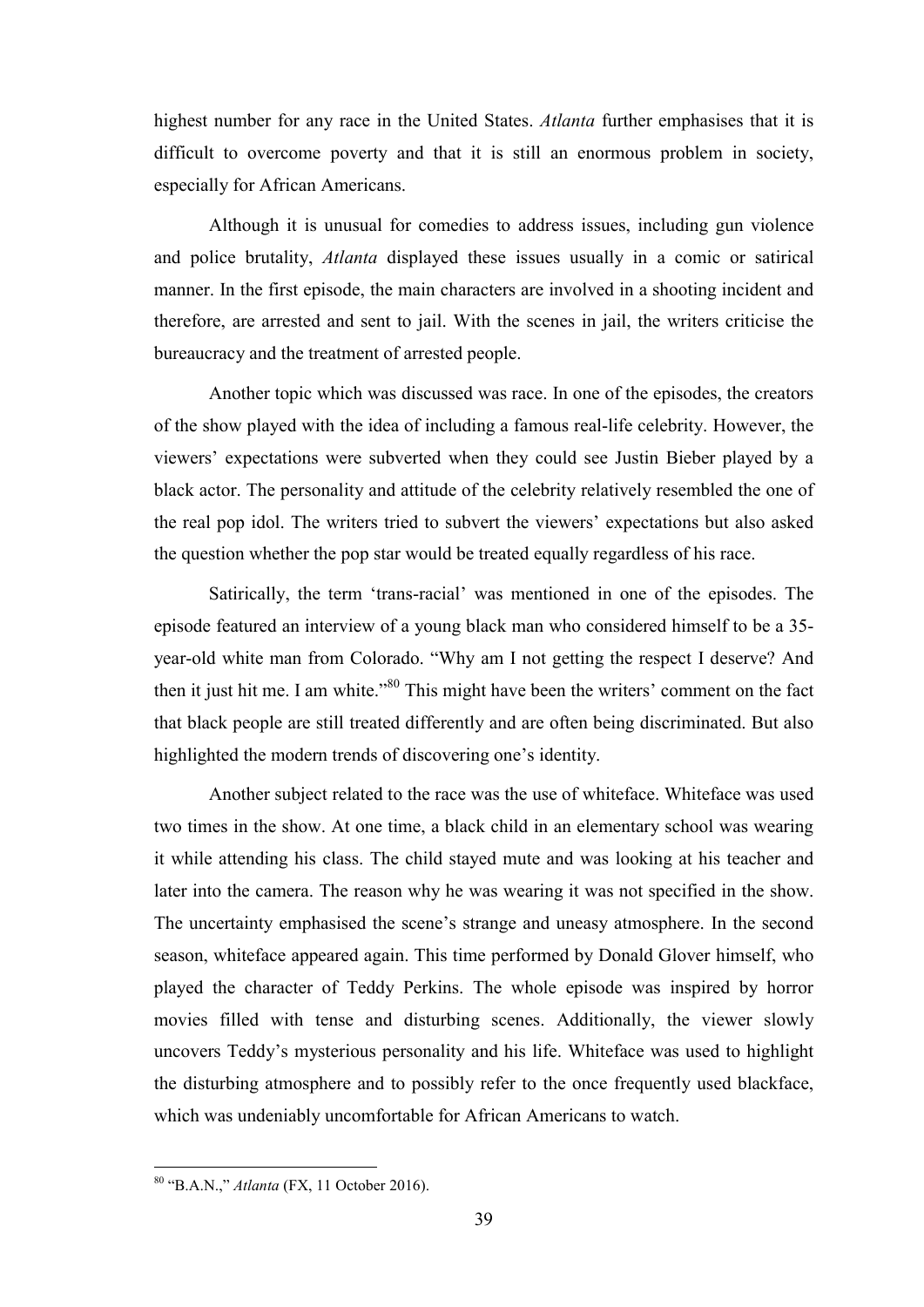highest number for any race in the United States. *Atlanta* further emphasises that it is difficult to overcome poverty and that it is still an enormous problem in society, especially for African Americans.

Although it is unusual for comedies to address issues, including gun violence and police brutality, *Atlanta* displayed these issues usually in a comic or satirical manner. In the first episode, the main characters are involved in a shooting incident and therefore, are arrested and sent to jail. With the scenes in jail, the writers criticise the bureaucracy and the treatment of arrested people.

Another topic which was discussed was race. In one of the episodes, the creators of the show played with the idea of including a famous real-life celebrity. However, the viewers' expectations were subverted when they could see Justin Bieber played by a black actor. The personality and attitude of the celebrity relatively resembled the one of the real pop idol. The writers tried to subvert the viewers' expectations but also asked the question whether the pop star would be treated equally regardless of his race.

Satirically, the term 'trans-racial' was mentioned in one of the episodes. The episode featured an interview of a young black man who considered himself to be a 35-year-old white man from Colorado. "Why am I not getting the respect I deserve? And then it just hit me. I am white."[80] This might have been the writers' comment on the fact that black people are still treated differently and are often being discriminated. But also highlighted the modern trends of discovering one's identity.

Another subject related to the race was the use of whiteface. Whiteface was used two times in the show. At one time, a black child in an elementary school was wearing it while attending his class. The child stayed mute and was looking at his teacher and later into the camera. The reason why he was wearing it was not specified in the show. The uncertainty emphasised the scene's strange and uneasy atmosphere. In the second season, whiteface appeared again. This time performed by Donald Glover himself, who played the character of Teddy Perkins. The whole episode was inspired by horror movies filled with tense and disturbing scenes. Additionally, the viewer slowly uncovers Teddy's mysterious personality and his life. Whiteface was used to highlight the disturbing atmosphere and to possibly refer to the once frequently used blackface, which was undeniably uncomfortable for African Americans to watch.

---

[80] "B.A.N.," *Atlanta* (FX, 11 October 2016).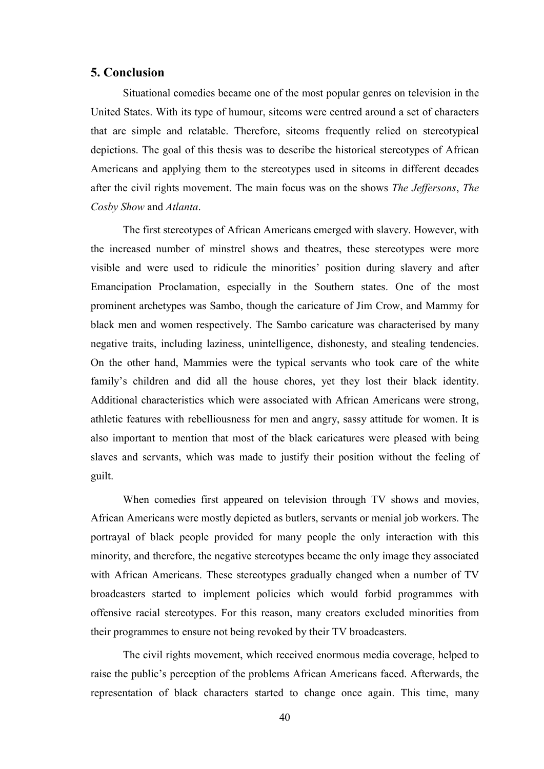## 5. Conclusion

Situational comedies became one of the most popular genres on television in the United States. With its type of humour, sitcoms were centred around a set of characters that are simple and relatable. Therefore, sitcoms frequently relied on stereotypical depictions. The goal of this thesis was to describe the historical stereotypes of African Americans and applying them to the stereotypes used in sitcoms in different decades after the civil rights movement. The main focus was on the shows *The Jeffersons*, *The Cosby Show* and *Atlanta*.

The first stereotypes of African Americans emerged with slavery. However, with the increased number of minstrel shows and theatres, these stereotypes were more visible and were used to ridicule the minorities' position during slavery and after Emancipation Proclamation, especially in the Southern states. One of the most prominent archetypes was Sambo, though the caricature of Jim Crow, and Mammy for black men and women respectively. The Sambo caricature was characterised by many negative traits, including laziness, unintelligence, dishonesty, and stealing tendencies. On the other hand, Mammies were the typical servants who took care of the white family's children and did all the house chores, yet they lost their black identity. Additional characteristics which were associated with African Americans were strong, athletic features with rebelliousness for men and angry, sassy attitude for women. It is also important to mention that most of the black caricatures were pleased with being slaves and servants, which was made to justify their position without the feeling of guilt.

When comedies first appeared on television through TV shows and movies, African Americans were mostly depicted as butlers, servants or menial job workers. The portrayal of black people provided for many people the only interaction with this minority, and therefore, the negative stereotypes became the only image they associated with African Americans. These stereotypes gradually changed when a number of TV broadcasters started to implement policies which would forbid programmes with offensive racial stereotypes. For this reason, many creators excluded minorities from their programmes to ensure not being revoked by their TV broadcasters.

The civil rights movement, which received enormous media coverage, helped to raise the public's perception of the problems African Americans faced. Afterwards, the representation of black characters started to change once again. This time, many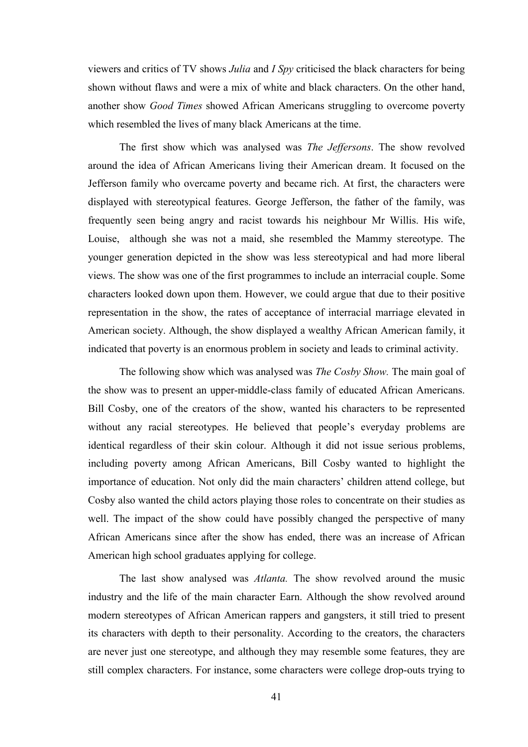viewers and critics of TV shows *Julia* and *I Spy* criticised the black characters for being shown without flaws and were a mix of white and black characters. On the other hand, another show *Good Times* showed African Americans struggling to overcome poverty which resembled the lives of many black Americans at the time.

The first show which was analysed was *The Jeffersons*. The show revolved around the idea of African Americans living their American dream. It focused on the Jefferson family who overcame poverty and became rich. At first, the characters were displayed with stereotypical features. George Jefferson, the father of the family, was frequently seen being angry and racist towards his neighbour Mr Willis. His wife, Louise, although she was not a maid, she resembled the Mammy stereotype. The younger generation depicted in the show was less stereotypical and had more liberal views. The show was one of the first programmes to include an interracial couple. Some characters looked down upon them. However, we could argue that due to their positive representation in the show, the rates of acceptance of interracial marriage elevated in American society. Although, the show displayed a wealthy African American family, it indicated that poverty is an enormous problem in society and leads to criminal activity.

The following show which was analysed was *The Cosby Show.* The main goal of the show was to present an upper-middle-class family of educated African Americans. Bill Cosby, one of the creators of the show, wanted his characters to be represented without any racial stereotypes. He believed that people's everyday problems are identical regardless of their skin colour. Although it did not issue serious problems, including poverty among African Americans, Bill Cosby wanted to highlight the importance of education. Not only did the main characters' children attend college, but Cosby also wanted the child actors playing those roles to concentrate on their studies as well. The impact of the show could have possibly changed the perspective of many African Americans since after the show has ended, there was an increase of African American high school graduates applying for college.

The last show analysed was *Atlanta.* The show revolved around the music industry and the life of the main character Earn. Although the show revolved around modern stereotypes of African American rappers and gangsters, it still tried to present its characters with depth to their personality. According to the creators, the characters are never just one stereotype, and although they may resemble some features, they are still complex characters. For instance, some characters were college drop-outs trying to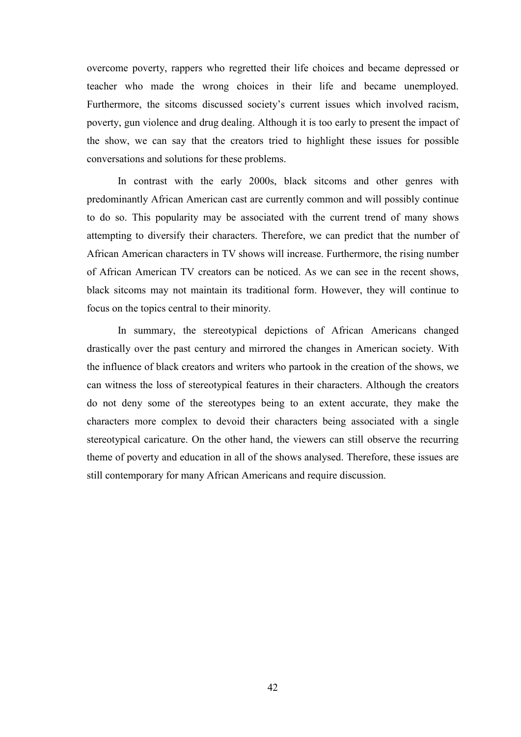overcome poverty, rappers who regretted their life choices and became depressed or teacher who made the wrong choices in their life and became unemployed. Furthermore, the sitcoms discussed society's current issues which involved racism, poverty, gun violence and drug dealing. Although it is too early to present the impact of the show, we can say that the creators tried to highlight these issues for possible conversations and solutions for these problems.

In contrast with the early 2000s, black sitcoms and other genres with predominantly African American cast are currently common and will possibly continue to do so. This popularity may be associated with the current trend of many shows attempting to diversify their characters. Therefore, we can predict that the number of African American characters in TV shows will increase. Furthermore, the rising number of African American TV creators can be noticed. As we can see in the recent shows, black sitcoms may not maintain its traditional form. However, they will continue to focus on the topics central to their minority.

In summary, the stereotypical depictions of African Americans changed drastically over the past century and mirrored the changes in American society. With the influence of black creators and writers who partook in the creation of the shows, we can witness the loss of stereotypical features in their characters. Although the creators do not deny some of the stereotypes being to an extent accurate, they make the characters more complex to devoid their characters being associated with a single stereotypical caricature. On the other hand, the viewers can still observe the recurring theme of poverty and education in all of the shows analysed. Therefore, these issues are still contemporary for many African Americans and require discussion.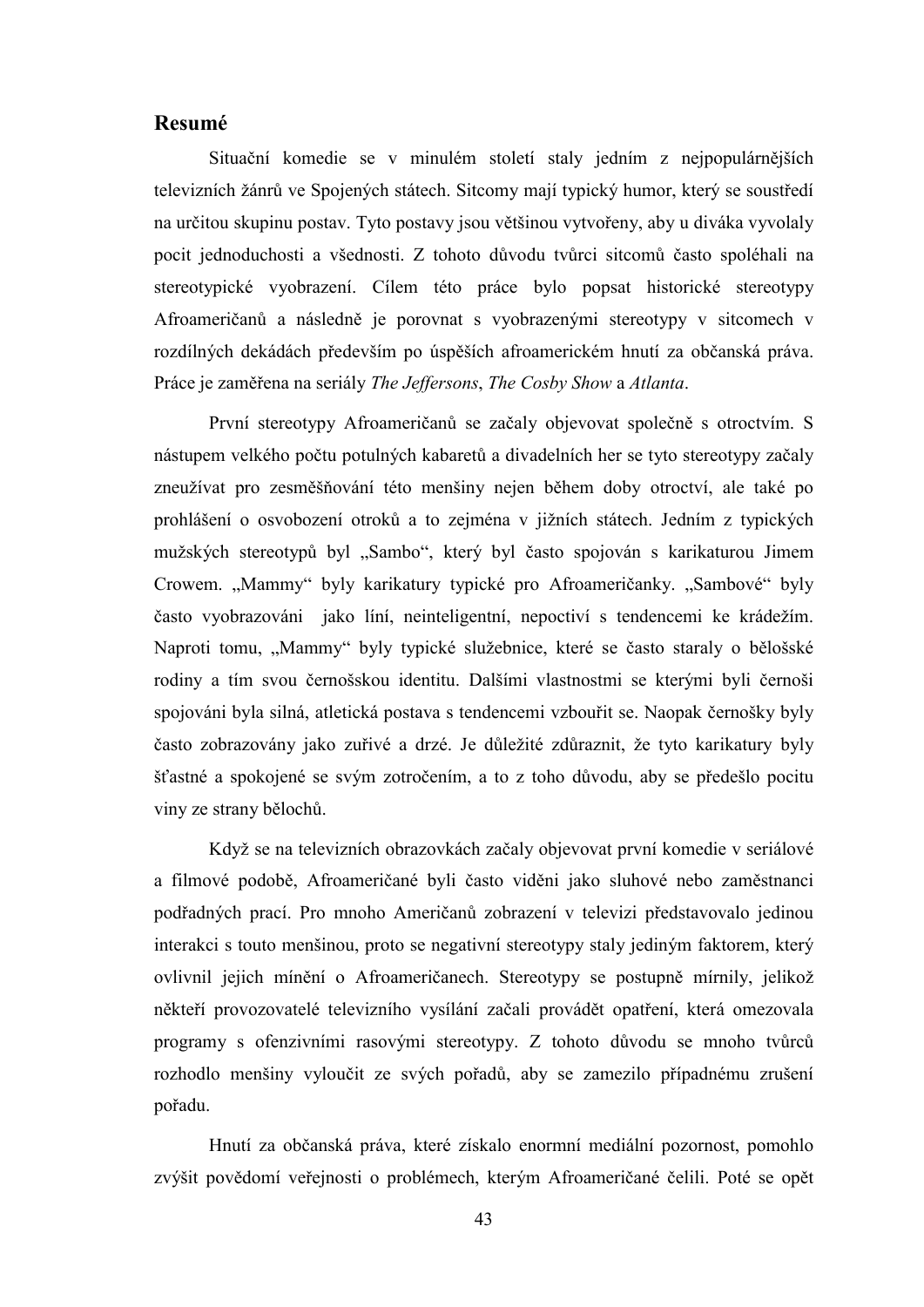## Resumé

Situační komedie se v minulém století staly jedním z nejpopulárnějších televizních žánrů ve Spojených státech. Sitcomy mají typický humor, který se soustředí na určitou skupinu postav. Tyto postavy jsou většinou vytvořeny, aby u diváka vyvolaly pocit jednoduchosti a všednosti. Z tohoto důvodu tvůrci sitcomů často spoléhali na stereotypické vyobrazení. Cílem této práce bylo popsat historické stereotypy Afroameričanů a následně je porovnat s vyobrazenými stereotypy v sitcomech v rozdílných dekádách především po úspěším afroamerickém hnutí za občanská práva. Práce je zaměřena na seriály *The Jeffersons*, *The Cosby Show* a *Atlanta*.

První stereotypy Afroameričanů se začaly objevovat společně s otroctvím. S nástupem velkého počtu potulných kabaretů a divadelních her se tyto stereotypy začaly zneužívat pro zesměšňování této menšiny nejen během doby otroctví, ale také po prohlášení o osvobození otroků a to zejména v jižních státech. Jedním z typických mužských stereotypů byl „Sambo", který byl často spojován s karikaturou Jimem Crowem. „Mammy" byly karikatury typické pro Afroameričanky. „Sambové" byly často vyobrazováni jako líní, neinteligentní, nepoctiví s tendencemi ke krádežím. Naproti tomu, „Mammy" byly typické služebnice, které se často staraly o bělošské rodiny a tím svou černošskou identitu. Dalšími vlastnostmi se kterými byli černoši spojováni byla silná, atletická postava s tendencemi vzbouřit se. Naopak černošky byly často zobrazovány jako zuřivé a drzé. Je důležité zdůraznit, že tyto karikatury byly šťastné a spokojené se svým zotročením, a to z toho důvodu, aby se předešlo pocitu viny ze strany bělochů.

Když se na televizních obrazovkách začaly objevovat první komedie v seriálové a filmové podobě, Afroameričané byli často viděni jako sluhové nebo zaměstnanci podřadných prací. Pro mnoho Američanů zobrazení v televizi představovalo jedinou interakci s touto menšinou, proto se negativní stereotypy staly jediným faktorem, který ovlivnil jejich mínění o Afroameričanech. Stereotypy se postupně mírnily, jelikož někteří provozovatelé televizního vysílání začali provádět opatření, která omezovala programy s ofenzivními rasovými stereotypy. Z tohoto důvodu se mnoho tvůrců rozhodlo menšiny vyloučit ze svých pořadů, aby se zamezilo případnému zrušení pořadu.

Hnutí za občanská práva, které získalo enormní mediální pozornost, pomohlo zvýšit povědomí veřejnosti o problémech, kterým Afroameričané čelili. Poté se opět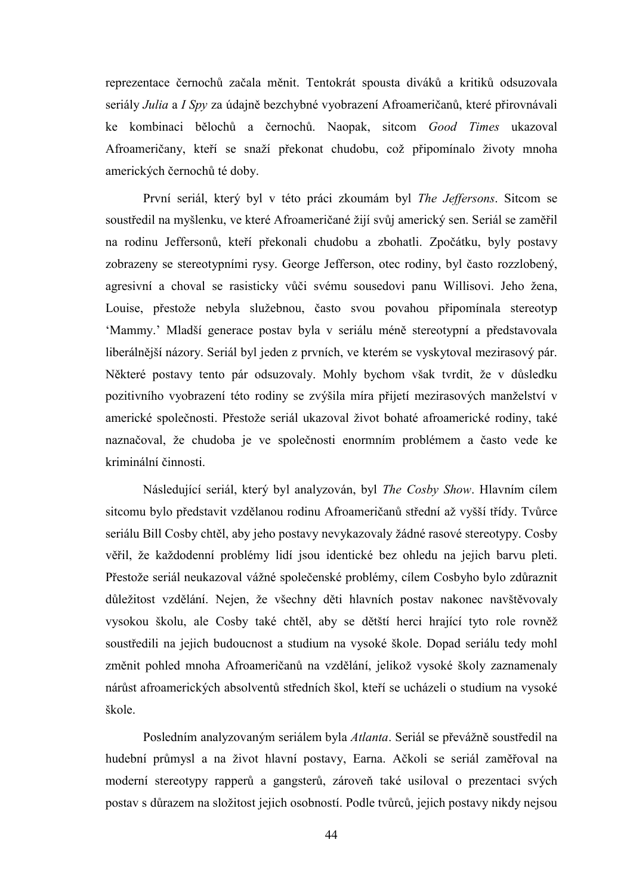reprezentace černochů začala měnit. Tentokrát spousta diváků a kritiků odsuzovala seriály *Julia* a *I Spy* za údajně bezchybné vyobrazení Afroameričanů, které přirovnávali ke kombinaci bělochů a černochů. Naopak, sitcom *Good Times* ukazoval Afroameričany, kteří se snaží překonat chudobu, což připomínalo životy mnoha amerických černochů té doby.

První seriál, který byl v této práci zkoumám byl *The Jeffersons*. Sitcom se soustředil na myšlenku, ve které Afroameričané žijí svůj americký sen. Seriál se zaměřil na rodinu Jeffersonů, kteří překonali chudobu a zbohatli. Zpočátku, byly postavy zobrazeny se stereotypními rysy. George Jefferson, otec rodiny, byl často rozzlobený, agresivní a choval se rasisticky vůči svému sousedovi panu Willisovi. Jeho žena, Louise, přestože nebyla služebnou, často svou povahou připomínala stereotyp 'Mammy.' Mladší generace postav byla v seriálu méně stereotypní a představovala liberálnější názory. Seriál byl jeden z prvních, ve kterém se vyskytoval mezirasový pár. Některé postavy tento pár odsuzovaly. Mohly bychom však tvrdit, že v důsledku pozitivního vyobrazení této rodiny se zvýšila míra přijetí mezirasových manželství v americké společnosti. Přestože seriál ukazoval život bohaté afroamerické rodiny, také naznačoval, že chudoba je ve společnosti enormním problémem a často vede ke kriminální činnosti.

Následující seriál, který byl analyzován, byl *The Cosby Show*. Hlavním cílem sitcomu bylo představit vzdělanou rodinu Afroameričanů střední až vyšší třídy. Tvůrce seriálu Bill Cosby chtěl, aby jeho postavy nevykazovaly žádné rasové stereotypy. Cosby věřil, že každodenní problémy lidí jsou identické bez ohledu na jejich barvu pleti. Přestože seriál neukazoval vážné společenské problémy, cílem Cosbyho bylo zdůraznit důležitost vzdělání. Nejen, že všechny děti hlavních postav nakonec navštěvovaly vysokou školu, ale Cosby také chtěl, aby se dětští herci hrající tyto role rovněž soustředili na jejich budoucnost a studium na vysoké škole. Dopad seriálu tedy mohl změnit pohled mnoha Afroameričanů na vzdělání, jelikož vysoké školy zaznamenaly nárůst afroamerických absolventů středních škol, kteří se ucházeli o studium na vysoké škole.

Posledním analyzovaným seriálem byla *Atlanta*. Seriál se převážně soustředil na hudební průmysl a na život hlavní postavy, Earna. Ačkoli se seriál zaměřoval na moderní stereotypy rapperů a gangsterů, zároveň také usiloval o prezentaci svých postav s důrazem na složitost jejich osobností. Podle tvůrců, jejich postavy nikdy nejsou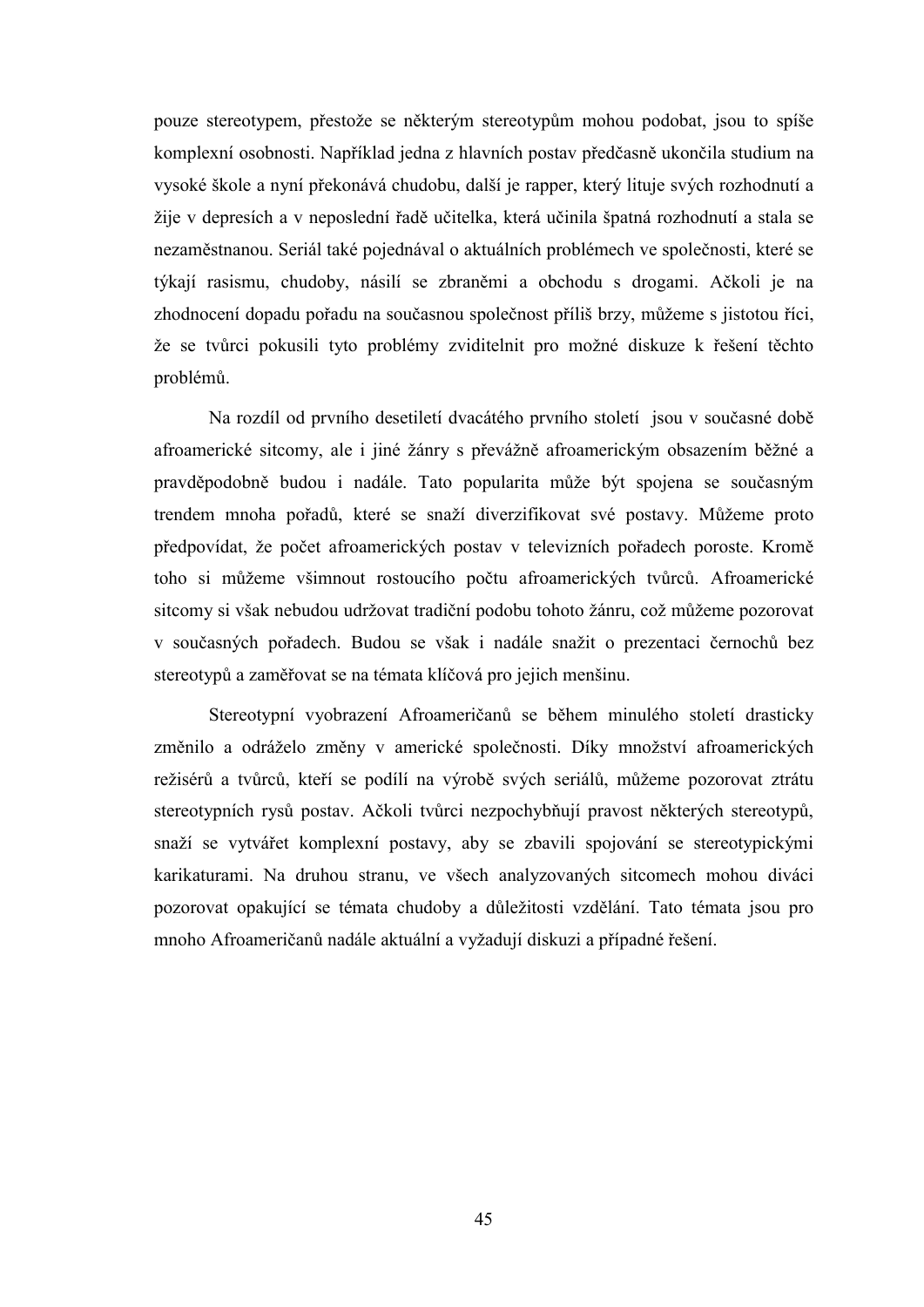pouze stereotypem, přestože se některým stereotypům mohou podobat, jsou to spíše komplexní osobnosti. Například jedna z hlavních postav předčasně ukončila studium na vysoké škole a nyní překonává chudobu, další je rapper, který lituje svých rozhodnutí a žije v depresích a v neposlední řadě učitelka, která učinila špatná rozhodnutí a stala se nezaměstnanou. Seriál také pojednával o aktuálních problémech ve společnosti, které se týkají rasismu, chudoby, násilí se zbraněmi a obchodu s drogami. Ačkoli je na zhodnocení dopadu pořadu na současnou společnost příliš brzy, můžeme s jistotou říci, že se tvůrci pokusili tyto problémy zviditelnit pro možné diskuze k řešení těchto problémů.

Na rozdíl od prvního desetiletí dvacátého prvního století jsou v současné době afroamerické sitcomy, ale i jiné žánry s převážně afroamerickým obsazením běžné a pravděpodobně budou i nadále. Tato popularita může být spojena se současným trendem mnoha pořadů, které se snaží diverzifikovat své postavy. Můžeme proto předpovídat, že počet afroamerických postav v televizních pořadech poroste. Kromě toho si můžeme všimnout rostoucího počtu afroamerických tvůrců. Afroamerické sitcomy si však nebudou udržovat tradiční podobu tohoto žánru, což můžeme pozorovat v současných pořadech. Budou se však i nadále snažit o prezentaci černochů bez stereotypů a zaměřovat se na témata klíčová pro jejich menšinu.

Stereotypní vyobrazení Afroameričanů se během minulého století drasticky změnilo a odráželo změny v americké společnosti. Díky množství afroamerických režisérů a tvůrců, kteří se podílí na výrobě svých seriálů, můžeme pozorovat ztrátu stereotypních rysů postav. Ačkoli tvůrci nezpochybňují pravost některých stereotypů, snaží se vytvářet komplexní postavy, aby se zbavili spojování se stereotypickými karikaturami. Na druhou stranu, ve všech analyzovaných sitcomech mohou diváci pozorovat opakující se témata chudoby a důležitosti vzdělání. Tato témata jsou pro mnoho Afroameričanů nadále aktuální a vyžadují diskuzi a případné řešení.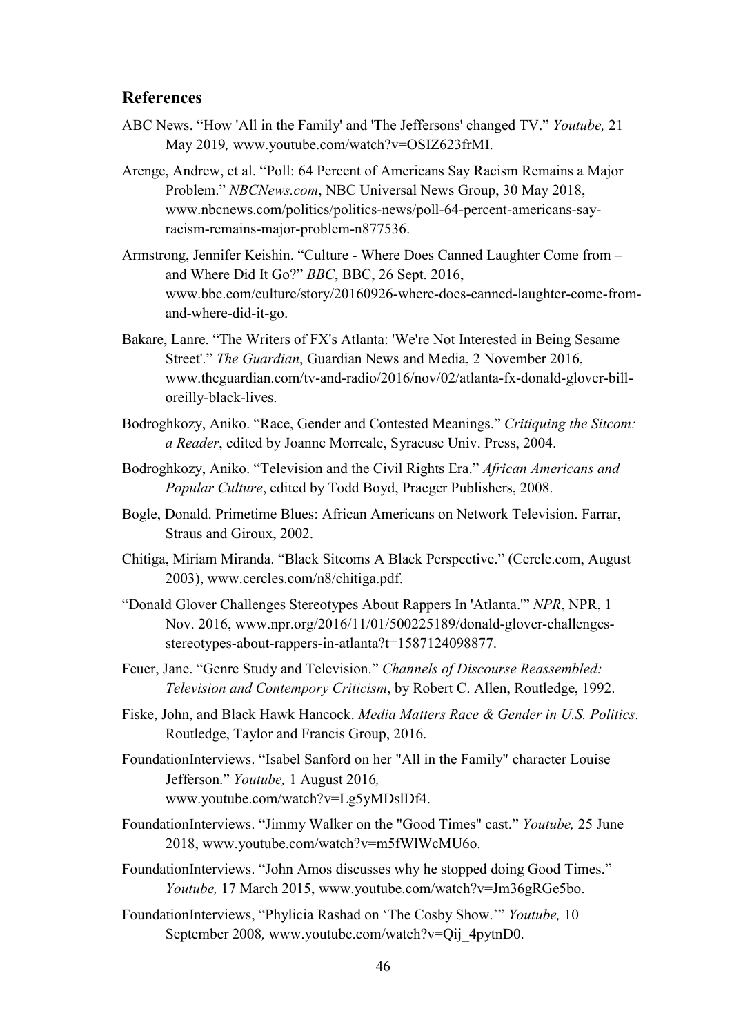## References

ABC News. “How 'All in the Family' and 'The Jeffersons' changed TV.” *Youtube,* 21 May 2019*,* www.youtube.com/watch?v=OSIZ623frMI.

Arenge, Andrew, et al. “Poll: 64 Percent of Americans Say Racism Remains a Major Problem.” *NBCNews.com*, NBC Universal News Group, 30 May 2018, www.nbcnews.com/politics/politics-news/poll-64-percent-americans-say-racism-remains-major-problem-n877536.

Armstrong, Jennifer Keishin. “Culture - Where Does Canned Laughter Come from – and Where Did It Go?” *BBC*, BBC, 26 Sept. 2016, www.bbc.com/culture/story/20160926-where-does-canned-laughter-come-from-and-where-did-it-go.

Bakare, Lanre. “The Writers of FX's Atlanta: 'We're Not Interested in Being Sesame Street'.” *The Guardian*, Guardian News and Media, 2 November 2016, www.theguardian.com/tv-and-radio/2016/nov/02/atlanta-fx-donald-glover-bill-oreilly-black-lives.

Bodroghkozy, Aniko. “Race, Gender and Contested Meanings.” *Critiquing the Sitcom: a Reader*, edited by Joanne Morreale, Syracuse Univ. Press, 2004.

Bodroghkozy, Aniko. “Television and the Civil Rights Era.” *African Americans and Popular Culture*, edited by Todd Boyd, Praeger Publishers, 2008.

Bogle, Donald. Primetime Blues: African Americans on Network Television. Farrar, Straus and Giroux, 2002.

Chitiga, Miriam Miranda. “Black Sitcoms A Black Perspective.” (Cercle.com, August 2003), www.cercles.com/n8/chitiga.pdf.

“Donald Glover Challenges Stereotypes About Rappers In 'Atlanta.'” *NPR*, NPR, 1 Nov. 2016, www.npr.org/2016/11/01/500225189/donald-glover-challenges-stereotypes-about-rappers-in-atlanta?t=1587124098877.

Feuer, Jane. “Genre Study and Television.” *Channels of Discourse Reassembled: Television and Contempory Criticism*, by Robert C. Allen, Routledge, 1992.

Fiske, John, and Black Hawk Hancock. *Media Matters Race & Gender in U.S. Politics*. Routledge, Taylor and Francis Group, 2016.

FoundationInterviews. “Isabel Sanford on her "All in the Family" character Louise Jefferson.” *Youtube,* 1 August 2016*,* www.youtube.com/watch?v=Lg5yMDslDf4.

FoundationInterviews. “Jimmy Walker on the "Good Times" cast.” *Youtube,* 25 June 2018, www.youtube.com/watch?v=m5fWlWcMU6o.

FoundationInterviews. “John Amos discusses why he stopped doing Good Times.” *Youtube,* 17 March 2015, www.youtube.com/watch?v=Jm36gRGe5bo.

FoundationInterviews, “Phylicia Rashad on ‘The Cosby Show.’” *Youtube,* 10 September 2008*,* www.youtube.com/watch?v=Qij_4pytnD0.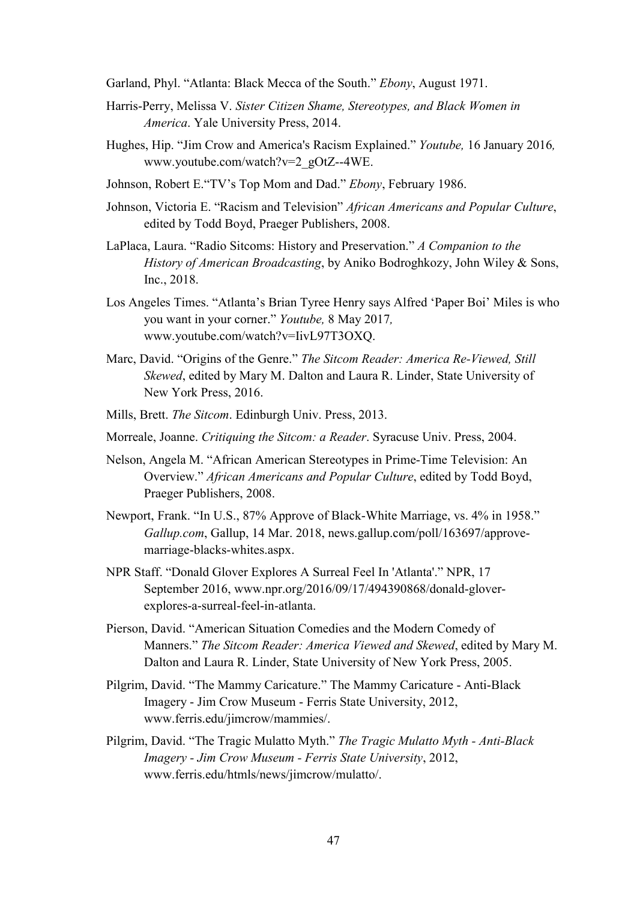Garland, Phyl. "Atlanta: Black Mecca of the South." *Ebony*, August 1971.

Harris-Perry, Melissa V. *Sister Citizen Shame, Stereotypes, and Black Women in America*. Yale University Press, 2014.

Hughes, Hip. "Jim Crow and America's Racism Explained." *Youtube,* 16 January 2016*,* www.youtube.com/watch?v=2_gOtZ--4WE.

Johnson, Robert E."TV's Top Mom and Dad." *Ebony*, February 1986.

Johnson, Victoria E. "Racism and Television" *African Americans and Popular Culture*, edited by Todd Boyd, Praeger Publishers, 2008.

LaPlaca, Laura. "Radio Sitcoms: History and Preservation." *A Companion to the History of American Broadcasting*, by Aniko Bodroghkozy, John Wiley & Sons, Inc., 2018.

Los Angeles Times. "Atlanta's Brian Tyree Henry says Alfred 'Paper Boi' Miles is who you want in your corner." *Youtube,* 8 May 2017*,* www.youtube.com/watch?v=IivL97T3OXQ.

Marc, David. "Origins of the Genre." *The Sitcom Reader: America Re-Viewed, Still Skewed*, edited by Mary M. Dalton and Laura R. Linder, State University of New York Press, 2016.

Mills, Brett. *The Sitcom*. Edinburgh Univ. Press, 2013.

Morreale, Joanne. *Critiquing the Sitcom: a Reader*. Syracuse Univ. Press, 2004.

Nelson, Angela M. "African American Stereotypes in Prime-Time Television: An Overview." *African Americans and Popular Culture*, edited by Todd Boyd, Praeger Publishers, 2008.

Newport, Frank. "In U.S., 87% Approve of Black-White Marriage, vs. 4% in 1958." *Gallup.com*, Gallup, 14 Mar. 2018, news.gallup.com/poll/163697/approve-marriage-blacks-whites.aspx.

NPR Staff. "Donald Glover Explores A Surreal Feel In 'Atlanta'." NPR, 17 September 2016, www.npr.org/2016/09/17/494390868/donald-glover-explores-a-surreal-feel-in-atlanta.

Pierson, David. "American Situation Comedies and the Modern Comedy of Manners." *The Sitcom Reader: America Viewed and Skewed*, edited by Mary M. Dalton and Laura R. Linder, State University of New York Press, 2005.

Pilgrim, David. "The Mammy Caricature." The Mammy Caricature - Anti-Black Imagery - Jim Crow Museum - Ferris State University, 2012, www.ferris.edu/jimcrow/mammies/.

Pilgrim, David. "The Tragic Mulatto Myth." *The Tragic Mulatto Myth - Anti-Black Imagery - Jim Crow Museum - Ferris State University*, 2012, www.ferris.edu/htmls/news/jimcrow/mulatto/.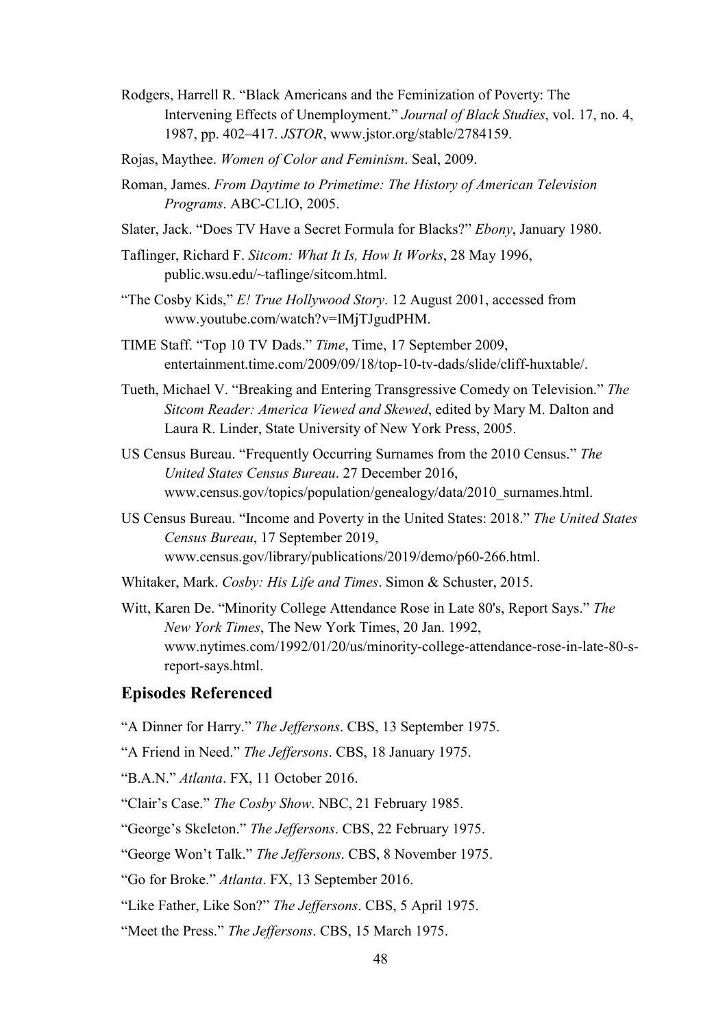Rodgers, Harrell R. "Black Americans and the Feminization of Poverty: The Intervening Effects of Unemployment." *Journal of Black Studies*, vol. 17, no. 4, 1987, pp. 402–417. *JSTOR*, www.jstor.org/stable/2784159.

Rojas, Maythee. *Women of Color and Feminism*. Seal, 2009.

Roman, James. *From Daytime to Primetime: The History of American Television Programs*. ABC-CLIO, 2005.

Slater, Jack. "Does TV Have a Secret Formula for Blacks?" *Ebony*, January 1980.

Taflinger, Richard F. *Sitcom: What It Is, How It Works*, 28 May 1996, public.wsu.edu/~taflinge/sitcom.html.

"The Cosby Kids," *E! True Hollywood Story*. 12 August 2001, accessed from www.youtube.com/watch?v=IMjTJgudPHM.

TIME Staff. "Top 10 TV Dads." *Time*, Time, 17 September 2009, entertainment.time.com/2009/09/18/top-10-tv-dads/slide/cliff-huxtable/.

Tueth, Michael V. "Breaking and Entering Transgressive Comedy on Television." *The Sitcom Reader: America Viewed and Skewed*, edited by Mary M. Dalton and Laura R. Linder, State University of New York Press, 2005.

US Census Bureau. "Frequently Occurring Surnames from the 2010 Census." *The United States Census Bureau*. 27 December 2016, www.census.gov/topics/population/genealogy/data/2010_surnames.html.

US Census Bureau. "Income and Poverty in the United States: 2018." *The United States Census Bureau*, 17 September 2019, www.census.gov/library/publications/2019/demo/p60-266.html.

Whitaker, Mark. *Cosby: His Life and Times*. Simon & Schuster, 2015.

Witt, Karen De. "Minority College Attendance Rose in Late 80's, Report Says." *The New York Times*, The New York Times, 20 Jan. 1992, www.nytimes.com/1992/01/20/us/minority-college-attendance-rose-in-late-80-s-report-says.html.

## Episodes Referenced

"A Dinner for Harry." *The Jeffersons*. CBS, 13 September 1975.

"A Friend in Need." *The Jeffersons*. CBS, 18 January 1975.

"B.A.N." *Atlanta*. FX, 11 October 2016.

"Clair's Case." *The Cosby Show*. NBC, 21 February 1985.

"George's Skeleton." *The Jeffersons*. CBS, 22 February 1975.

"George Won't Talk." *The Jeffersons*. CBS, 8 November 1975.

"Go for Broke." *Atlanta*. FX, 13 September 2016.

"Like Father, Like Son?" *The Jeffersons*. CBS, 5 April 1975.

"Meet the Press." *The Jeffersons*. CBS, 15 March 1975.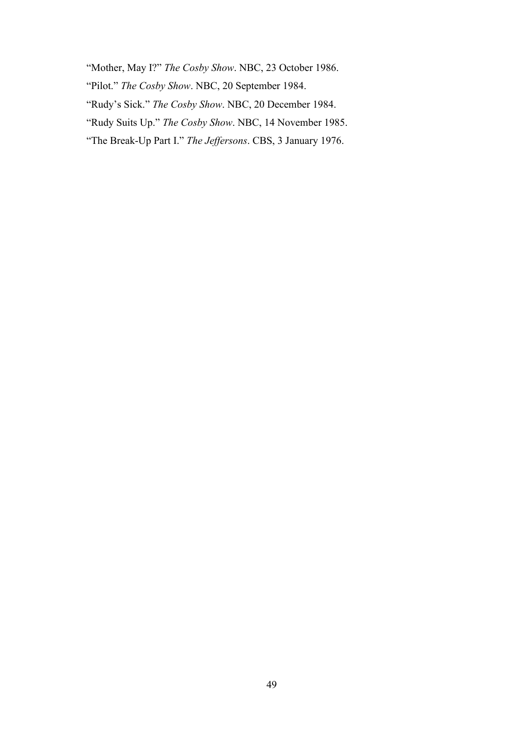"Mother, May I?" *The Cosby Show*. NBC, 23 October 1986.

"Pilot." *The Cosby Show*. NBC, 20 September 1984.

"Rudy's Sick." *The Cosby Show*. NBC, 20 December 1984.

"Rudy Suits Up." *The Cosby Show*. NBC, 14 November 1985.

"The Break-Up Part I." *The Jeffersons*. CBS, 3 January 1976.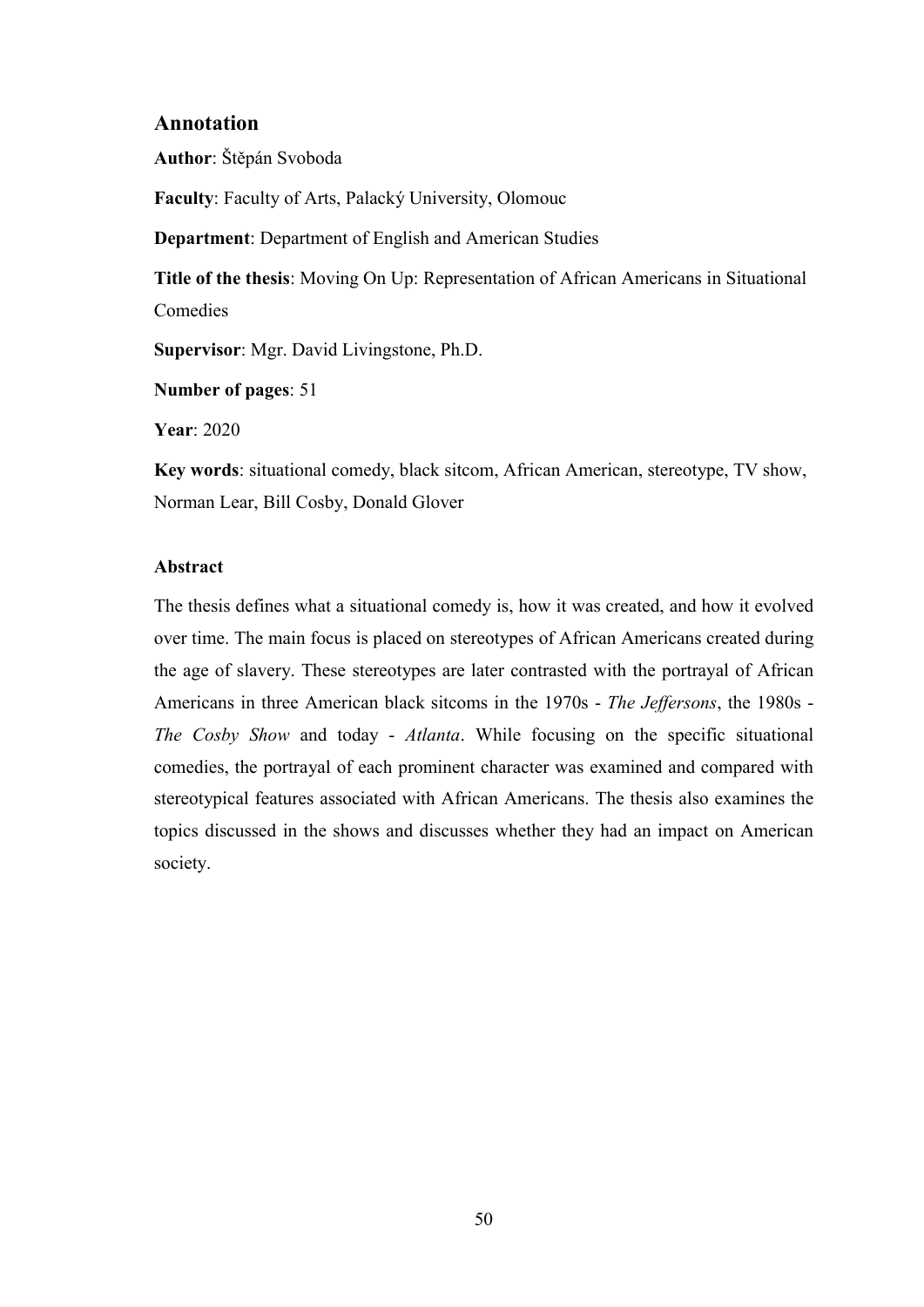## Annotation

**Author**: Štěpán Svoboda

**Faculty**: Faculty of Arts, Palacký University, Olomouc

**Department**: Department of English and American Studies

**Title of the thesis**: Moving On Up: Representation of African Americans in Situational Comedies

**Supervisor**: Mgr. David Livingstone, Ph.D.

**Number of pages**: 51

**Year**: 2020

**Key words**: situational comedy, black sitcom, African American, stereotype, TV show, Norman Lear, Bill Cosby, Donald Glover

### Abstract

The thesis defines what a situational comedy is, how it was created, and how it evolved over time. The main focus is placed on stereotypes of African Americans created during the age of slavery. These stereotypes are later contrasted with the portrayal of African Americans in three American black sitcoms in the 1970s - *The Jeffersons*, the 1980s - *The Cosby Show* and today - *Atlanta*. While focusing on the specific situational comedies, the portrayal of each prominent character was examined and compared with stereotypical features associated with African Americans. The thesis also examines the topics discussed in the shows and discusses whether they had an impact on American society.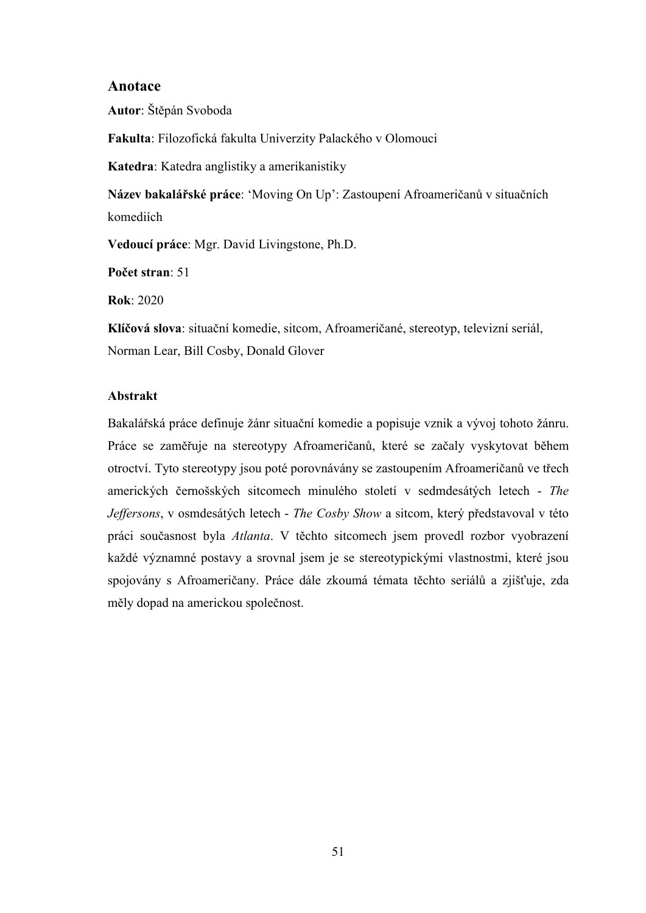## Anotace

**Autor**: Štěpán Svoboda

**Fakulta**: Filozofická fakulta Univerzity Palackého v Olomouci

**Katedra**: Katedra anglistiky a amerikanistiky

**Název bakalářské práce**: 'Moving On Up': Zastoupení Afroameričanů v situačních komediích

**Vedoucí práce**: Mgr. David Livingstone, Ph.D.

**Počet stran**: 51

**Rok**: 2020

**Klíčová slova**: situační komedie, sitcom, Afroameričané, stereotyp, televizní seriál, Norman Lear, Bill Cosby, Donald Glover

### Abstrakt

Bakalářská práce definuje žánr situační komedie a popisuje vznik a vývoj tohoto žánru. Práce se zaměřuje na stereotypy Afroameričanů, které se začaly vyskytovat během otroctví. Tyto stereotypy jsou poté porovnávány se zastoupením Afroameričanů ve třech amerických černošských sitcomech minulého století v sedmdesátých letech - *The Jeffersons*, v osmdesátých letech - *The Cosby Show* a sitcom, který představoval v této práci současnost byla *Atlanta*. V těchto sitcomech jsem provedl rozbor vyobrazení každé významné postavy a srovnal jsem je se stereotypickými vlastnostmi, které jsou spojovány s Afroameričany. Práce dále zkoumá témata těchto seriálů a zjišťuje, zda měly dopad na americkou společnost.